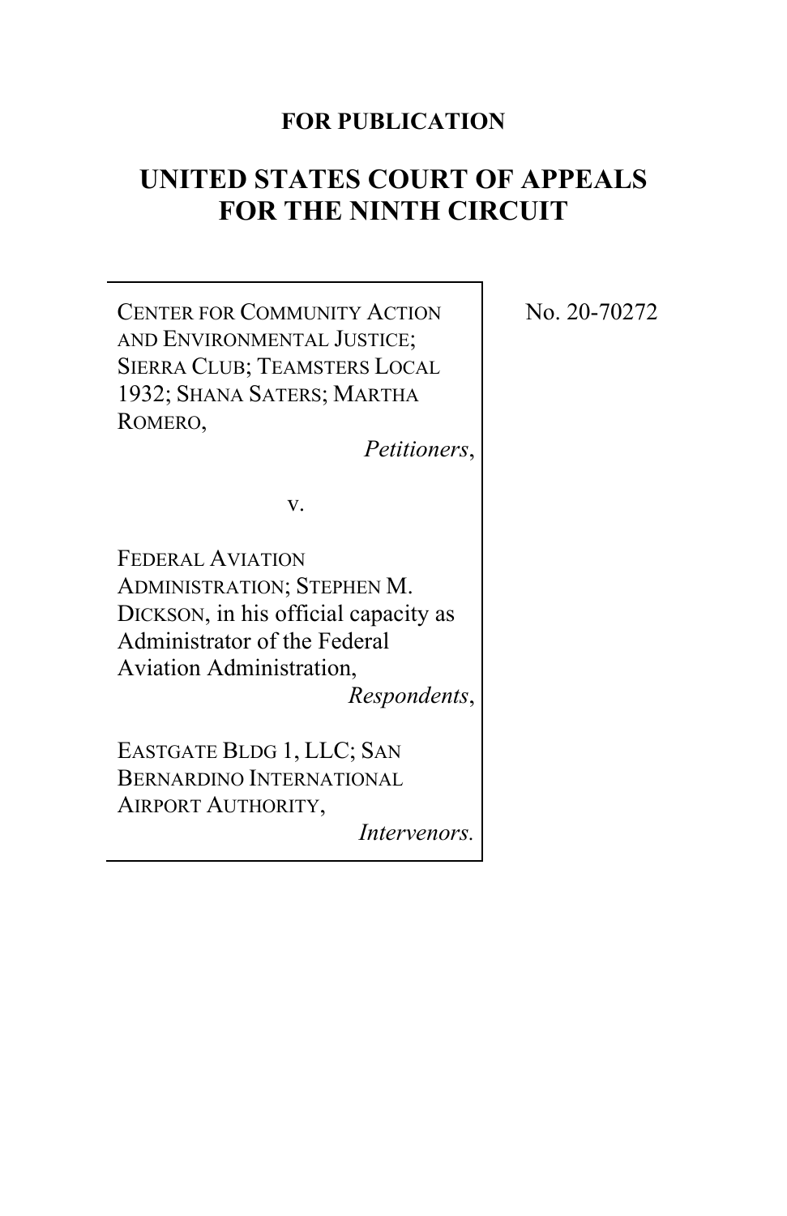**FOR PUBLICATION**

# UNITED STATES COURT OF APPEALS FOR THE NINTH CIRCUIT

CENTER FOR COMMUNITY ACTION AND ENVIRONMENTAL JUSTICE; SIERRA CLUB; TEAMSTERS LOCAL 1932; SHANA SATERS; MARTHA ROMERO,

*Petitioners*,

v.

FEDERAL AVIATION ADMINISTRATION; STEPHEN M. DICKSON, in his official capacity as Administrator of the Federal Aviation Administration,

*Respondents*,

EASTGATE BLDG 1, LLC; SAN BERNARDINO INTERNATIONAL AIRPORT AUTHORITY,

*Intervenors.*

No. 20-70272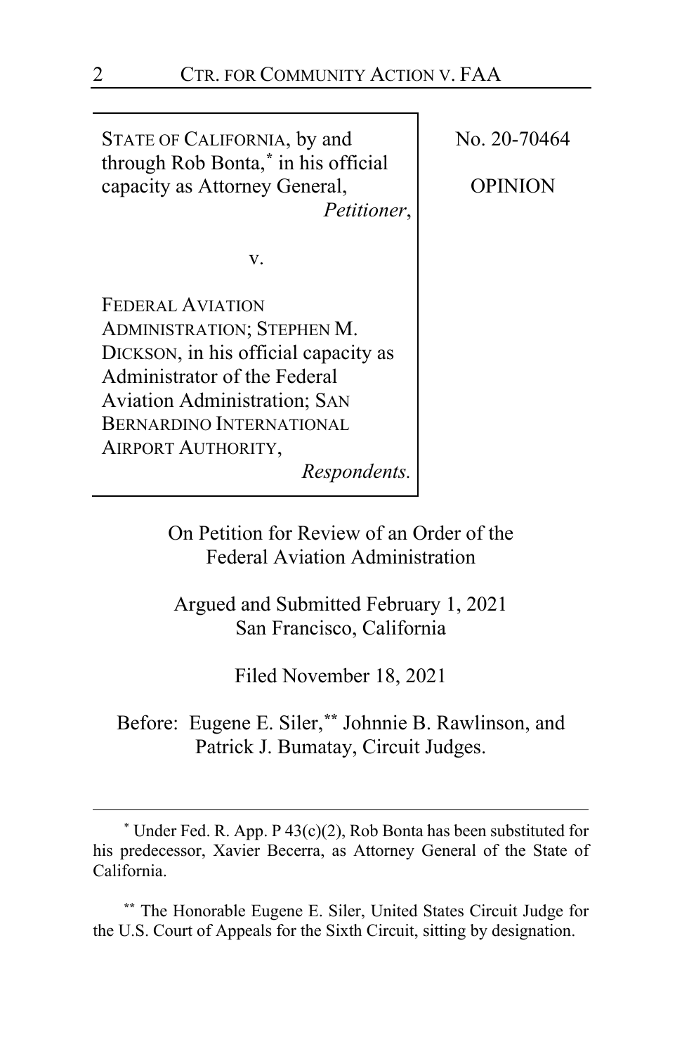STATE OF CALIFORNIA, by and through Rob Bonta,[*] in his official capacity as Attorney General,
*Petitioner*,

v.

FEDERAL AVIATION ADMINISTRATION; STEPHEN M. DICKSON, in his official capacity as Administrator of the Federal Aviation Administration; SAN BERNARDINO INTERNATIONAL AIRPORT AUTHORITY,
*Respondents.*

No. 20-70464

OPINION

On Petition for Review of an Order of the Federal Aviation Administration

Argued and Submitted February 1, 2021
San Francisco, California

Filed November 18, 2021

Before: Eugene E. Siler,[**] Johnnie B. Rawlinson, and Patrick J. Bumatay, Circuit Judges.

---

[*] Under Fed. R. App. P 43(c)(2), Rob Bonta has been substituted for his predecessor, Xavier Becerra, as Attorney General of the State of California.

[**] The Honorable Eugene E. Siler, United States Circuit Judge for the U.S. Court of Appeals for the Sixth Circuit, sitting by designation.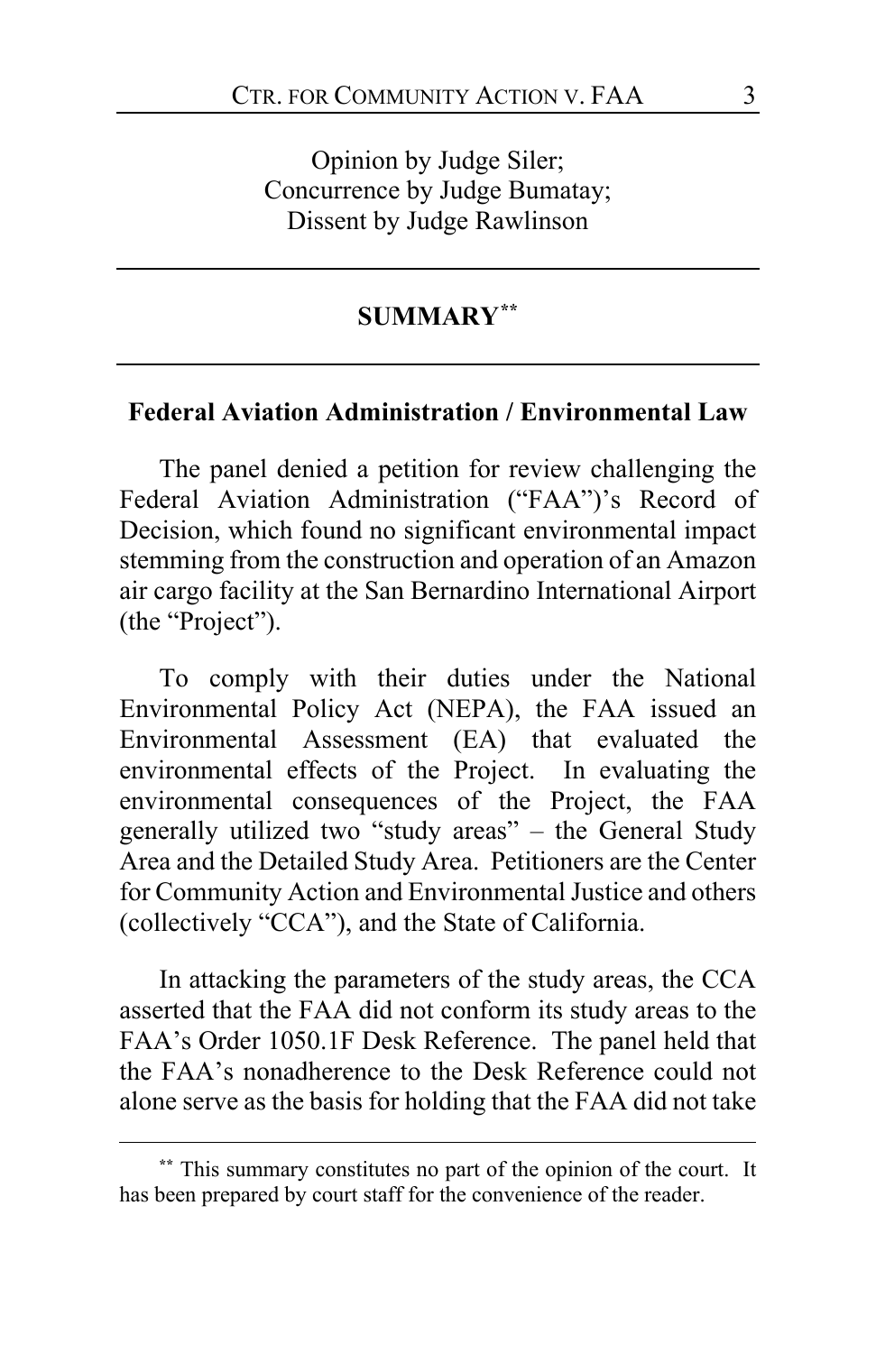Opinion by Judge Siler;
Concurrence by Judge Bumatay;
Dissent by Judge Rawlinson

## SUMMARY[**]

### Federal Aviation Administration / Environmental Law

The panel denied a petition for review challenging the Federal Aviation Administration ("FAA")'s Record of Decision, which found no significant environmental impact stemming from the construction and operation of an Amazon air cargo facility at the San Bernardino International Airport (the "Project").

To comply with their duties under the National Environmental Policy Act (NEPA), the FAA issued an Environmental Assessment (EA) that evaluated the environmental effects of the Project. In evaluating the environmental consequences of the Project, the FAA generally utilized two "study areas" – the General Study Area and the Detailed Study Area. Petitioners are the Center for Community Action and Environmental Justice and others (collectively "CCA"), and the State of California.

In attacking the parameters of the study areas, the CCA asserted that the FAA did not conform its study areas to the FAA's Order 1050.1F Desk Reference. The panel held that the FAA's nonadherence to the Desk Reference could not alone serve as the basis for holding that the FAA did not take

[**] This summary constitutes no part of the opinion of the court. It has been prepared by court staff for the convenience of the reader.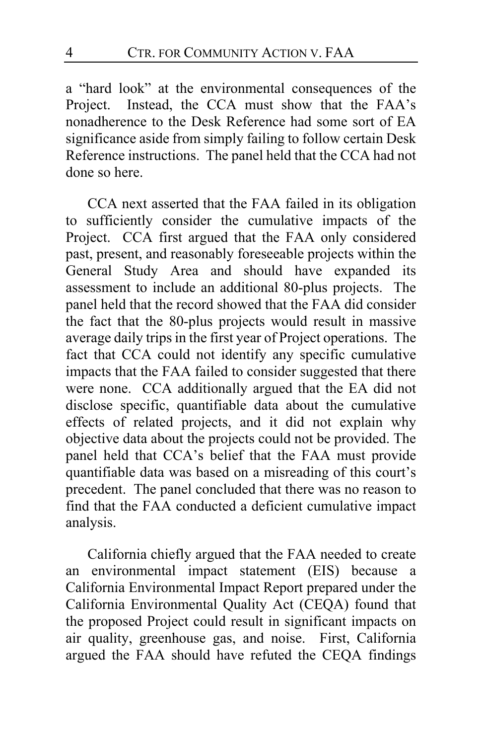a "hard look" at the environmental consequences of the Project. Instead, the CCA must show that the FAA's nonadherence to the Desk Reference had some sort of EA significance aside from simply failing to follow certain Desk Reference instructions. The panel held that the CCA had not done so here.

CCA next asserted that the FAA failed in its obligation to sufficiently consider the cumulative impacts of the Project. CCA first argued that the FAA only considered past, present, and reasonably foreseeable projects within the General Study Area and should have expanded its assessment to include an additional 80-plus projects. The panel held that the record showed that the FAA did consider the fact that the 80-plus projects would result in massive average daily trips in the first year of Project operations. The fact that CCA could not identify any specific cumulative impacts that the FAA failed to consider suggested that there were none. CCA additionally argued that the EA did not disclose specific, quantifiable data about the cumulative effects of related projects, and it did not explain why objective data about the projects could not be provided. The panel held that CCA's belief that the FAA must provide quantifiable data was based on a misreading of this court's precedent. The panel concluded that there was no reason to find that the FAA conducted a deficient cumulative impact analysis.

California chiefly argued that the FAA needed to create an environmental impact statement (EIS) because a California Environmental Impact Report prepared under the California Environmental Quality Act (CEQA) found that the proposed Project could result in significant impacts on air quality, greenhouse gas, and noise. First, California argued the FAA should have refuted the CEQA findings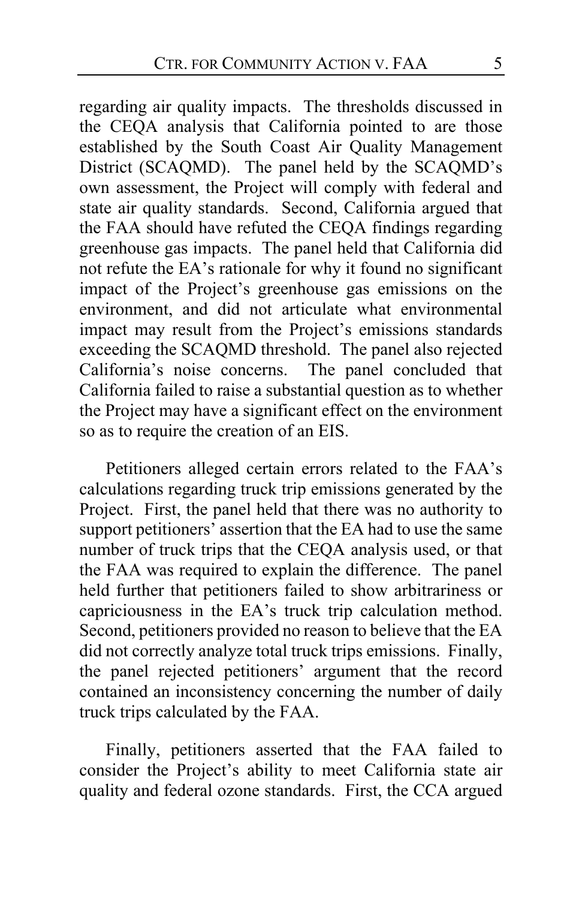regarding air quality impacts. The thresholds discussed in the CEQA analysis that California pointed to are those established by the South Coast Air Quality Management District (SCAQMD). The panel held by the SCAQMD's own assessment, the Project will comply with federal and state air quality standards. Second, California argued that the FAA should have refuted the CEQA findings regarding greenhouse gas impacts. The panel held that California did not refute the EA's rationale for why it found no significant impact of the Project's greenhouse gas emissions on the environment, and did not articulate what environmental impact may result from the Project's emissions standards exceeding the SCAQMD threshold. The panel also rejected California's noise concerns. The panel concluded that California failed to raise a substantial question as to whether the Project may have a significant effect on the environment so as to require the creation of an EIS.

Petitioners alleged certain errors related to the FAA's calculations regarding truck trip emissions generated by the Project. First, the panel held that there was no authority to support petitioners' assertion that the EA had to use the same number of truck trips that the CEQA analysis used, or that the FAA was required to explain the difference. The panel held further that petitioners failed to show arbitrariness or capriciousness in the EA's truck trip calculation method. Second, petitioners provided no reason to believe that the EA did not correctly analyze total truck trips emissions. Finally, the panel rejected petitioners' argument that the record contained an inconsistency concerning the number of daily truck trips calculated by the FAA.

Finally, petitioners asserted that the FAA failed to consider the Project's ability to meet California state air quality and federal ozone standards. First, the CCA argued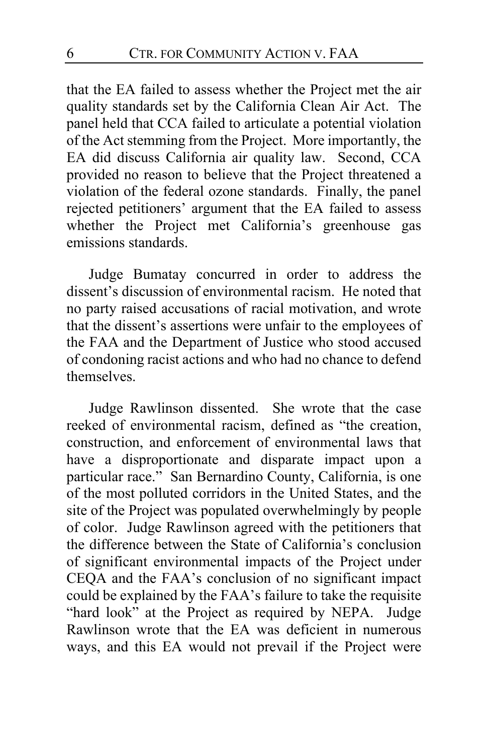that the EA failed to assess whether the Project met the air quality standards set by the California Clean Air Act. The panel held that CCA failed to articulate a potential violation of the Act stemming from the Project. More importantly, the EA did discuss California air quality law. Second, CCA provided no reason to believe that the Project threatened a violation of the federal ozone standards. Finally, the panel rejected petitioners' argument that the EA failed to assess whether the Project met California's greenhouse gas emissions standards.

Judge Bumatay concurred in order to address the dissent's discussion of environmental racism. He noted that no party raised accusations of racial motivation, and wrote that the dissent's assertions were unfair to the employees of the FAA and the Department of Justice who stood accused of condoning racist actions and who had no chance to defend themselves.

Judge Rawlinson dissented. She wrote that the case reeked of environmental racism, defined as "the creation, construction, and enforcement of environmental laws that have a disproportionate and disparate impact upon a particular race." San Bernardino County, California, is one of the most polluted corridors in the United States, and the site of the Project was populated overwhelmingly by people of color. Judge Rawlinson agreed with the petitioners that the difference between the State of California's conclusion of significant environmental impacts of the Project under CEQA and the FAA's conclusion of no significant impact could be explained by the FAA's failure to take the requisite "hard look" at the Project as required by NEPA. Judge Rawlinson wrote that the EA was deficient in numerous ways, and this EA would not prevail if the Project were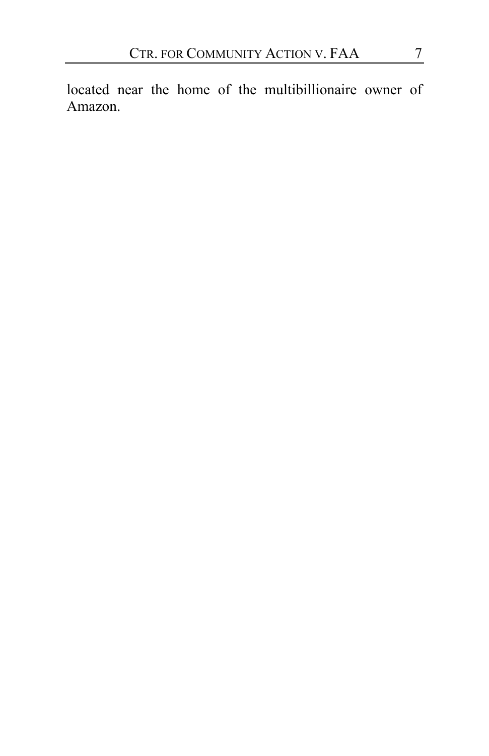located near the home of the multibillionaire owner of Amazon.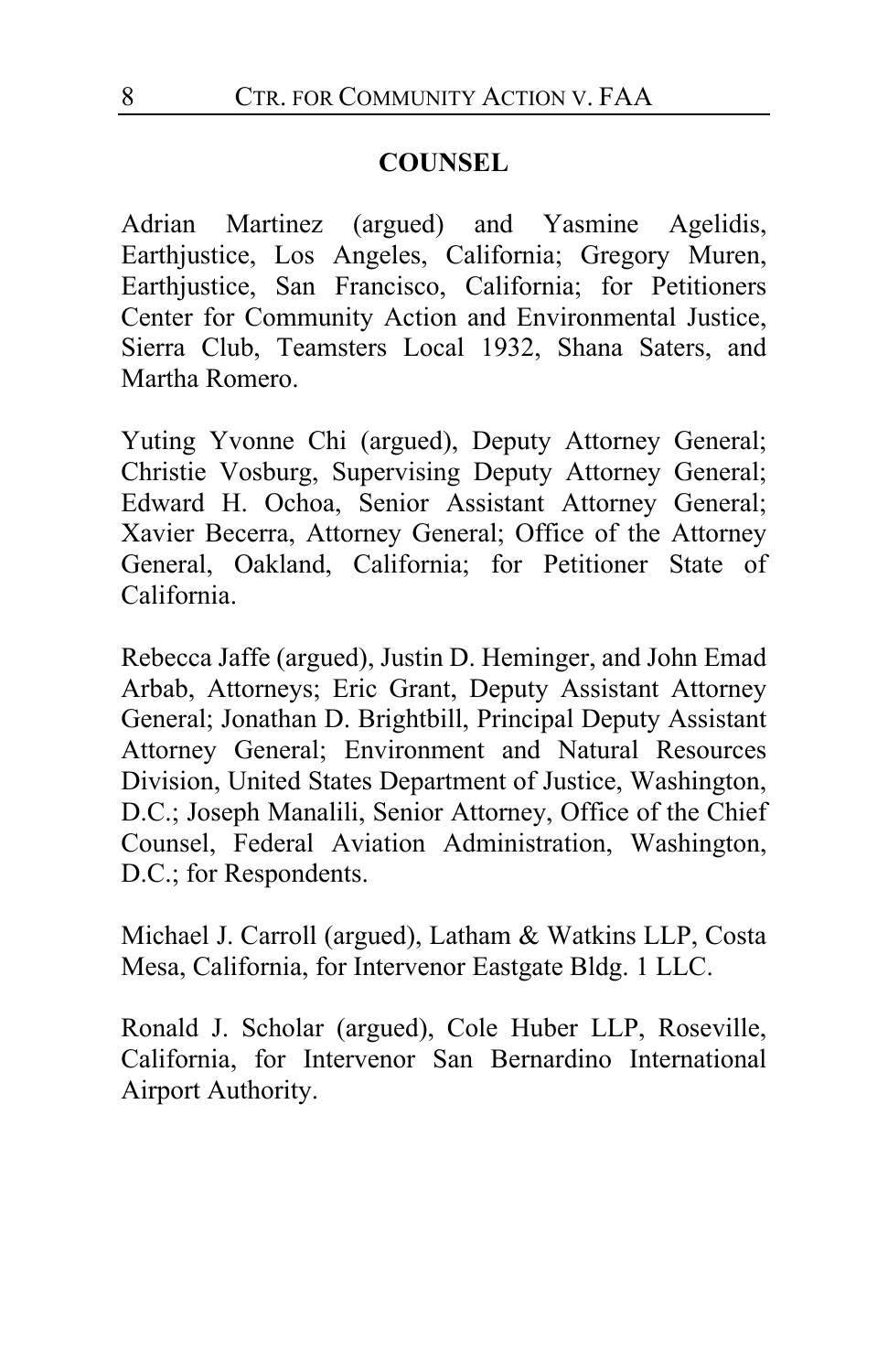## COUNSEL

Adrian Martinez (argued) and Yasmine Agelidis, Earthjustice, Los Angeles, California; Gregory Muren, Earthjustice, San Francisco, California; for Petitioners Center for Community Action and Environmental Justice, Sierra Club, Teamsters Local 1932, Shana Saters, and Martha Romero.

Yuting Yvonne Chi (argued), Deputy Attorney General; Christie Vosburg, Supervising Deputy Attorney General; Edward H. Ochoa, Senior Assistant Attorney General; Xavier Becerra, Attorney General; Office of the Attorney General, Oakland, California; for Petitioner State of California.

Rebecca Jaffe (argued), Justin D. Heminger, and John Emad Arbab, Attorneys; Eric Grant, Deputy Assistant Attorney General; Jonathan D. Brightbill, Principal Deputy Assistant Attorney General; Environment and Natural Resources Division, United States Department of Justice, Washington, D.C.; Joseph Manalili, Senior Attorney, Office of the Chief Counsel, Federal Aviation Administration, Washington, D.C.; for Respondents.

Michael J. Carroll (argued), Latham & Watkins LLP, Costa Mesa, California, for Intervenor Eastgate Bldg. 1 LLC.

Ronald J. Scholar (argued), Cole Huber LLP, Roseville, California, for Intervenor San Bernardino International Airport Authority.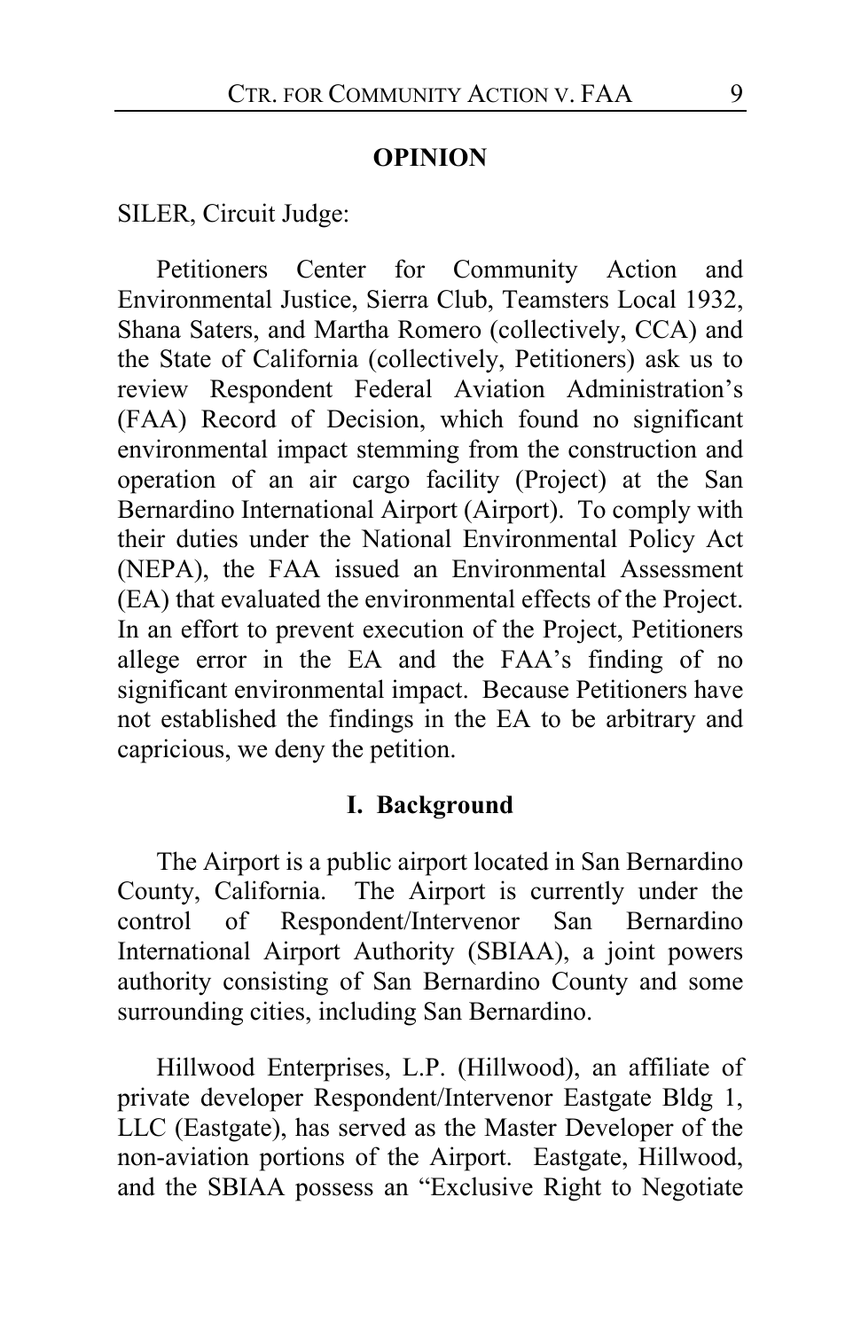## OPINION

SILER, Circuit Judge:

Petitioners Center for Community Action and Environmental Justice, Sierra Club, Teamsters Local 1932, Shana Saters, and Martha Romero (collectively, CCA) and the State of California (collectively, Petitioners) ask us to review Respondent Federal Aviation Administration's (FAA) Record of Decision, which found no significant environmental impact stemming from the construction and operation of an air cargo facility (Project) at the San Bernardino International Airport (Airport). To comply with their duties under the National Environmental Policy Act (NEPA), the FAA issued an Environmental Assessment (EA) that evaluated the environmental effects of the Project. In an effort to prevent execution of the Project, Petitioners allege error in the EA and the FAA's finding of no significant environmental impact. Because Petitioners have not established the findings in the EA to be arbitrary and capricious, we deny the petition.

## I. Background

The Airport is a public airport located in San Bernardino County, California. The Airport is currently under the control of Respondent/Intervenor San Bernardino International Airport Authority (SBIAA), a joint powers authority consisting of San Bernardino County and some surrounding cities, including San Bernardino.

Hillwood Enterprises, L.P. (Hillwood), an affiliate of private developer Respondent/Intervenor Eastgate Bldg 1, LLC (Eastgate), has served as the Master Developer of the non-aviation portions of the Airport. Eastgate, Hillwood, and the SBIAA possess an "Exclusive Right to Negotiate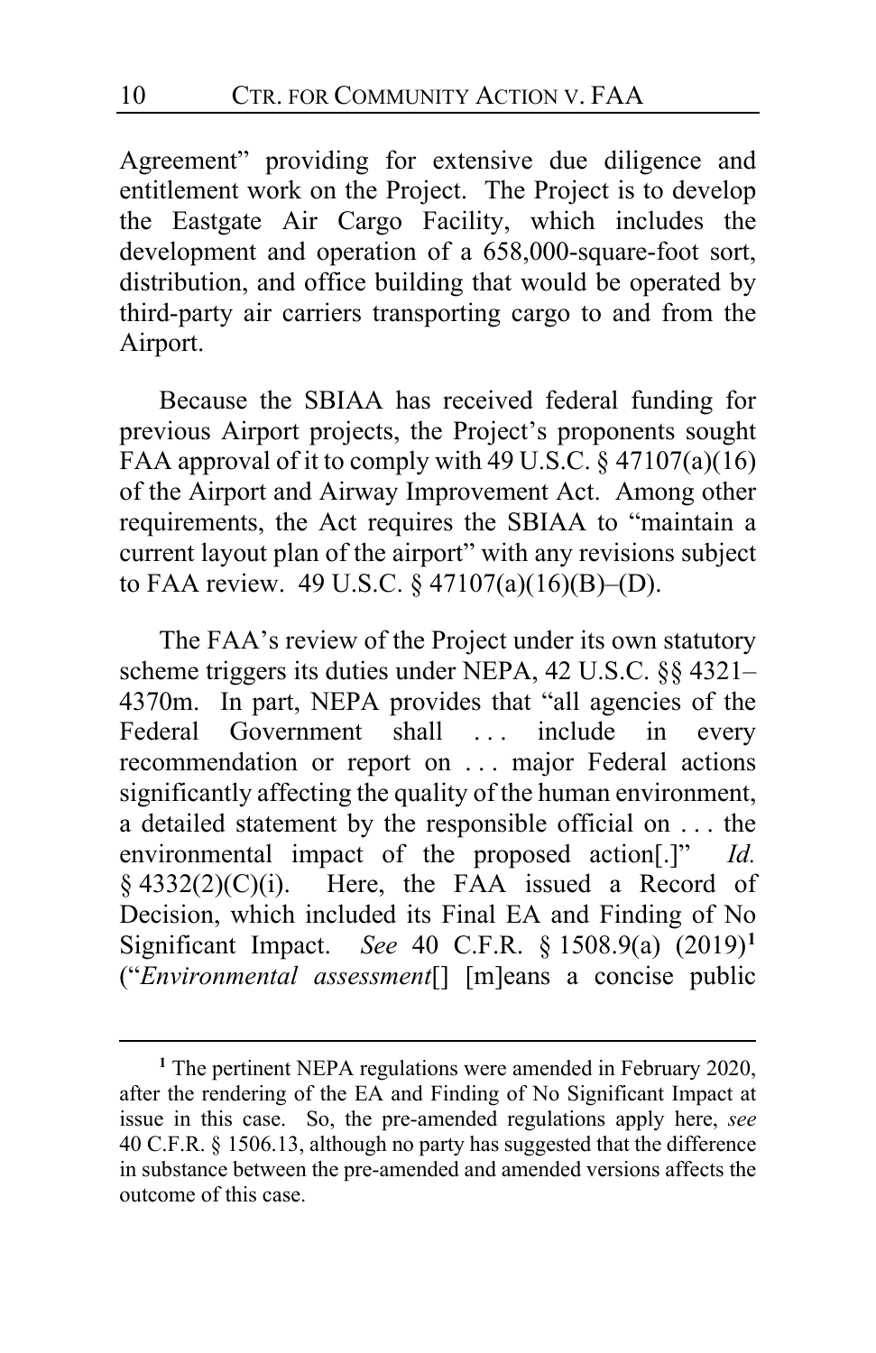Agreement" providing for extensive due diligence and entitlement work on the Project. The Project is to develop the Eastgate Air Cargo Facility, which includes the development and operation of a 658,000-square-foot sort, distribution, and office building that would be operated by third-party air carriers transporting cargo to and from the Airport.

Because the SBIAA has received federal funding for previous Airport projects, the Project's proponents sought FAA approval of it to comply with 49 U.S.C. § 47107(a)(16) of the Airport and Airway Improvement Act. Among other requirements, the Act requires the SBIAA to "maintain a current layout plan of the airport" with any revisions subject to FAA review. 49 U.S.C. § 47107(a)(16)(B)–(D).

The FAA's review of the Project under its own statutory scheme triggers its duties under NEPA, 42 U.S.C. §§ 4321–4370m. In part, NEPA provides that "all agencies of the Federal Government shall . . . include in every recommendation or report on . . . major Federal actions significantly affecting the quality of the human environment, a detailed statement by the responsible official on . . . the environmental impact of the proposed action[.]" *Id.* § 4332(2)(C)(i). Here, the FAA issued a Record of Decision, which included its Final EA and Finding of No Significant Impact. *See* 40 C.F.R. § 1508.9(a) (2019)[1] ("*Environmental assessment*[] [m]eans a concise public

---

[1] The pertinent NEPA regulations were amended in February 2020, after the rendering of the EA and Finding of No Significant Impact at issue in this case. So, the pre-amended regulations apply here, *see* 40 C.F.R. § 1506.13, although no party has suggested that the difference in substance between the pre-amended and amended versions affects the outcome of this case.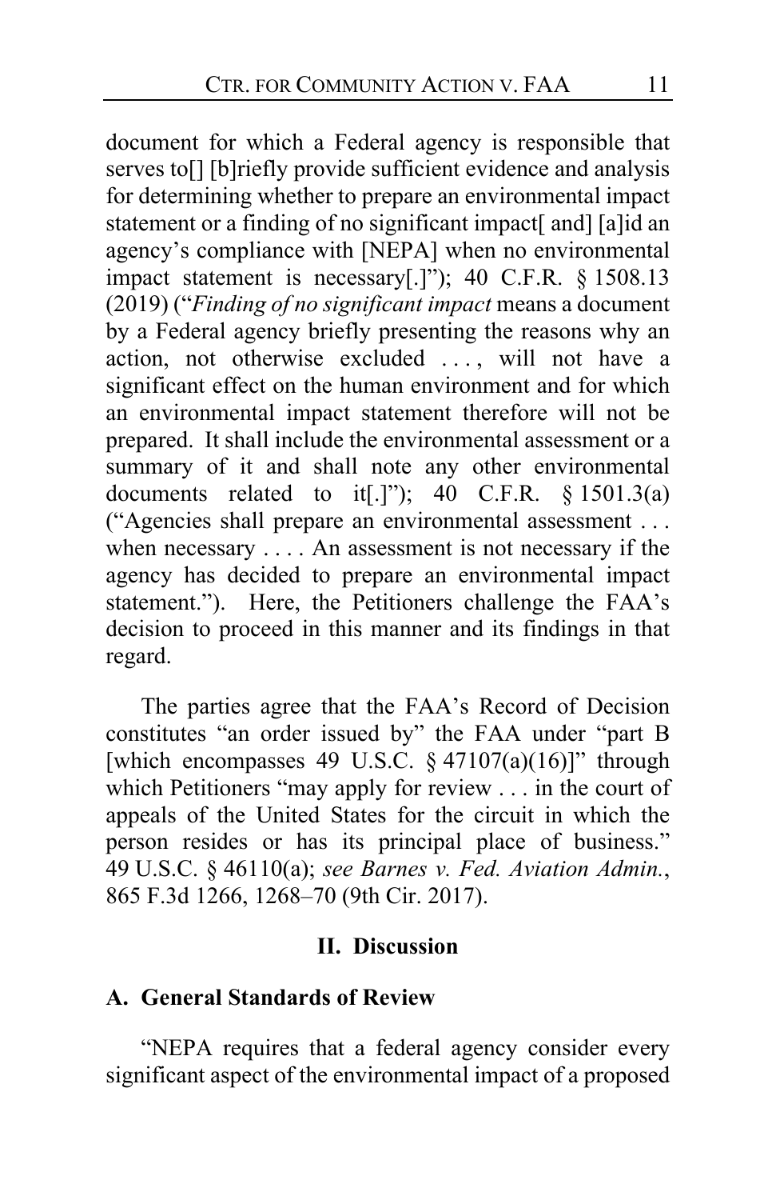document for which a Federal agency is responsible that serves to[] [b]riefly provide sufficient evidence and analysis for determining whether to prepare an environmental impact statement or a finding of no significant impact[ and] [a]id an agency's compliance with [NEPA] when no environmental impact statement is necessary[.]"); 40 C.F.R. § 1508.13 (2019) ("*Finding of no significant impact* means a document by a Federal agency briefly presenting the reasons why an action, not otherwise excluded . . . , will not have a significant effect on the human environment and for which an environmental impact statement therefore will not be prepared. It shall include the environmental assessment or a summary of it and shall note any other environmental documents related to it[.]"); 40 C.F.R. § 1501.3(a) ("Agencies shall prepare an environmental assessment . . . when necessary . . . . An assessment is not necessary if the agency has decided to prepare an environmental impact statement."). Here, the Petitioners challenge the FAA's decision to proceed in this manner and its findings in that regard.

The parties agree that the FAA's Record of Decision constitutes "an order issued by" the FAA under "part B [which encompasses 49 U.S.C. § 47107(a)(16)]" through which Petitioners "may apply for review . . . in the court of appeals of the United States for the circuit in which the person resides or has its principal place of business." 49 U.S.C. § 46110(a); *see Barnes v. Fed. Aviation Admin.*, 865 F.3d 1266, 1268–70 (9th Cir. 2017).

## II. Discussion

### A. General Standards of Review

"NEPA requires that a federal agency consider every significant aspect of the environmental impact of a proposed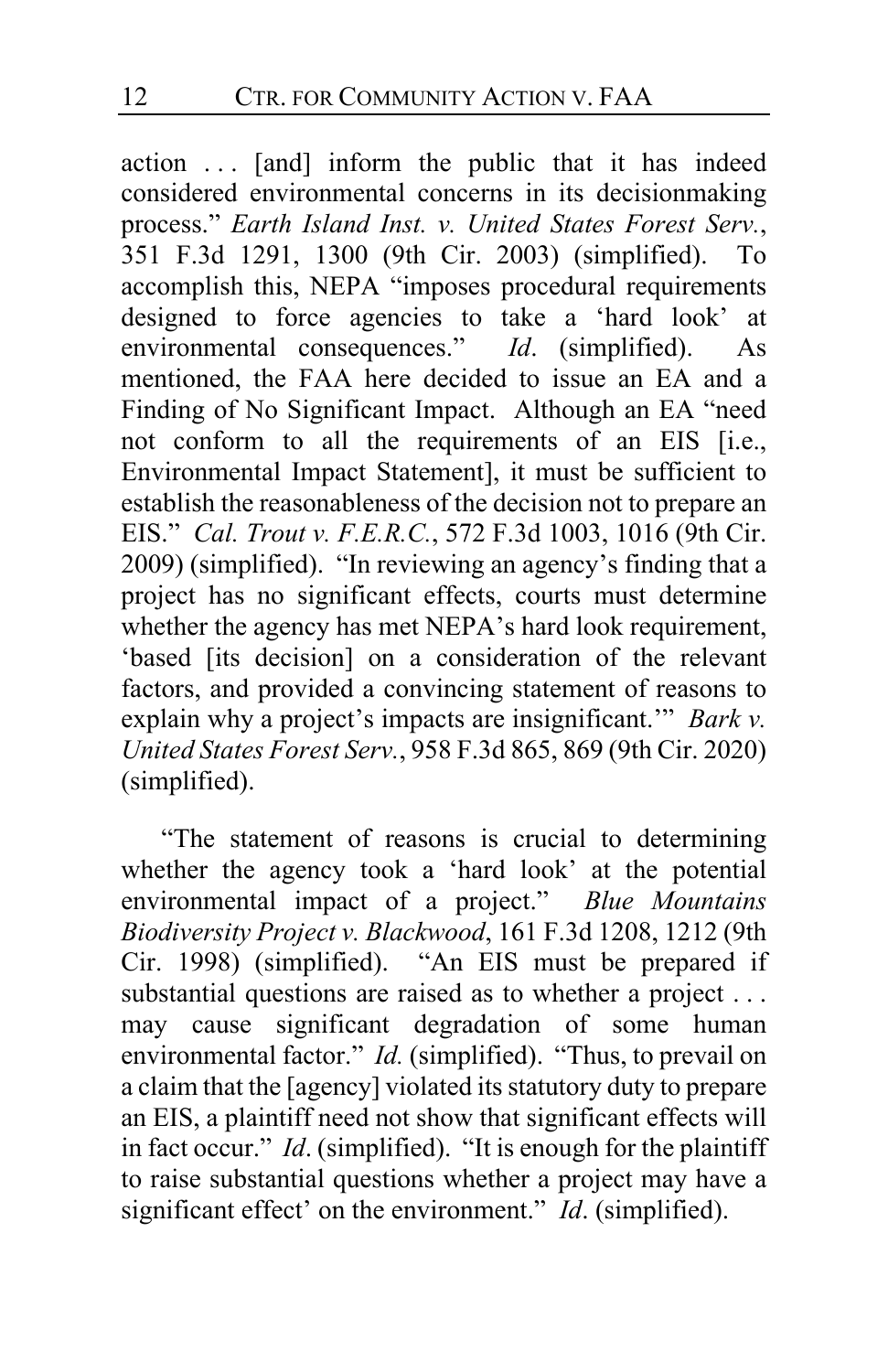action . . . [and] inform the public that it has indeed considered environmental concerns in its decisionmaking process." *Earth Island Inst. v. United States Forest Serv.*, 351 F.3d 1291, 1300 (9th Cir. 2003) (simplified). To accomplish this, NEPA "imposes procedural requirements designed to force agencies to take a 'hard look' at environmental consequences." *Id*. (simplified). As mentioned, the FAA here decided to issue an EA and a Finding of No Significant Impact. Although an EA "need not conform to all the requirements of an EIS [i.e., Environmental Impact Statement], it must be sufficient to establish the reasonableness of the decision not to prepare an EIS." *Cal. Trout v. F.E.R.C.*, 572 F.3d 1003, 1016 (9th Cir. 2009) (simplified). "In reviewing an agency's finding that a project has no significant effects, courts must determine whether the agency has met NEPA's hard look requirement, 'based [its decision] on a consideration of the relevant factors, and provided a convincing statement of reasons to explain why a project's impacts are insignificant.'" *Bark v. United States Forest Serv.*, 958 F.3d 865, 869 (9th Cir. 2020) (simplified).

"The statement of reasons is crucial to determining whether the agency took a 'hard look' at the potential environmental impact of a project." *Blue Mountains Biodiversity Project v. Blackwood*, 161 F.3d 1208, 1212 (9th Cir. 1998) (simplified). "An EIS must be prepared if substantial questions are raised as to whether a project . . . may cause significant degradation of some human environmental factor." *Id.* (simplified). "Thus, to prevail on a claim that the [agency] violated its statutory duty to prepare an EIS, a plaintiff need not show that significant effects will in fact occur." *Id*. (simplified). "It is enough for the plaintiff to raise substantial questions whether a project may have a significant effect' on the environment." *Id*. (simplified).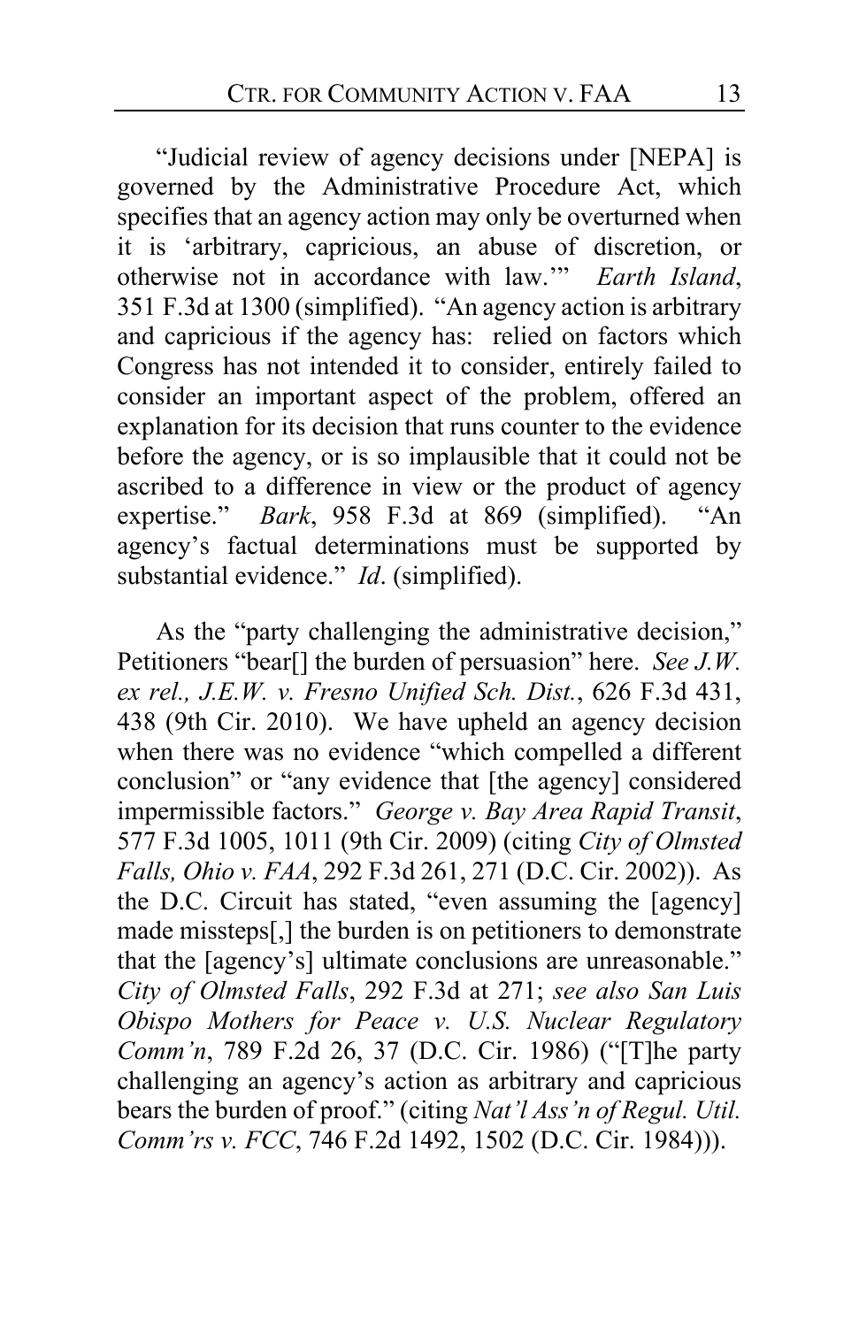"Judicial review of agency decisions under [NEPA] is governed by the Administrative Procedure Act, which specifies that an agency action may only be overturned when it is 'arbitrary, capricious, an abuse of discretion, or otherwise not in accordance with law.'" *Earth Island*, 351 F.3d at 1300 (simplified). "An agency action is arbitrary and capricious if the agency has: relied on factors which Congress has not intended it to consider, entirely failed to consider an important aspect of the problem, offered an explanation for its decision that runs counter to the evidence before the agency, or is so implausible that it could not be ascribed to a difference in view or the product of agency expertise." *Bark*, 958 F.3d at 869 (simplified). "An agency's factual determinations must be supported by substantial evidence." *Id*. (simplified).

As the "party challenging the administrative decision," Petitioners "bear[] the burden of persuasion" here. *See J.W. ex rel., J.E.W. v. Fresno Unified Sch. Dist.*, 626 F.3d 431, 438 (9th Cir. 2010). We have upheld an agency decision when there was no evidence "which compelled a different conclusion" or "any evidence that [the agency] considered impermissible factors." *George v. Bay Area Rapid Transit*, 577 F.3d 1005, 1011 (9th Cir. 2009) (citing *City of Olmsted Falls, Ohio v. FAA*, 292 F.3d 261, 271 (D.C. Cir. 2002)). As the D.C. Circuit has stated, "even assuming the [agency] made missteps[,] the burden is on petitioners to demonstrate that the [agency's] ultimate conclusions are unreasonable." *City of Olmsted Falls*, 292 F.3d at 271; *see also San Luis Obispo Mothers for Peace v. U.S. Nuclear Regulatory Comm'n*, 789 F.2d 26, 37 (D.C. Cir. 1986) ("[T]he party challenging an agency's action as arbitrary and capricious bears the burden of proof." (citing *Nat'l Ass'n of Regul. Util. Comm'rs v. FCC*, 746 F.2d 1492, 1502 (D.C. Cir. 1984))).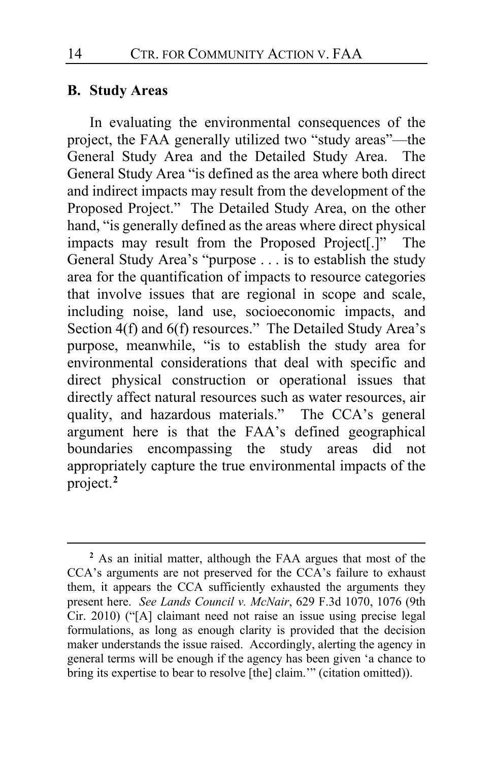### B. Study Areas

In evaluating the environmental consequences of the project, the FAA generally utilized two "study areas"—the General Study Area and the Detailed Study Area. The General Study Area "is defined as the area where both direct and indirect impacts may result from the development of the Proposed Project." The Detailed Study Area, on the other hand, "is generally defined as the areas where direct physical impacts may result from the Proposed Project[.]" The General Study Area's "purpose . . . is to establish the study area for the quantification of impacts to resource categories that involve issues that are regional in scope and scale, including noise, land use, socioeconomic impacts, and Section 4(f) and 6(f) resources." The Detailed Study Area's purpose, meanwhile, "is to establish the study area for environmental considerations that deal with specific and direct physical construction or operational issues that directly affect natural resources such as water resources, air quality, and hazardous materials." The CCA's general argument here is that the FAA's defined geographical boundaries encompassing the study areas did not appropriately capture the true environmental impacts of the project.[2]

[2] As an initial matter, although the FAA argues that most of the CCA's arguments are not preserved for the CCA's failure to exhaust them, it appears the CCA sufficiently exhausted the arguments they present here. *See Lands Council v. McNair*, 629 F.3d 1070, 1076 (9th Cir. 2010) ("[A] claimant need not raise an issue using precise legal formulations, as long as enough clarity is provided that the decision maker understands the issue raised. Accordingly, alerting the agency in general terms will be enough if the agency has been given 'a chance to bring its expertise to bear to resolve [the] claim.'" (citation omitted)).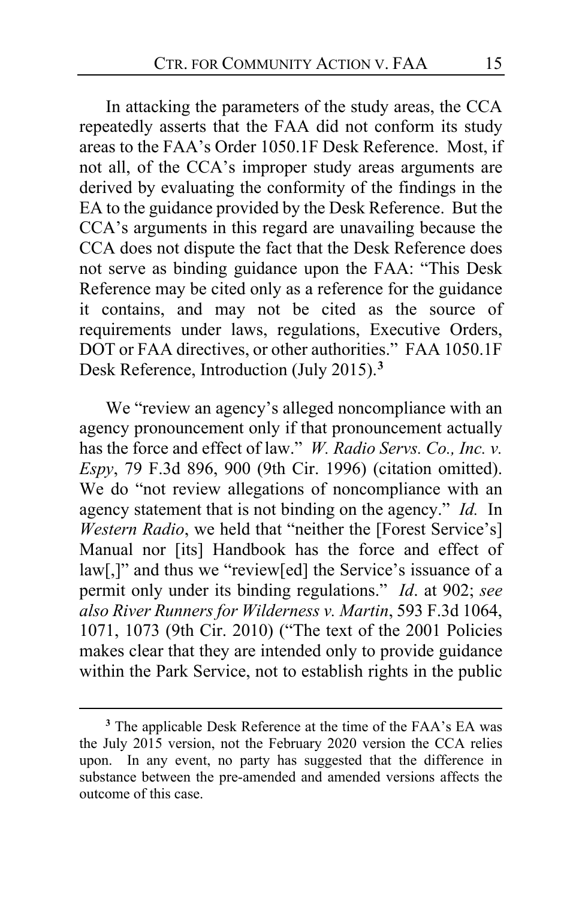In attacking the parameters of the study areas, the CCA repeatedly asserts that the FAA did not conform its study areas to the FAA's Order 1050.1F Desk Reference. Most, if not all, of the CCA's improper study areas arguments are derived by evaluating the conformity of the findings in the EA to the guidance provided by the Desk Reference. But the CCA's arguments in this regard are unavailing because the CCA does not dispute the fact that the Desk Reference does not serve as binding guidance upon the FAA: "This Desk Reference may be cited only as a reference for the guidance it contains, and may not be cited as the source of requirements under laws, regulations, Executive Orders, DOT or FAA directives, or other authorities." FAA 1050.1F Desk Reference, Introduction (July 2015).[3]

We "review an agency's alleged noncompliance with an agency pronouncement only if that pronouncement actually has the force and effect of law." *W. Radio Servs. Co., Inc. v. Espy*, 79 F.3d 896, 900 (9th Cir. 1996) (citation omitted). We do "not review allegations of noncompliance with an agency statement that is not binding on the agency." *Id.* In *Western Radio*, we held that "neither the [Forest Service's] Manual nor [its] Handbook has the force and effect of law[,]" and thus we "review[ed] the Service's issuance of a permit only under its binding regulations." *Id*. at 902; *see also River Runners for Wilderness v. Martin*, 593 F.3d 1064, 1071, 1073 (9th Cir. 2010) ("The text of the 2001 Policies makes clear that they are intended only to provide guidance within the Park Service, not to establish rights in the public

[3] The applicable Desk Reference at the time of the FAA's EA was the July 2015 version, not the February 2020 version the CCA relies upon. In any event, no party has suggested that the difference in substance between the pre-amended and amended versions affects the outcome of this case.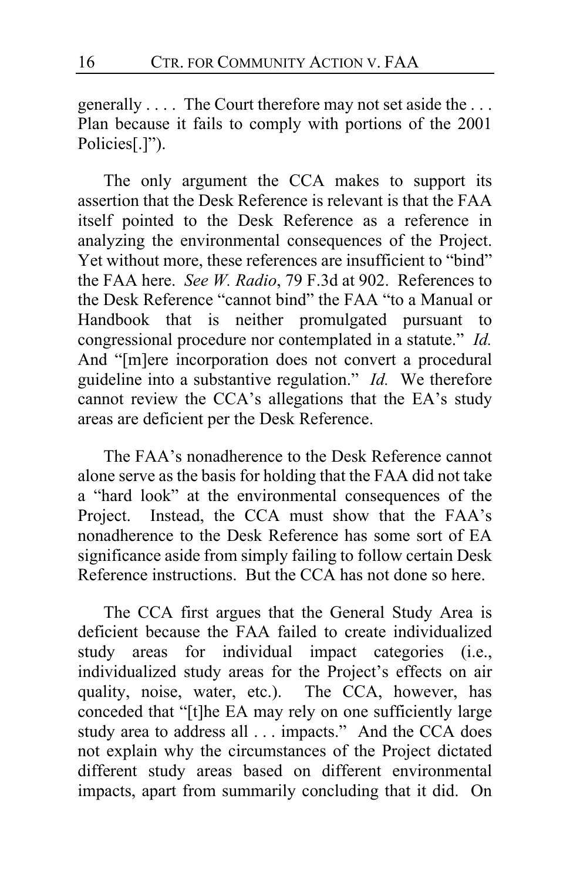generally . . . . The Court therefore may not set aside the . . . Plan because it fails to comply with portions of the 2001 Policies[.]").

The only argument the CCA makes to support its assertion that the Desk Reference is relevant is that the FAA itself pointed to the Desk Reference as a reference in analyzing the environmental consequences of the Project. Yet without more, these references are insufficient to "bind" the FAA here. *See W. Radio*, 79 F.3d at 902. References to the Desk Reference "cannot bind" the FAA "to a Manual or Handbook that is neither promulgated pursuant to congressional procedure nor contemplated in a statute." *Id.* And "[m]ere incorporation does not convert a procedural guideline into a substantive regulation." *Id.* We therefore cannot review the CCA's allegations that the EA's study areas are deficient per the Desk Reference.

The FAA's nonadherence to the Desk Reference cannot alone serve as the basis for holding that the FAA did not take a "hard look" at the environmental consequences of the Project. Instead, the CCA must show that the FAA's nonadherence to the Desk Reference has some sort of EA significance aside from simply failing to follow certain Desk Reference instructions. But the CCA has not done so here.

The CCA first argues that the General Study Area is deficient because the FAA failed to create individualized study areas for individual impact categories (i.e., individualized study areas for the Project's effects on air quality, noise, water, etc.). The CCA, however, has conceded that "[t]he EA may rely on one sufficiently large study area to address all . . . impacts." And the CCA does not explain why the circumstances of the Project dictated different study areas based on different environmental impacts, apart from summarily concluding that it did. On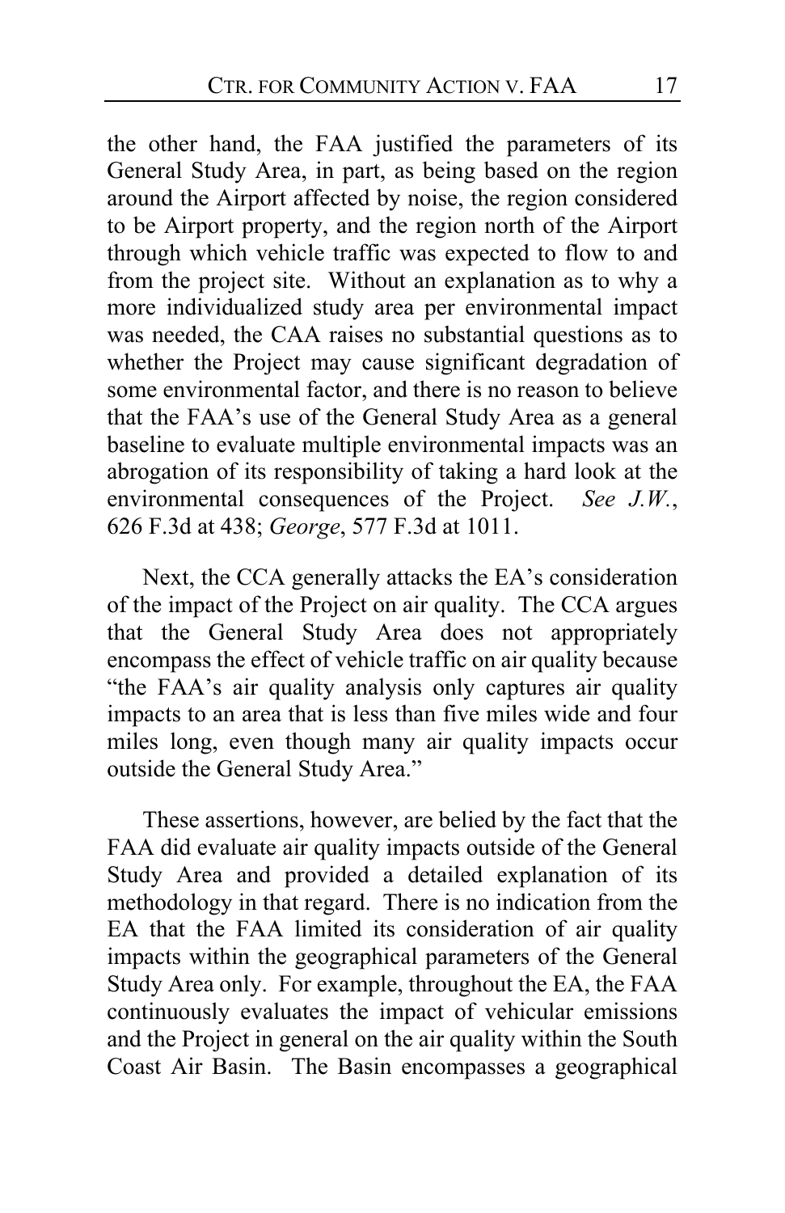the other hand, the FAA justified the parameters of its General Study Area, in part, as being based on the region around the Airport affected by noise, the region considered to be Airport property, and the region north of the Airport through which vehicle traffic was expected to flow to and from the project site. Without an explanation as to why a more individualized study area per environmental impact was needed, the CAA raises no substantial questions as to whether the Project may cause significant degradation of some environmental factor, and there is no reason to believe that the FAA's use of the General Study Area as a general baseline to evaluate multiple environmental impacts was an abrogation of its responsibility of taking a hard look at the environmental consequences of the Project. *See J.W.*, 626 F.3d at 438; *George*, 577 F.3d at 1011.

Next, the CCA generally attacks the EA's consideration of the impact of the Project on air quality. The CCA argues that the General Study Area does not appropriately encompass the effect of vehicle traffic on air quality because "the FAA's air quality analysis only captures air quality impacts to an area that is less than five miles wide and four miles long, even though many air quality impacts occur outside the General Study Area."

These assertions, however, are belied by the fact that the FAA did evaluate air quality impacts outside of the General Study Area and provided a detailed explanation of its methodology in that regard. There is no indication from the EA that the FAA limited its consideration of air quality impacts within the geographical parameters of the General Study Area only. For example, throughout the EA, the FAA continuously evaluates the impact of vehicular emissions and the Project in general on the air quality within the South Coast Air Basin. The Basin encompasses a geographical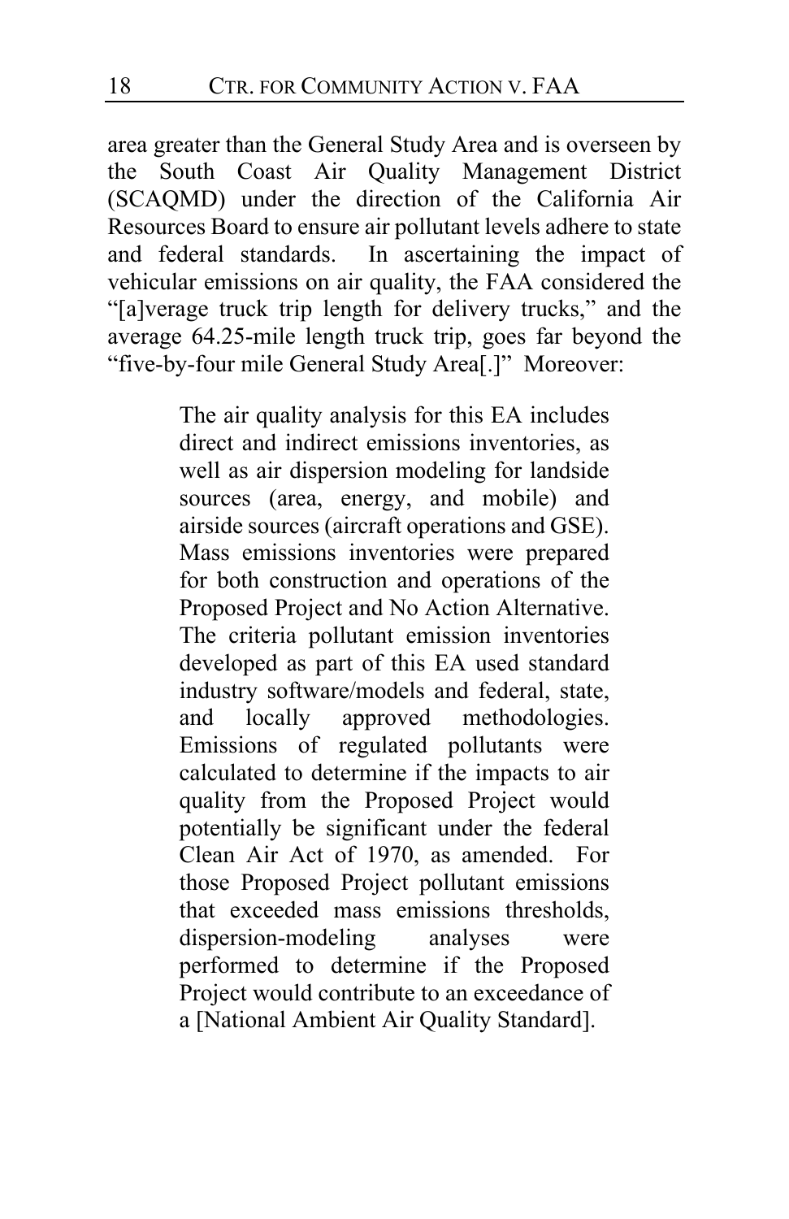area greater than the General Study Area and is overseen by the South Coast Air Quality Management District (SCAQMD) under the direction of the California Air Resources Board to ensure air pollutant levels adhere to state and federal standards. In ascertaining the impact of vehicular emissions on air quality, the FAA considered the "[a]verage truck trip length for delivery trucks," and the average 64.25-mile length truck trip, goes far beyond the "five-by-four mile General Study Area[.]" Moreover:

> The air quality analysis for this EA includes direct and indirect emissions inventories, as well as air dispersion modeling for landside sources (area, energy, and mobile) and airside sources (aircraft operations and GSE). Mass emissions inventories were prepared for both construction and operations of the Proposed Project and No Action Alternative. The criteria pollutant emission inventories developed as part of this EA used standard industry software/models and federal, state, and locally approved methodologies. Emissions of regulated pollutants were calculated to determine if the impacts to air quality from the Proposed Project would potentially be significant under the federal Clean Air Act of 1970, as amended. For those Proposed Project pollutant emissions that exceeded mass emissions thresholds, dispersion-modeling analyses were performed to determine if the Proposed Project would contribute to an exceedance of a [National Ambient Air Quality Standard].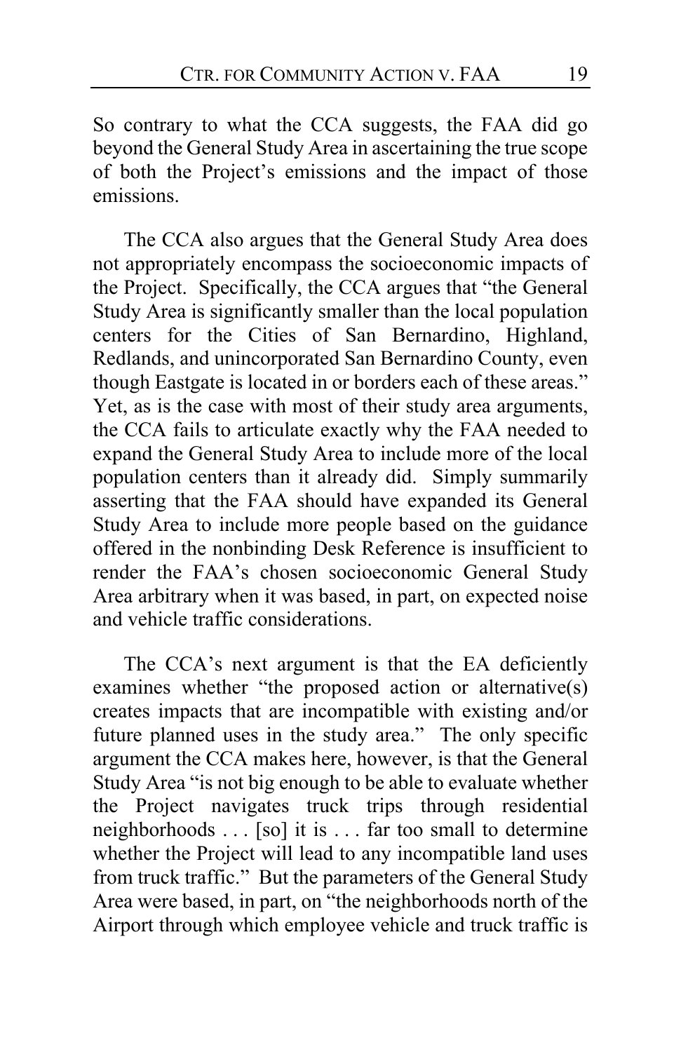So contrary to what the CCA suggests, the FAA did go beyond the General Study Area in ascertaining the true scope of both the Project's emissions and the impact of those emissions.

The CCA also argues that the General Study Area does not appropriately encompass the socioeconomic impacts of the Project. Specifically, the CCA argues that "the General Study Area is significantly smaller than the local population centers for the Cities of San Bernardino, Highland, Redlands, and unincorporated San Bernardino County, even though Eastgate is located in or borders each of these areas." Yet, as is the case with most of their study area arguments, the CCA fails to articulate exactly why the FAA needed to expand the General Study Area to include more of the local population centers than it already did. Simply summarily asserting that the FAA should have expanded its General Study Area to include more people based on the guidance offered in the nonbinding Desk Reference is insufficient to render the FAA's chosen socioeconomic General Study Area arbitrary when it was based, in part, on expected noise and vehicle traffic considerations.

The CCA's next argument is that the EA deficiently examines whether "the proposed action or alternative(s) creates impacts that are incompatible with existing and/or future planned uses in the study area." The only specific argument the CCA makes here, however, is that the General Study Area "is not big enough to be able to evaluate whether the Project navigates truck trips through residential neighborhoods . . . [so] it is . . . far too small to determine whether the Project will lead to any incompatible land uses from truck traffic." But the parameters of the General Study Area were based, in part, on "the neighborhoods north of the Airport through which employee vehicle and truck traffic is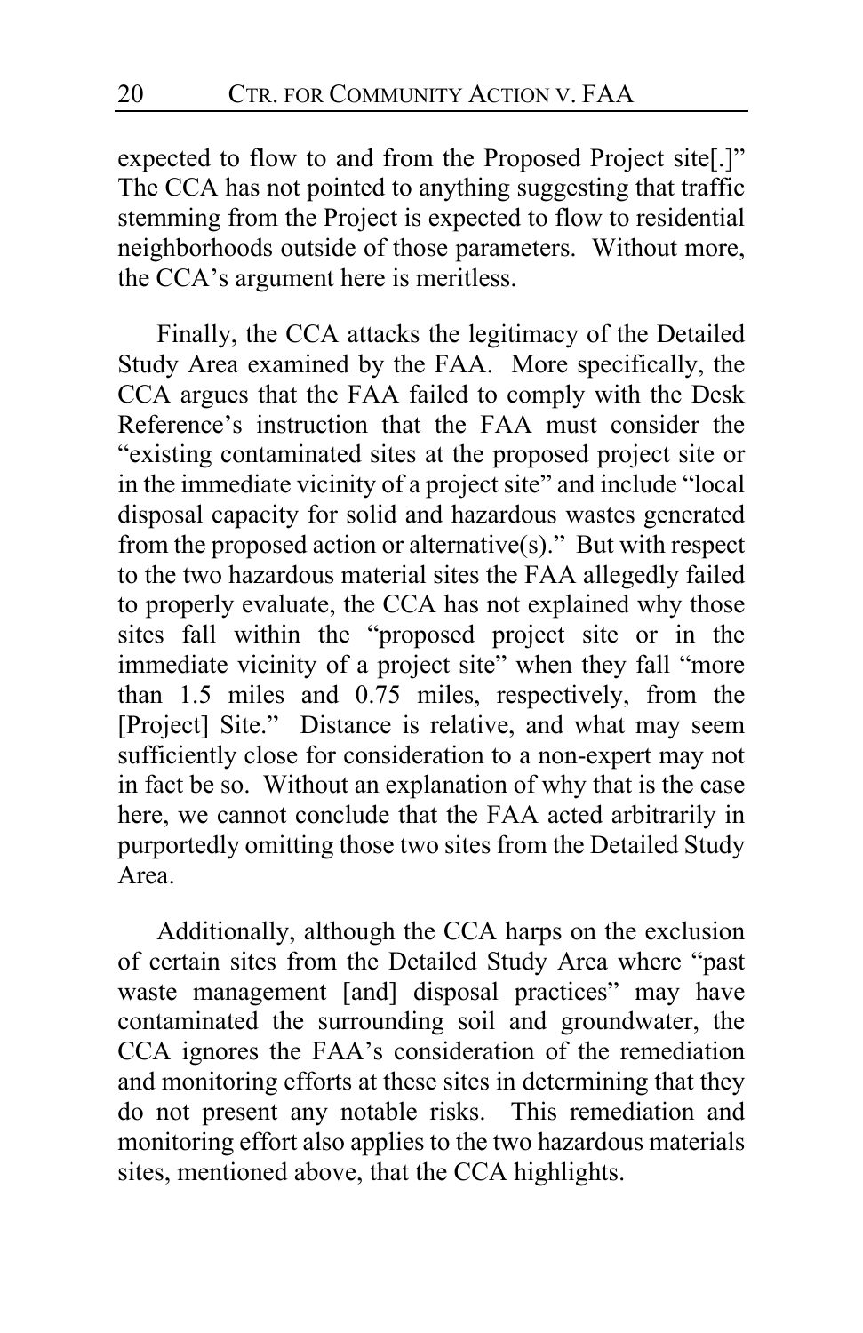expected to flow to and from the Proposed Project site[.]" The CCA has not pointed to anything suggesting that traffic stemming from the Project is expected to flow to residential neighborhoods outside of those parameters. Without more, the CCA's argument here is meritless.

Finally, the CCA attacks the legitimacy of the Detailed Study Area examined by the FAA. More specifically, the CCA argues that the FAA failed to comply with the Desk Reference's instruction that the FAA must consider the "existing contaminated sites at the proposed project site or in the immediate vicinity of a project site" and include "local disposal capacity for solid and hazardous wastes generated from the proposed action or alternative(s)." But with respect to the two hazardous material sites the FAA allegedly failed to properly evaluate, the CCA has not explained why those sites fall within the "proposed project site or in the immediate vicinity of a project site" when they fall "more than 1.5 miles and 0.75 miles, respectively, from the [Project] Site." Distance is relative, and what may seem sufficiently close for consideration to a non-expert may not in fact be so. Without an explanation of why that is the case here, we cannot conclude that the FAA acted arbitrarily in purportedly omitting those two sites from the Detailed Study Area.

Additionally, although the CCA harps on the exclusion of certain sites from the Detailed Study Area where "past waste management [and] disposal practices" may have contaminated the surrounding soil and groundwater, the CCA ignores the FAA's consideration of the remediation and monitoring efforts at these sites in determining that they do not present any notable risks. This remediation and monitoring effort also applies to the two hazardous materials sites, mentioned above, that the CCA highlights.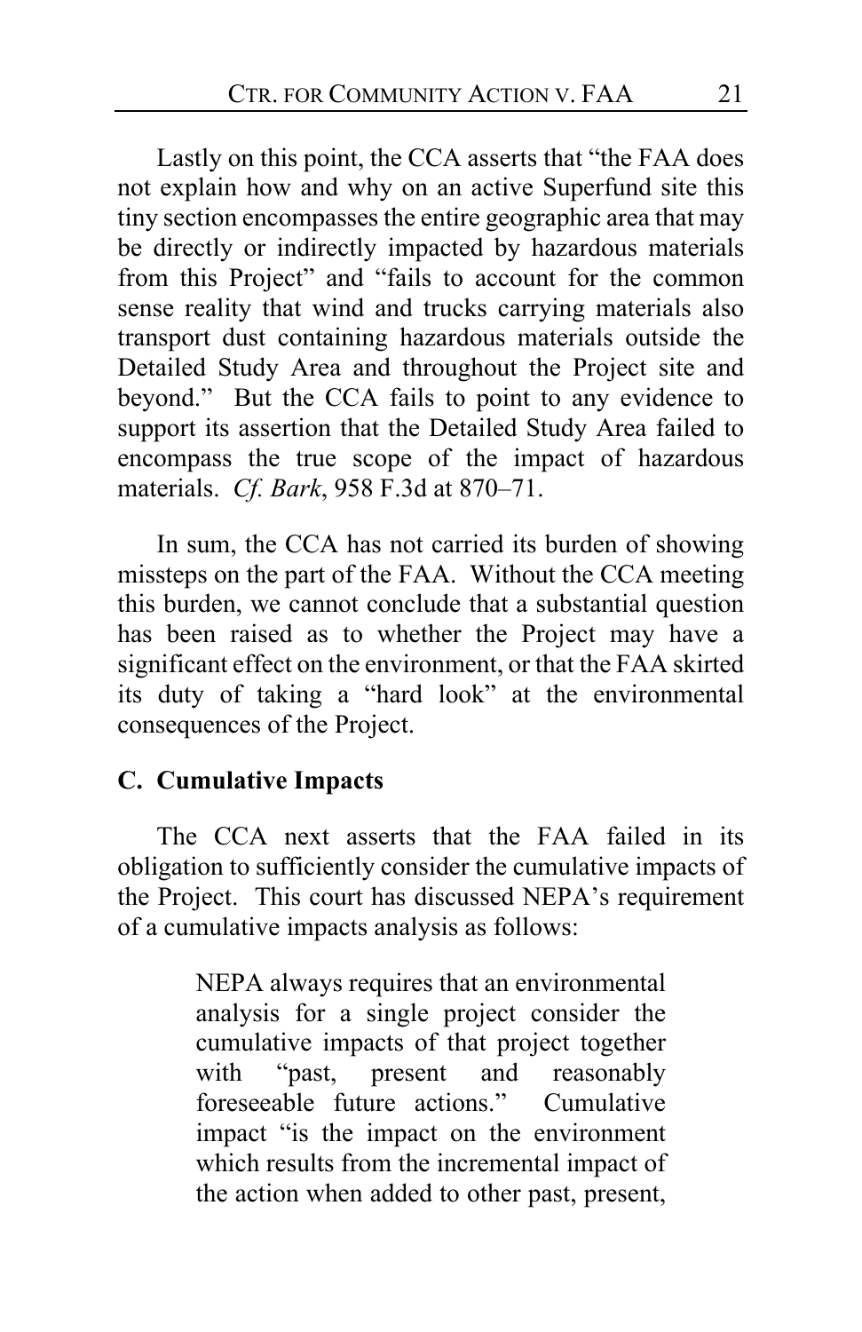Lastly on this point, the CCA asserts that "the FAA does not explain how and why on an active Superfund site this tiny section encompasses the entire geographic area that may be directly or indirectly impacted by hazardous materials from this Project" and "fails to account for the common sense reality that wind and trucks carrying materials also transport dust containing hazardous materials outside the Detailed Study Area and throughout the Project site and beyond." But the CCA fails to point to any evidence to support its assertion that the Detailed Study Area failed to encompass the true scope of the impact of hazardous materials. *Cf. Bark*, 958 F.3d at 870–71.

In sum, the CCA has not carried its burden of showing missteps on the part of the FAA. Without the CCA meeting this burden, we cannot conclude that a substantial question has been raised as to whether the Project may have a significant effect on the environment, or that the FAA skirted its duty of taking a "hard look" at the environmental consequences of the Project.

### C. Cumulative Impacts

The CCA next asserts that the FAA failed in its obligation to sufficiently consider the cumulative impacts of the Project. This court has discussed NEPA's requirement of a cumulative impacts analysis as follows:

> NEPA always requires that an environmental analysis for a single project consider the cumulative impacts of that project together with "past, present and reasonably foreseeable future actions." Cumulative impact "is the impact on the environment which results from the incremental impact of the action when added to other past, present,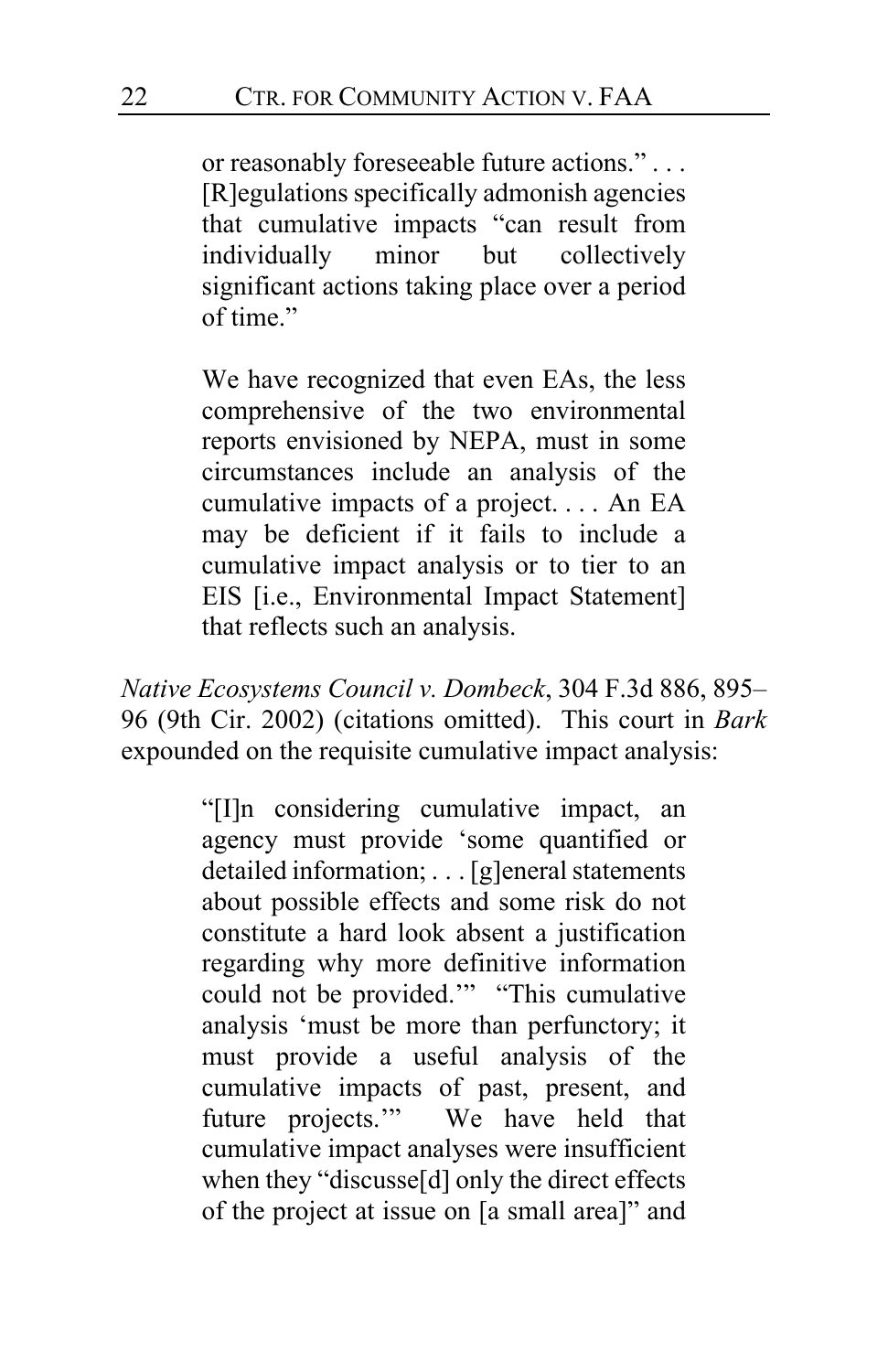> or reasonably foreseeable future actions." . . . [R]egulations specifically admonish agencies that cumulative impacts "can result from individually minor but collectively significant actions taking place over a period of time."
>
> We have recognized that even EAs, the less comprehensive of the two environmental reports envisioned by NEPA, must in some circumstances include an analysis of the cumulative impacts of a project. . . . An EA may be deficient if it fails to include a cumulative impact analysis or to tier to an EIS [i.e., Environmental Impact Statement] that reflects such an analysis.

*Native Ecosystems Council v. Dombeck*, 304 F.3d 886, 895–96 (9th Cir. 2002) (citations omitted). This court in *Bark* expounded on the requisite cumulative impact analysis:

> "[I]n considering cumulative impact, an agency must provide 'some quantified or detailed information; . . . [g]eneral statements about possible effects and some risk do not constitute a hard look absent a justification regarding why more definitive information could not be provided.'" "This cumulative analysis 'must be more than perfunctory; it must provide a useful analysis of the cumulative impacts of past, present, and future projects.'" We have held that cumulative impact analyses were insufficient when they "discusse[d] only the direct effects of the project at issue on [a small area]" and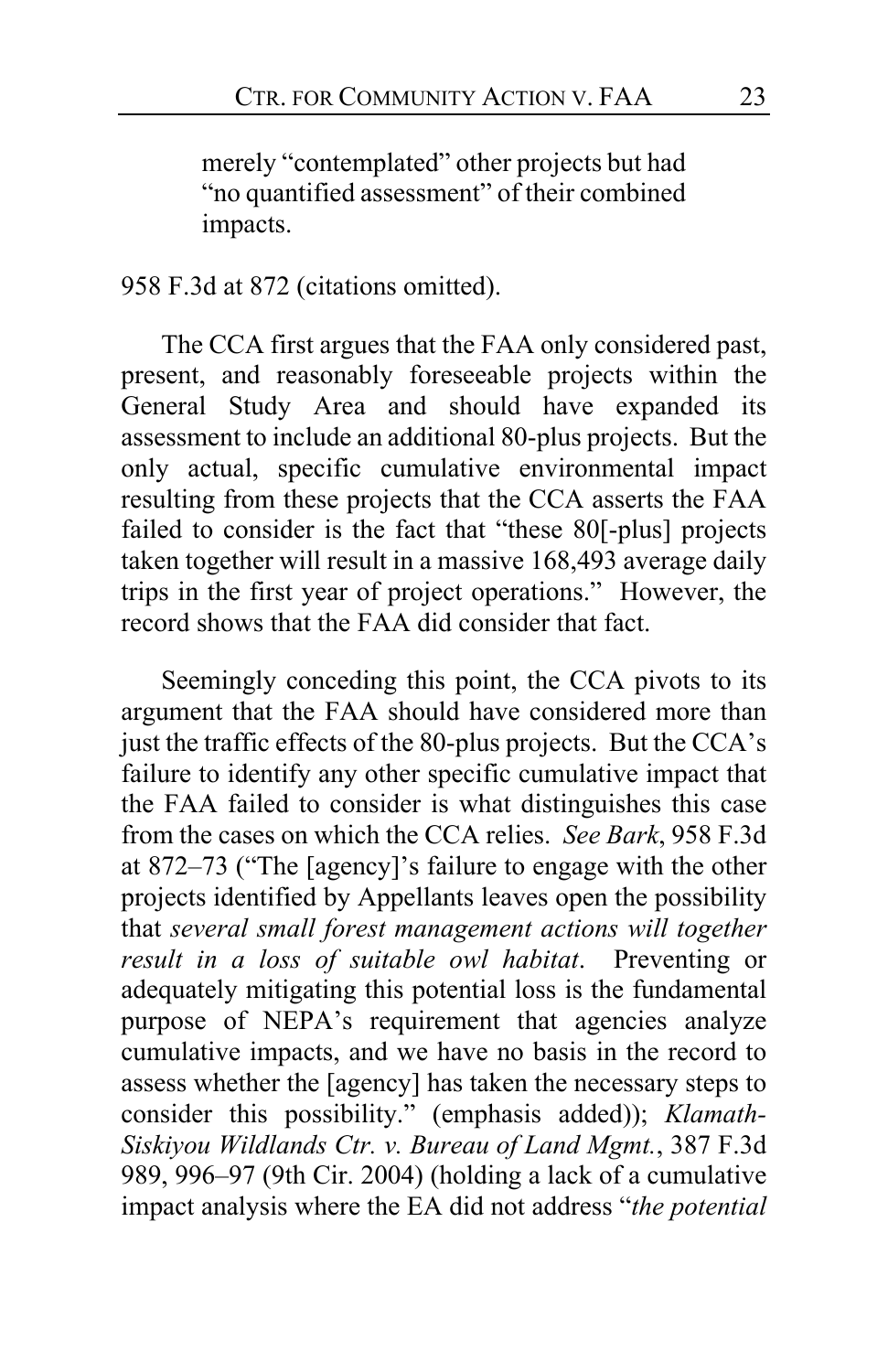> merely "contemplated" other projects but had "no quantified assessment" of their combined impacts.

958 F.3d at 872 (citations omitted).

The CCA first argues that the FAA only considered past, present, and reasonably foreseeable projects within the General Study Area and should have expanded its assessment to include an additional 80-plus projects. But the only actual, specific cumulative environmental impact resulting from these projects that the CCA asserts the FAA failed to consider is the fact that "these 80[-plus] projects taken together will result in a massive 168,493 average daily trips in the first year of project operations." However, the record shows that the FAA did consider that fact.

Seemingly conceding this point, the CCA pivots to its argument that the FAA should have considered more than just the traffic effects of the 80-plus projects. But the CCA's failure to identify any other specific cumulative impact that the FAA failed to consider is what distinguishes this case from the cases on which the CCA relies. *See Bark*, 958 F.3d at 872–73 ("The [agency]'s failure to engage with the other projects identified by Appellants leaves open the possibility that *several small forest management actions will together result in a loss of suitable owl habitat*. Preventing or adequately mitigating this potential loss is the fundamental purpose of NEPA's requirement that agencies analyze cumulative impacts, and we have no basis in the record to assess whether the [agency] has taken the necessary steps to consider this possibility." (emphasis added)); *Klamath-Siskiyou Wildlands Ctr. v. Bureau of Land Mgmt.*, 387 F.3d 989, 996–97 (9th Cir. 2004) (holding a lack of a cumulative impact analysis where the EA did not address "*the potential*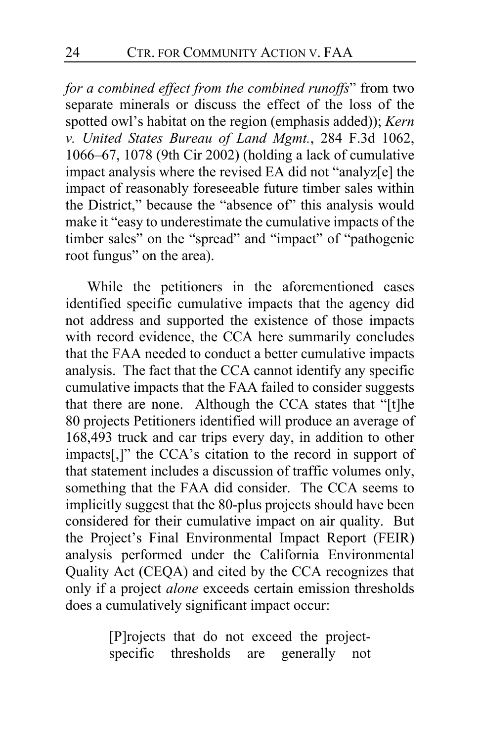*for a combined effect from the combined runoffs*" from two separate minerals or discuss the effect of the loss of the spotted owl's habitat on the region (emphasis added)); *Kern v. United States Bureau of Land Mgmt.*, 284 F.3d 1062, 1066–67, 1078 (9th Cir 2002) (holding a lack of cumulative impact analysis where the revised EA did not "analyz[e] the impact of reasonably foreseeable future timber sales within the District," because the "absence of" this analysis would make it "easy to underestimate the cumulative impacts of the timber sales" on the "spread" and "impact" of "pathogenic root fungus" on the area).

While the petitioners in the aforementioned cases identified specific cumulative impacts that the agency did not address and supported the existence of those impacts with record evidence, the CCA here summarily concludes that the FAA needed to conduct a better cumulative impacts analysis. The fact that the CCA cannot identify any specific cumulative impacts that the FAA failed to consider suggests that there are none. Although the CCA states that "[t]he 80 projects Petitioners identified will produce an average of 168,493 truck and car trips every day, in addition to other impacts[,]" the CCA's citation to the record in support of that statement includes a discussion of traffic volumes only, something that the FAA did consider. The CCA seems to implicitly suggest that the 80-plus projects should have been considered for their cumulative impact on air quality. But the Project's Final Environmental Impact Report (FEIR) analysis performed under the California Environmental Quality Act (CEQA) and cited by the CCA recognizes that only if a project *alone* exceeds certain emission thresholds does a cumulatively significant impact occur:

> [P]rojects that do not exceed the project-specific thresholds are generally not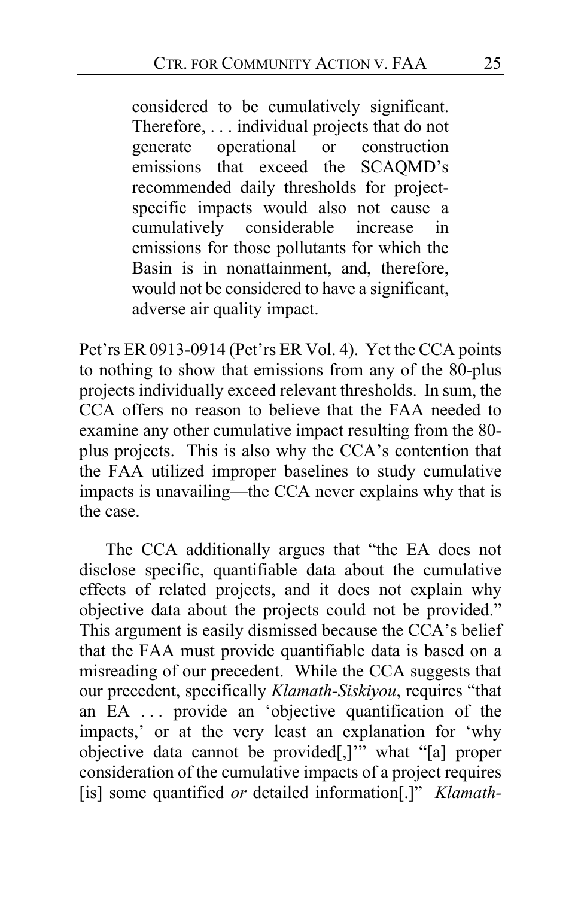> considered to be cumulatively significant. Therefore, . . . individual projects that do not generate operational or construction emissions that exceed the SCAQMD's recommended daily thresholds for project-specific impacts would also not cause a cumulatively considerable increase in emissions for those pollutants for which the Basin is in nonattainment, and, therefore, would not be considered to have a significant, adverse air quality impact.

Pet'rs ER 0913-0914 (Pet'rs ER Vol. 4). Yet the CCA points to nothing to show that emissions from any of the 80-plus projects individually exceed relevant thresholds. In sum, the CCA offers no reason to believe that the FAA needed to examine any other cumulative impact resulting from the 80-plus projects. This is also why the CCA's contention that the FAA utilized improper baselines to study cumulative impacts is unavailing—the CCA never explains why that is the case.

The CCA additionally argues that "the EA does not disclose specific, quantifiable data about the cumulative effects of related projects, and it does not explain why objective data about the projects could not be provided." This argument is easily dismissed because the CCA's belief that the FAA must provide quantifiable data is based on a misreading of our precedent. While the CCA suggests that our precedent, specifically *Klamath-Siskiyou*, requires "that an EA . . . provide an 'objective quantification of the impacts,' or at the very least an explanation for 'why objective data cannot be provided[,]'" what "[a] proper consideration of the cumulative impacts of a project requires [is] some quantified *or* detailed information[.]" *Klamath-*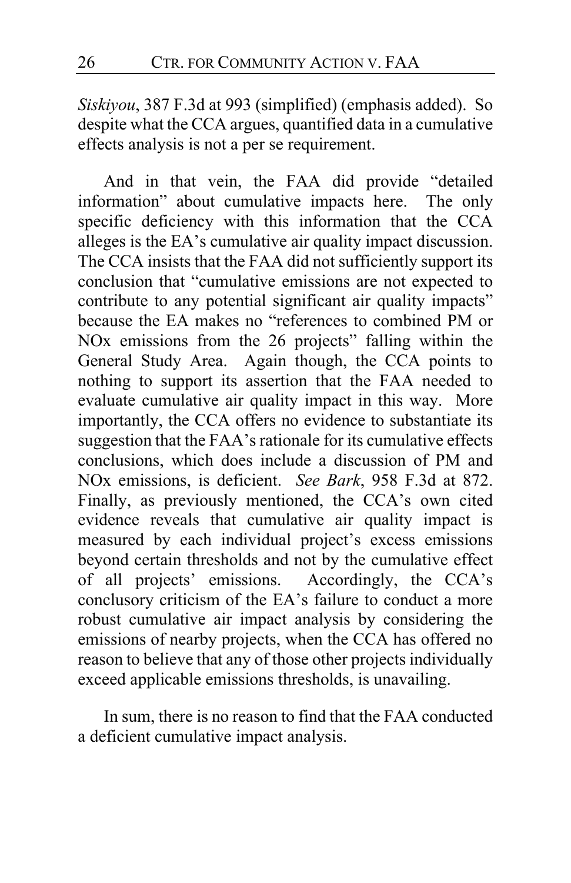*Siskiyou*, 387 F.3d at 993 (simplified) (emphasis added). So despite what the CCA argues, quantified data in a cumulative effects analysis is not a per se requirement.

And in that vein, the FAA did provide "detailed information" about cumulative impacts here. The only specific deficiency with this information that the CCA alleges is the EA's cumulative air quality impact discussion. The CCA insists that the FAA did not sufficiently support its conclusion that "cumulative emissions are not expected to contribute to any potential significant air quality impacts" because the EA makes no "references to combined PM or NOx emissions from the 26 projects" falling within the General Study Area. Again though, the CCA points to nothing to support its assertion that the FAA needed to evaluate cumulative air quality impact in this way. More importantly, the CCA offers no evidence to substantiate its suggestion that the FAA's rationale for its cumulative effects conclusions, which does include a discussion of PM and NOx emissions, is deficient. *See Bark*, 958 F.3d at 872. Finally, as previously mentioned, the CCA's own cited evidence reveals that cumulative air quality impact is measured by each individual project's excess emissions beyond certain thresholds and not by the cumulative effect of all projects' emissions. Accordingly, the CCA's conclusory criticism of the EA's failure to conduct a more robust cumulative air impact analysis by considering the emissions of nearby projects, when the CCA has offered no reason to believe that any of those other projects individually exceed applicable emissions thresholds, is unavailing.

In sum, there is no reason to find that the FAA conducted a deficient cumulative impact analysis.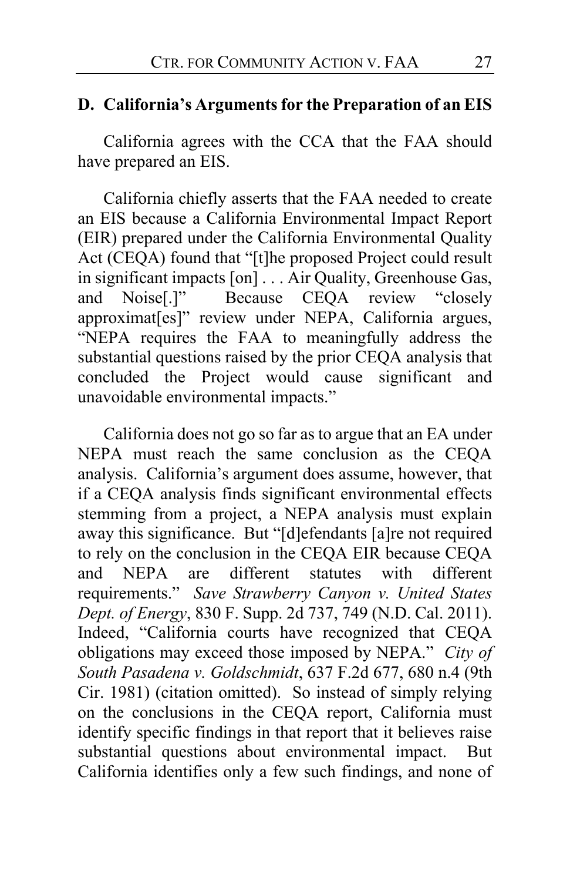## D. California's Arguments for the Preparation of an EIS

California agrees with the CCA that the FAA should have prepared an EIS.

California chiefly asserts that the FAA needed to create an EIS because a California Environmental Impact Report (EIR) prepared under the California Environmental Quality Act (CEQA) found that "[t]he proposed Project could result in significant impacts [on] . . . Air Quality, Greenhouse Gas, and Noise[.]" Because CEQA review "closely approximat[es]" review under NEPA, California argues, "NEPA requires the FAA to meaningfully address the substantial questions raised by the prior CEQA analysis that concluded the Project would cause significant and unavoidable environmental impacts."

California does not go so far as to argue that an EA under NEPA must reach the same conclusion as the CEQA analysis. California's argument does assume, however, that if a CEQA analysis finds significant environmental effects stemming from a project, a NEPA analysis must explain away this significance. But "[d]efendants [a]re not required to rely on the conclusion in the CEQA EIR because CEQA and NEPA are different statutes with different requirements." *Save Strawberry Canyon v. United States Dept. of Energy*, 830 F. Supp. 2d 737, 749 (N.D. Cal. 2011). Indeed, "California courts have recognized that CEQA obligations may exceed those imposed by NEPA." *City of South Pasadena v. Goldschmidt*, 637 F.2d 677, 680 n.4 (9th Cir. 1981) (citation omitted). So instead of simply relying on the conclusions in the CEQA report, California must identify specific findings in that report that it believes raise substantial questions about environmental impact. But California identifies only a few such findings, and none of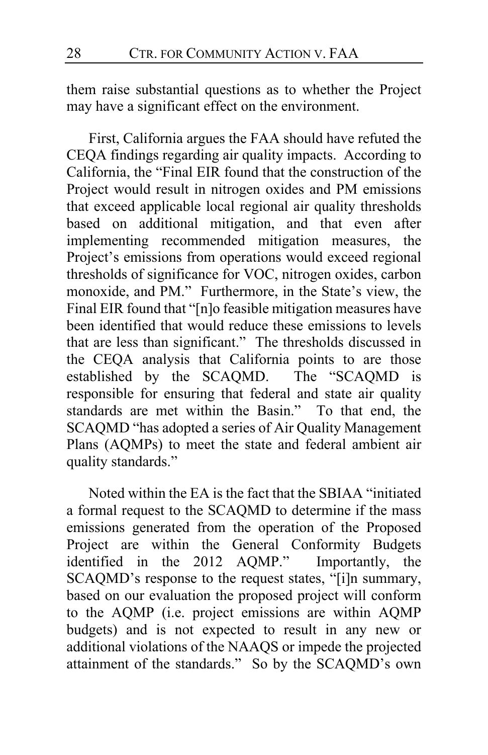them raise substantial questions as to whether the Project may have a significant effect on the environment.

First, California argues the FAA should have refuted the CEQA findings regarding air quality impacts. According to California, the "Final EIR found that the construction of the Project would result in nitrogen oxides and PM emissions that exceed applicable local regional air quality thresholds based on additional mitigation, and that even after implementing recommended mitigation measures, the Project's emissions from operations would exceed regional thresholds of significance for VOC, nitrogen oxides, carbon monoxide, and PM." Furthermore, in the State's view, the Final EIR found that "[n]o feasible mitigation measures have been identified that would reduce these emissions to levels that are less than significant." The thresholds discussed in the CEQA analysis that California points to are those established by the SCAQMD. The "SCAQMD is responsible for ensuring that federal and state air quality standards are met within the Basin." To that end, the SCAQMD "has adopted a series of Air Quality Management Plans (AQMPs) to meet the state and federal ambient air quality standards."

Noted within the EA is the fact that the SBIAA "initiated a formal request to the SCAQMD to determine if the mass emissions generated from the operation of the Proposed Project are within the General Conformity Budgets identified in the 2012 AQMP." Importantly, the SCAQMD's response to the request states, "[i]n summary, based on our evaluation the proposed project will conform to the AQMP (i.e. project emissions are within AQMP budgets) and is not expected to result in any new or additional violations of the NAAQS or impede the projected attainment of the standards." So by the SCAQMD's own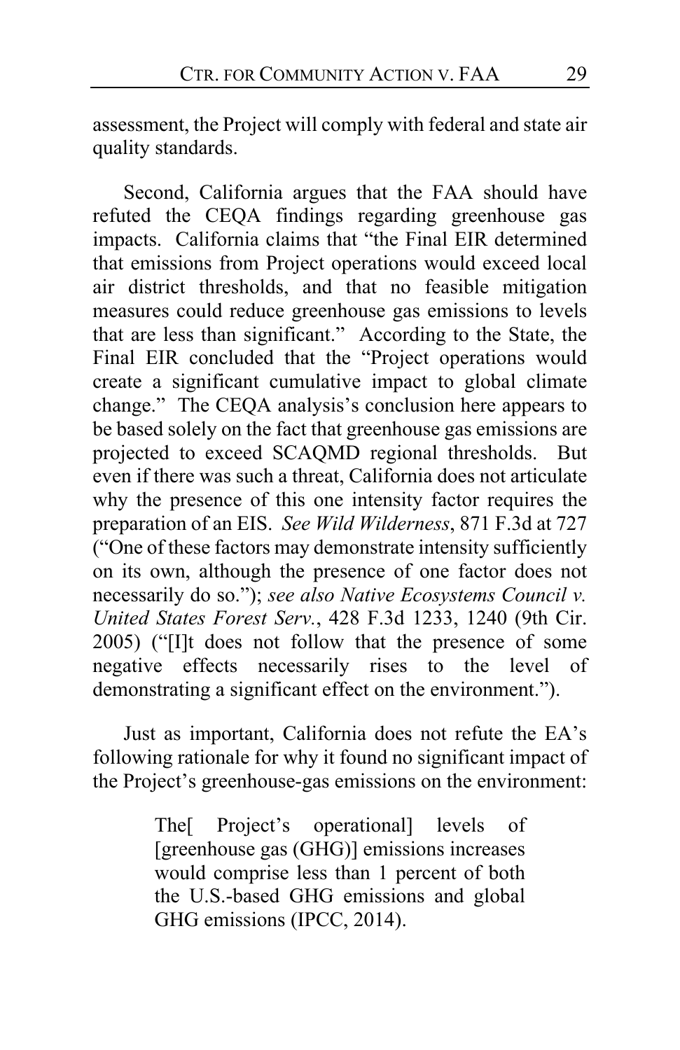assessment, the Project will comply with federal and state air quality standards.

Second, California argues that the FAA should have refuted the CEQA findings regarding greenhouse gas impacts. California claims that "the Final EIR determined that emissions from Project operations would exceed local air district thresholds, and that no feasible mitigation measures could reduce greenhouse gas emissions to levels that are less than significant." According to the State, the Final EIR concluded that the "Project operations would create a significant cumulative impact to global climate change." The CEQA analysis's conclusion here appears to be based solely on the fact that greenhouse gas emissions are projected to exceed SCAQMD regional thresholds. But even if there was such a threat, California does not articulate why the presence of this one intensity factor requires the preparation of an EIS. *See Wild Wilderness*, 871 F.3d at 727 ("One of these factors may demonstrate intensity sufficiently on its own, although the presence of one factor does not necessarily do so."); *see also Native Ecosystems Council v. United States Forest Serv.*, 428 F.3d 1233, 1240 (9th Cir. 2005) ("[I]t does not follow that the presence of some negative effects necessarily rises to the level of demonstrating a significant effect on the environment.").

Just as important, California does not refute the EA's following rationale for why it found no significant impact of the Project's greenhouse-gas emissions on the environment:

> The[ Project's operational] levels of [greenhouse gas (GHG)] emissions increases would comprise less than 1 percent of both the U.S.-based GHG emissions and global GHG emissions (IPCC, 2014).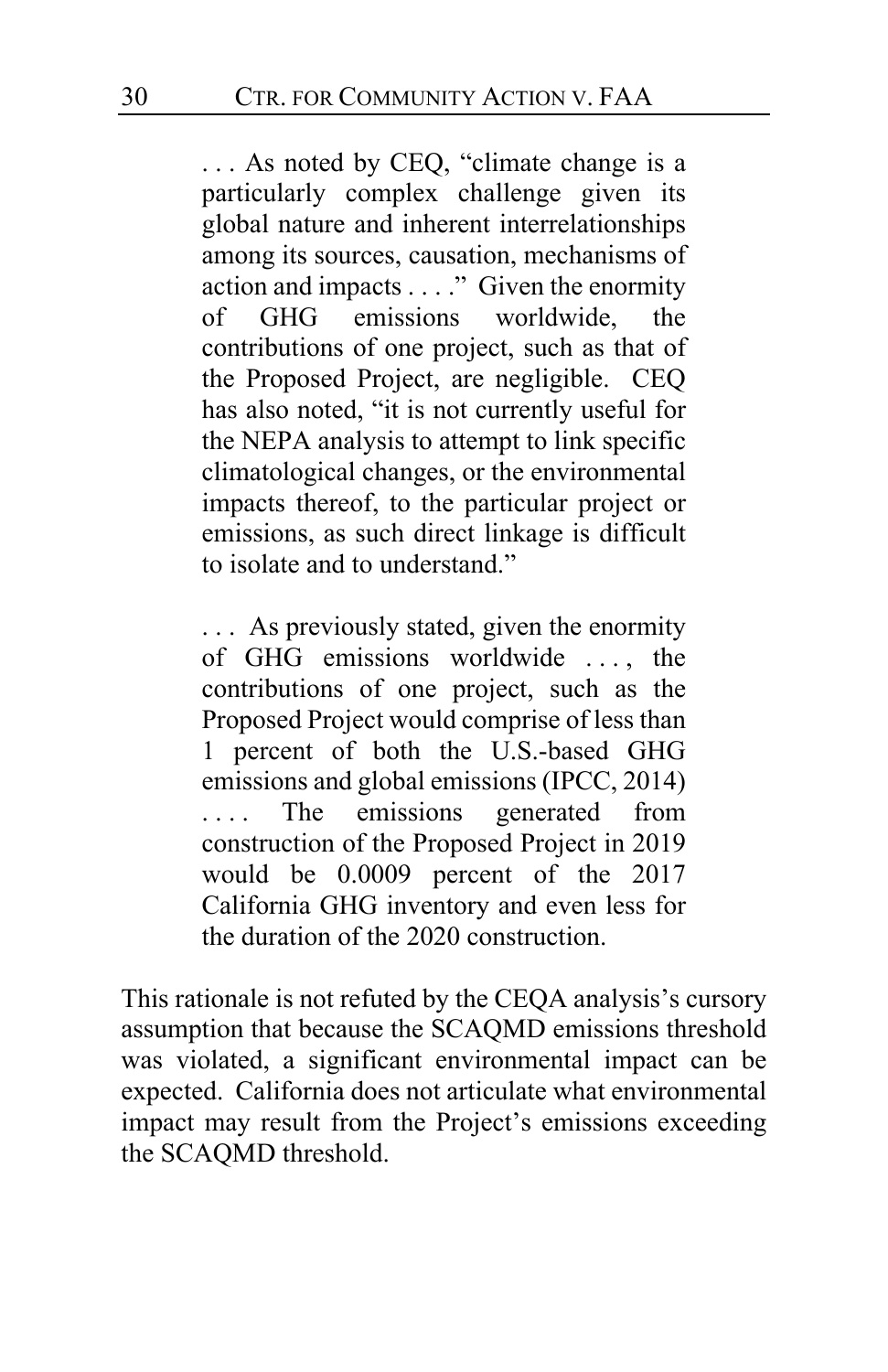> . . . As noted by CEQ, "climate change is a particularly complex challenge given its global nature and inherent interrelationships among its sources, causation, mechanisms of action and impacts . . . ." Given the enormity of GHG emissions worldwide, the contributions of one project, such as that of the Proposed Project, are negligible. CEQ has also noted, "it is not currently useful for the NEPA analysis to attempt to link specific climatological changes, or the environmental impacts thereof, to the particular project or emissions, as such direct linkage is difficult to isolate and to understand."
>
> . . . As previously stated, given the enormity of GHG emissions worldwide . . . , the contributions of one project, such as the Proposed Project would comprise of less than 1 percent of both the U.S.-based GHG emissions and global emissions (IPCC, 2014) . . . . The emissions generated from construction of the Proposed Project in 2019 would be 0.0009 percent of the 2017 California GHG inventory and even less for the duration of the 2020 construction.

This rationale is not refuted by the CEQA analysis's cursory assumption that because the SCAQMD emissions threshold was violated, a significant environmental impact can be expected. California does not articulate what environmental impact may result from the Project's emissions exceeding the SCAQMD threshold.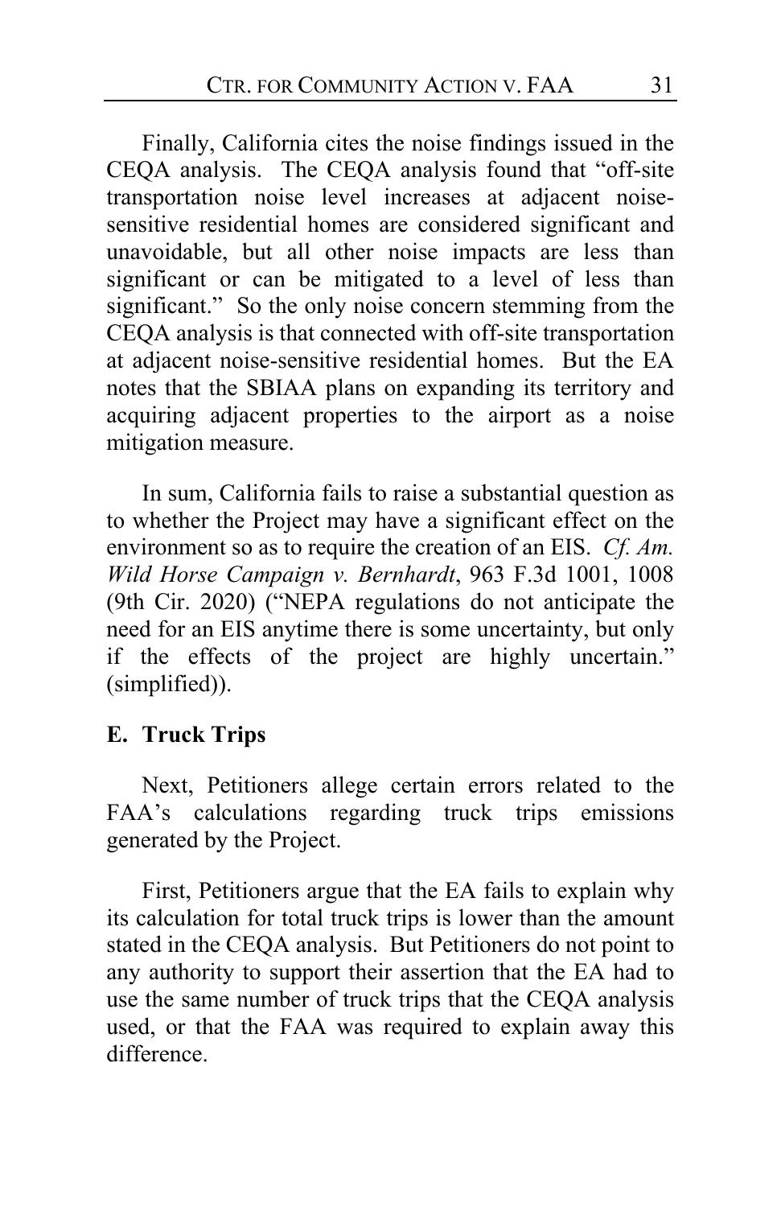Finally, California cites the noise findings issued in the CEQA analysis. The CEQA analysis found that "off-site transportation noise level increases at adjacent noise-sensitive residential homes are considered significant and unavoidable, but all other noise impacts are less than significant or can be mitigated to a level of less than significant." So the only noise concern stemming from the CEQA analysis is that connected with off-site transportation at adjacent noise-sensitive residential homes. But the EA notes that the SBIAA plans on expanding its territory and acquiring adjacent properties to the airport as a noise mitigation measure.

In sum, California fails to raise a substantial question as to whether the Project may have a significant effect on the environment so as to require the creation of an EIS. *Cf. Am. Wild Horse Campaign v. Bernhardt*, 963 F.3d 1001, 1008 (9th Cir. 2020) ("NEPA regulations do not anticipate the need for an EIS anytime there is some uncertainty, but only if the effects of the project are highly uncertain." (simplified)).

## E. Truck Trips

Next, Petitioners allege certain errors related to the FAA's calculations regarding truck trips emissions generated by the Project.

First, Petitioners argue that the EA fails to explain why its calculation for total truck trips is lower than the amount stated in the CEQA analysis. But Petitioners do not point to any authority to support their assertion that the EA had to use the same number of truck trips that the CEQA analysis used, or that the FAA was required to explain away this difference.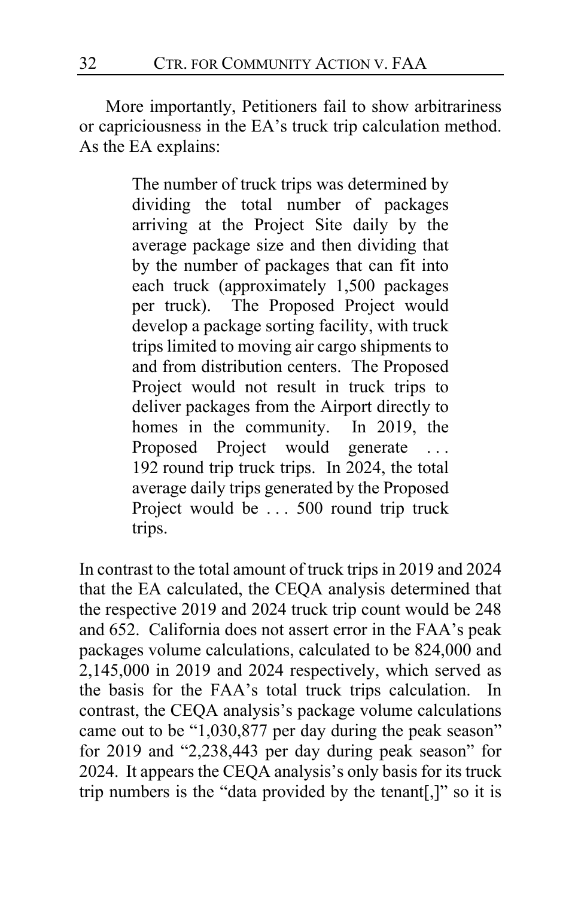More importantly, Petitioners fail to show arbitrariness or capriciousness in the EA's truck trip calculation method. As the EA explains:

> The number of truck trips was determined by dividing the total number of packages arriving at the Project Site daily by the average package size and then dividing that by the number of packages that can fit into each truck (approximately 1,500 packages per truck). The Proposed Project would develop a package sorting facility, with truck trips limited to moving air cargo shipments to and from distribution centers. The Proposed Project would not result in truck trips to deliver packages from the Airport directly to homes in the community. In 2019, the Proposed Project would generate . . . 192 round trip truck trips. In 2024, the total average daily trips generated by the Proposed Project would be . . . 500 round trip truck trips.

In contrast to the total amount of truck trips in 2019 and 2024 that the EA calculated, the CEQA analysis determined that the respective 2019 and 2024 truck trip count would be 248 and 652. California does not assert error in the FAA's peak packages volume calculations, calculated to be 824,000 and 2,145,000 in 2019 and 2024 respectively, which served as the basis for the FAA's total truck trips calculation. In contrast, the CEQA analysis's package volume calculations came out to be "1,030,877 per day during the peak season" for 2019 and "2,238,443 per day during peak season" for 2024. It appears the CEQA analysis's only basis for its truck trip numbers is the "data provided by the tenant[,]" so it is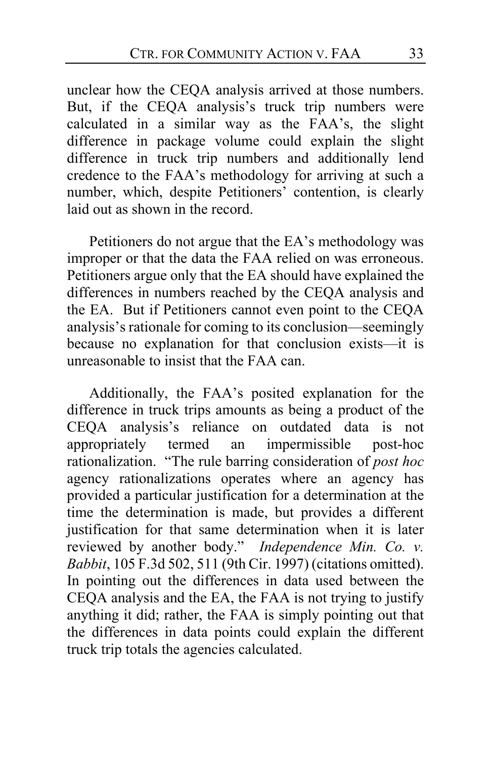unclear how the CEQA analysis arrived at those numbers. But, if the CEQA analysis's truck trip numbers were calculated in a similar way as the FAA's, the slight difference in package volume could explain the slight difference in truck trip numbers and additionally lend credence to the FAA's methodology for arriving at such a number, which, despite Petitioners' contention, is clearly laid out as shown in the record.

Petitioners do not argue that the EA's methodology was improper or that the data the FAA relied on was erroneous. Petitioners argue only that the EA should have explained the differences in numbers reached by the CEQA analysis and the EA. But if Petitioners cannot even point to the CEQA analysis's rationale for coming to its conclusion—seemingly because no explanation for that conclusion exists—it is unreasonable to insist that the FAA can.

Additionally, the FAA's posited explanation for the difference in truck trips amounts as being a product of the CEQA analysis's reliance on outdated data is not appropriately termed an impermissible post-hoc rationalization. "The rule barring consideration of *post hoc* agency rationalizations operates where an agency has provided a particular justification for a determination at the time the determination is made, but provides a different justification for that same determination when it is later reviewed by another body." *Independence Min. Co. v. Babbit*, 105 F.3d 502, 511 (9th Cir. 1997) (citations omitted). In pointing out the differences in data used between the CEQA analysis and the EA, the FAA is not trying to justify anything it did; rather, the FAA is simply pointing out that the differences in data points could explain the different truck trip totals the agencies calculated.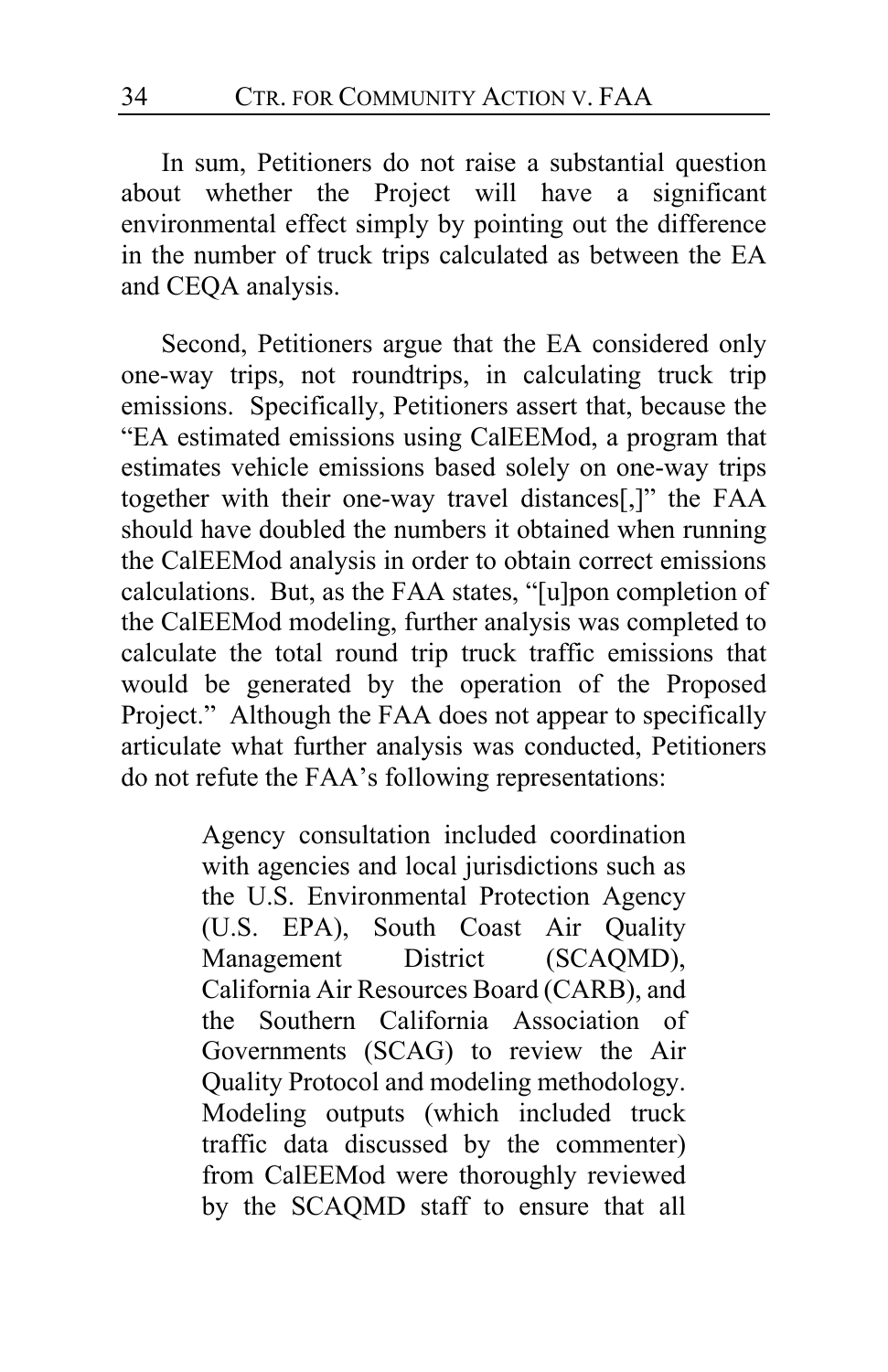In sum, Petitioners do not raise a substantial question about whether the Project will have a significant environmental effect simply by pointing out the difference in the number of truck trips calculated as between the EA and CEQA analysis.

Second, Petitioners argue that the EA considered only one-way trips, not roundtrips, in calculating truck trip emissions. Specifically, Petitioners assert that, because the "EA estimated emissions using CalEEMod, a program that estimates vehicle emissions based solely on one-way trips together with their one-way travel distances[,]" the FAA should have doubled the numbers it obtained when running the CalEEMod analysis in order to obtain correct emissions calculations. But, as the FAA states, "[u]pon completion of the CalEEMod modeling, further analysis was completed to calculate the total round trip truck traffic emissions that would be generated by the operation of the Proposed Project." Although the FAA does not appear to specifically articulate what further analysis was conducted, Petitioners do not refute the FAA's following representations:

> Agency consultation included coordination with agencies and local jurisdictions such as the U.S. Environmental Protection Agency (U.S. EPA), South Coast Air Quality Management District (SCAQMD), California Air Resources Board (CARB), and the Southern California Association of Governments (SCAG) to review the Air Quality Protocol and modeling methodology. Modeling outputs (which included truck traffic data discussed by the commenter) from CalEEMod were thoroughly reviewed by the SCAQMD staff to ensure that all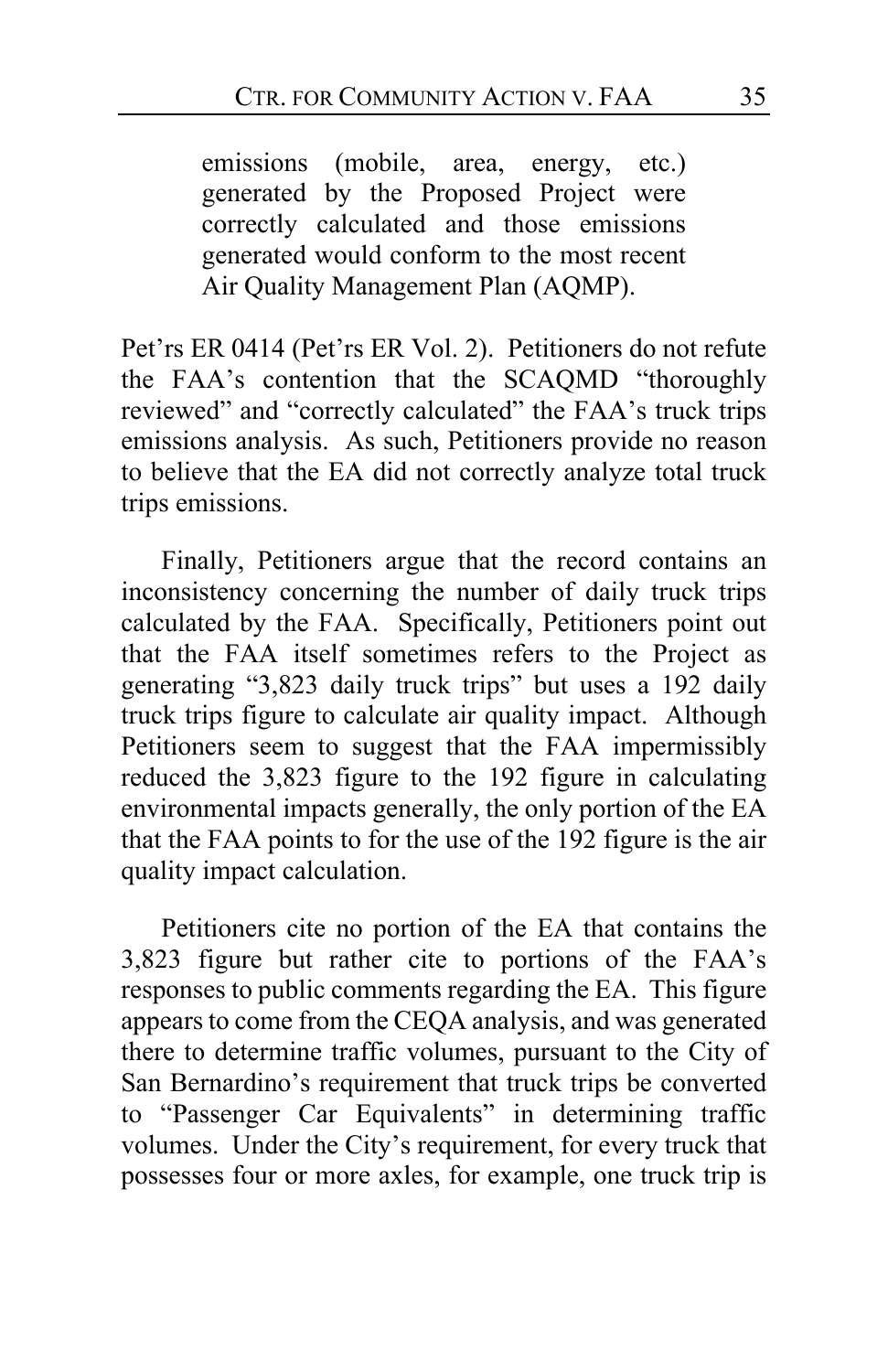> emissions (mobile, area, energy, etc.) generated by the Proposed Project were correctly calculated and those emissions generated would conform to the most recent Air Quality Management Plan (AQMP).

Pet'rs ER 0414 (Pet'rs ER Vol. 2). Petitioners do not refute the FAA's contention that the SCAQMD "thoroughly reviewed" and "correctly calculated" the FAA's truck trips emissions analysis. As such, Petitioners provide no reason to believe that the EA did not correctly analyze total truck trips emissions.

Finally, Petitioners argue that the record contains an inconsistency concerning the number of daily truck trips calculated by the FAA. Specifically, Petitioners point out that the FAA itself sometimes refers to the Project as generating "3,823 daily truck trips" but uses a 192 daily truck trips figure to calculate air quality impact. Although Petitioners seem to suggest that the FAA impermissibly reduced the 3,823 figure to the 192 figure in calculating environmental impacts generally, the only portion of the EA that the FAA points to for the use of the 192 figure is the air quality impact calculation.

Petitioners cite no portion of the EA that contains the 3,823 figure but rather cite to portions of the FAA's responses to public comments regarding the EA. This figure appears to come from the CEQA analysis, and was generated there to determine traffic volumes, pursuant to the City of San Bernardino's requirement that truck trips be converted to "Passenger Car Equivalents" in determining traffic volumes. Under the City's requirement, for every truck that possesses four or more axles, for example, one truck trip is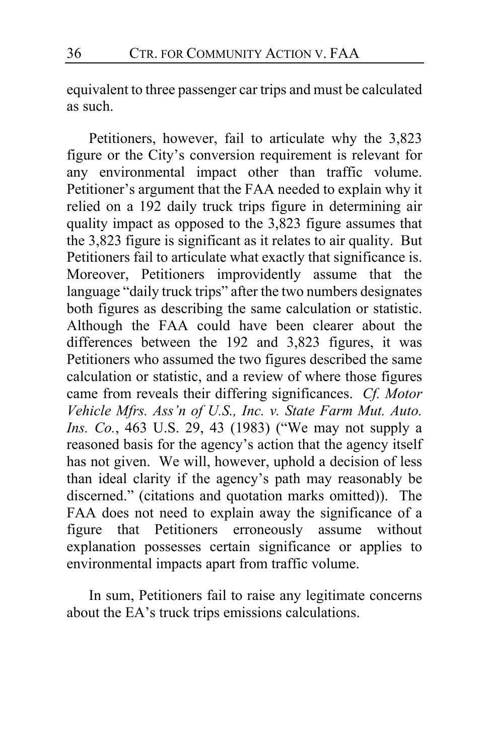equivalent to three passenger car trips and must be calculated as such.

Petitioners, however, fail to articulate why the 3,823 figure or the City's conversion requirement is relevant for any environmental impact other than traffic volume. Petitioner's argument that the FAA needed to explain why it relied on a 192 daily truck trips figure in determining air quality impact as opposed to the 3,823 figure assumes that the 3,823 figure is significant as it relates to air quality. But Petitioners fail to articulate what exactly that significance is. Moreover, Petitioners improvidently assume that the language "daily truck trips" after the two numbers designates both figures as describing the same calculation or statistic. Although the FAA could have been clearer about the differences between the 192 and 3,823 figures, it was Petitioners who assumed the two figures described the same calculation or statistic, and a review of where those figures came from reveals their differing significances. *Cf. Motor Vehicle Mfrs. Ass'n of U.S., Inc. v. State Farm Mut. Auto. Ins. Co.*, 463 U.S. 29, 43 (1983) ("We may not supply a reasoned basis for the agency's action that the agency itself has not given. We will, however, uphold a decision of less than ideal clarity if the agency's path may reasonably be discerned." (citations and quotation marks omitted)). The FAA does not need to explain away the significance of a figure that Petitioners erroneously assume without explanation possesses certain significance or applies to environmental impacts apart from traffic volume.

In sum, Petitioners fail to raise any legitimate concerns about the EA's truck trips emissions calculations.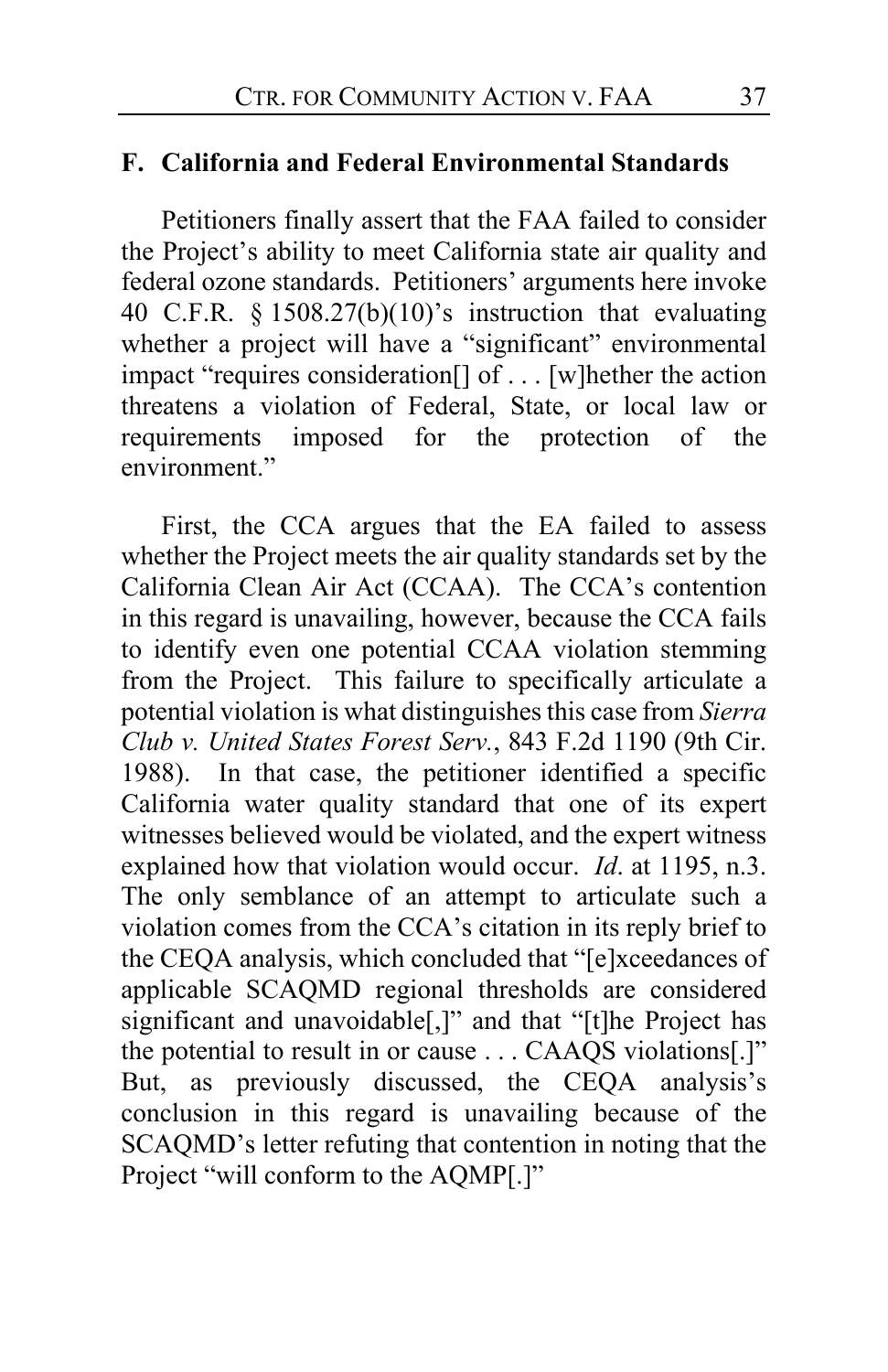### F. California and Federal Environmental Standards

Petitioners finally assert that the FAA failed to consider the Project's ability to meet California state air quality and federal ozone standards. Petitioners' arguments here invoke 40 C.F.R. § 1508.27(b)(10)'s instruction that evaluating whether a project will have a "significant" environmental impact "requires consideration[] of . . . [w]hether the action threatens a violation of Federal, State, or local law or requirements imposed for the protection of the environment."

First, the CCA argues that the EA failed to assess whether the Project meets the air quality standards set by the California Clean Air Act (CCAA). The CCA's contention in this regard is unavailing, however, because the CCA fails to identify even one potential CCAA violation stemming from the Project. This failure to specifically articulate a potential violation is what distinguishes this case from *Sierra Club v. United States Forest Serv.*, 843 F.2d 1190 (9th Cir. 1988). In that case, the petitioner identified a specific California water quality standard that one of its expert witnesses believed would be violated, and the expert witness explained how that violation would occur. *Id*. at 1195, n.3. The only semblance of an attempt to articulate such a violation comes from the CCA's citation in its reply brief to the CEQA analysis, which concluded that "[e]xceedances of applicable SCAQMD regional thresholds are considered significant and unavoidable[,]" and that "[t]he Project has the potential to result in or cause . . . CAAQS violations[.]" But, as previously discussed, the CEQA analysis's conclusion in this regard is unavailing because of the SCAQMD's letter refuting that contention in noting that the Project "will conform to the AQMP[.]"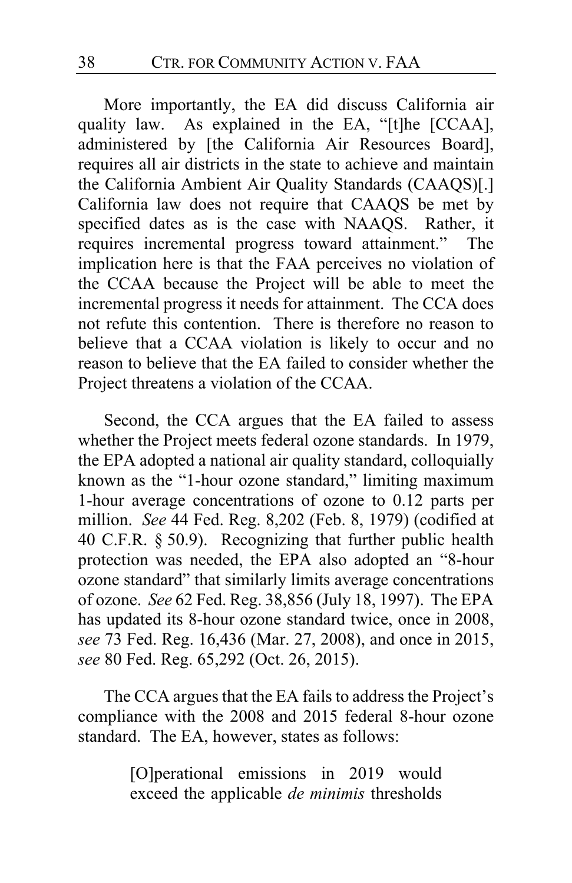More importantly, the EA did discuss California air quality law. As explained in the EA, "[t]he [CCAA], administered by [the California Air Resources Board], requires all air districts in the state to achieve and maintain the California Ambient Air Quality Standards (CAAQS)[.] California law does not require that CAAQS be met by specified dates as is the case with NAAQS. Rather, it requires incremental progress toward attainment." The implication here is that the FAA perceives no violation of the CCAA because the Project will be able to meet the incremental progress it needs for attainment. The CCA does not refute this contention. There is therefore no reason to believe that a CCAA violation is likely to occur and no reason to believe that the EA failed to consider whether the Project threatens a violation of the CCAA.

Second, the CCA argues that the EA failed to assess whether the Project meets federal ozone standards. In 1979, the EPA adopted a national air quality standard, colloquially known as the "1-hour ozone standard," limiting maximum 1-hour average concentrations of ozone to 0.12 parts per million. *See* 44 Fed. Reg. 8,202 (Feb. 8, 1979) (codified at 40 C.F.R. § 50.9). Recognizing that further public health protection was needed, the EPA also adopted an "8-hour ozone standard" that similarly limits average concentrations of ozone. *See* 62 Fed. Reg. 38,856 (July 18, 1997). The EPA has updated its 8-hour ozone standard twice, once in 2008, *see* 73 Fed. Reg. 16,436 (Mar. 27, 2008), and once in 2015, *see* 80 Fed. Reg. 65,292 (Oct. 26, 2015).

The CCA argues that the EA fails to address the Project's compliance with the 2008 and 2015 federal 8-hour ozone standard. The EA, however, states as follows:

> [O]perational emissions in 2019 would exceed the applicable *de minimis* thresholds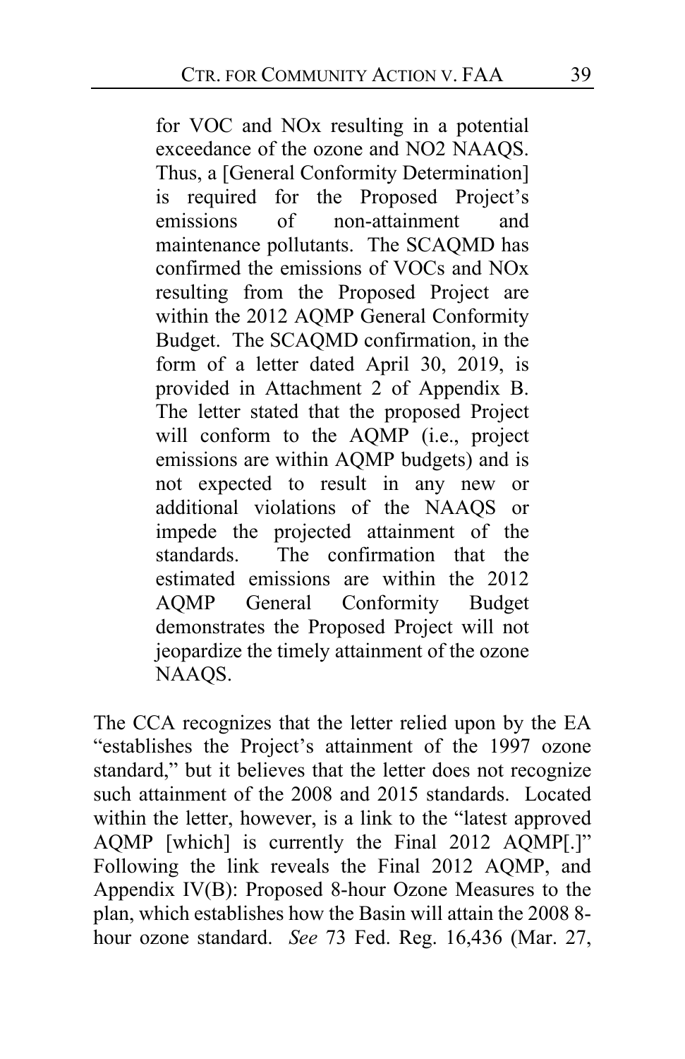> for VOC and NOx resulting in a potential exceedance of the ozone and NO2 NAAQS. Thus, a [General Conformity Determination] is required for the Proposed Project's emissions of non-attainment and maintenance pollutants. The SCAQMD has confirmed the emissions of VOCs and NOx resulting from the Proposed Project are within the 2012 AQMP General Conformity Budget. The SCAQMD confirmation, in the form of a letter dated April 30, 2019, is provided in Attachment 2 of Appendix B. The letter stated that the proposed Project will conform to the AQMP (i.e., project emissions are within AQMP budgets) and is not expected to result in any new or additional violations of the NAAQS or impede the projected attainment of the standards. The confirmation that the estimated emissions are within the 2012 AQMP General Conformity Budget demonstrates the Proposed Project will not jeopardize the timely attainment of the ozone NAAQS.

The CCA recognizes that the letter relied upon by the EA "establishes the Project's attainment of the 1997 ozone standard," but it believes that the letter does not recognize such attainment of the 2008 and 2015 standards. Located within the letter, however, is a link to the "latest approved AQMP [which] is currently the Final 2012 AQMP[.]" Following the link reveals the Final 2012 AQMP, and Appendix IV(B): Proposed 8-hour Ozone Measures to the plan, which establishes how the Basin will attain the 2008 8-hour ozone standard. *See* 73 Fed. Reg. 16,436 (Mar. 27,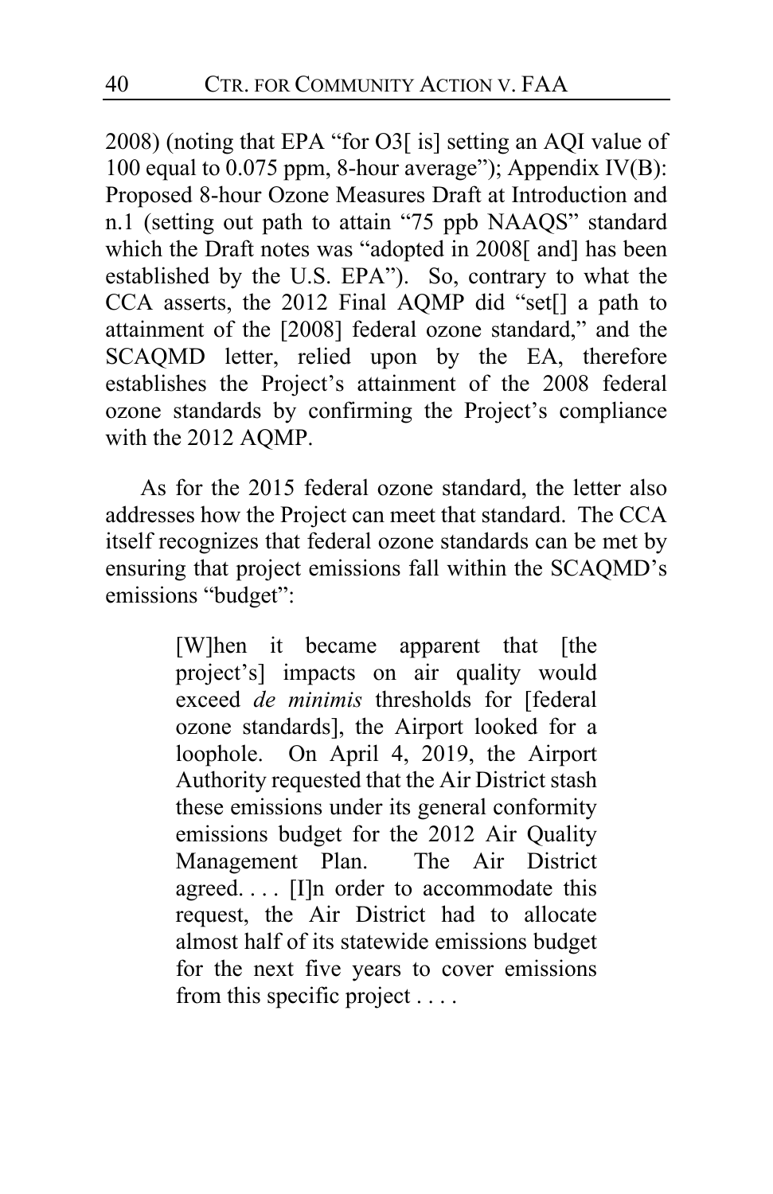2008) (noting that EPA "for O3[ is] setting an AQI value of 100 equal to 0.075 ppm, 8-hour average"); Appendix IV(B): Proposed 8-hour Ozone Measures Draft at Introduction and n.1 (setting out path to attain "75 ppb NAAQS" standard which the Draft notes was "adopted in 2008[ and] has been established by the U.S. EPA"). So, contrary to what the CCA asserts, the 2012 Final AQMP did "set[] a path to attainment of the [2008] federal ozone standard," and the SCAQMD letter, relied upon by the EA, therefore establishes the Project's attainment of the 2008 federal ozone standards by confirming the Project's compliance with the 2012 AQMP.

As for the 2015 federal ozone standard, the letter also addresses how the Project can meet that standard. The CCA itself recognizes that federal ozone standards can be met by ensuring that project emissions fall within the SCAQMD's emissions "budget":

> [W]hen it became apparent that [the project's] impacts on air quality would exceed *de minimis* thresholds for [federal ozone standards], the Airport looked for a loophole. On April 4, 2019, the Airport Authority requested that the Air District stash these emissions under its general conformity emissions budget for the 2012 Air Quality Management Plan. The Air District agreed. . . . [I]n order to accommodate this request, the Air District had to allocate almost half of its statewide emissions budget for the next five years to cover emissions from this specific project . . . .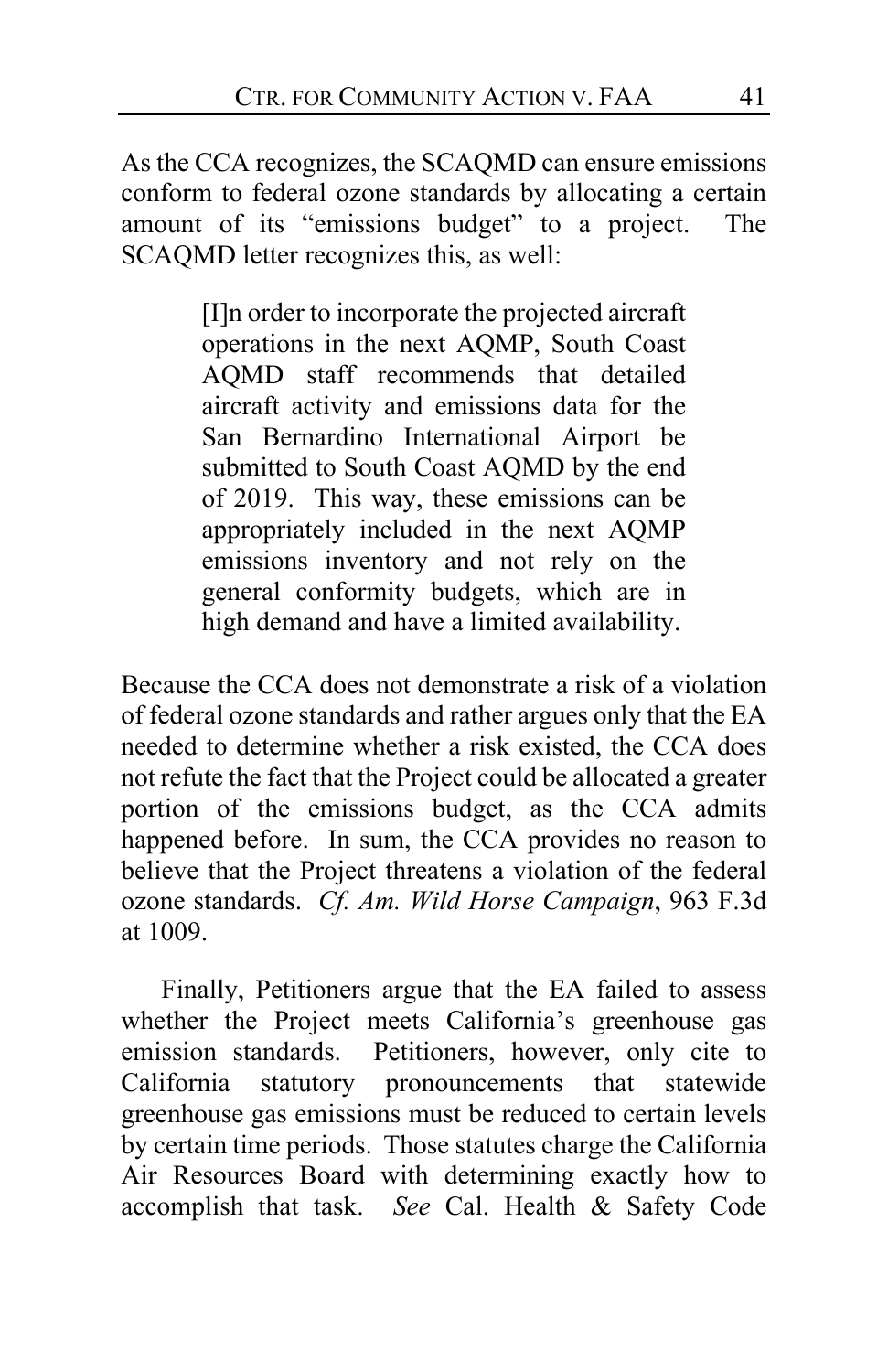As the CCA recognizes, the SCAQMD can ensure emissions conform to federal ozone standards by allocating a certain amount of its "emissions budget" to a project. The SCAQMD letter recognizes this, as well:

> [I]n order to incorporate the projected aircraft operations in the next AQMP, South Coast AQMD staff recommends that detailed aircraft activity and emissions data for the San Bernardino International Airport be submitted to South Coast AQMD by the end of 2019. This way, these emissions can be appropriately included in the next AQMP emissions inventory and not rely on the general conformity budgets, which are in high demand and have a limited availability.

Because the CCA does not demonstrate a risk of a violation of federal ozone standards and rather argues only that the EA needed to determine whether a risk existed, the CCA does not refute the fact that the Project could be allocated a greater portion of the emissions budget, as the CCA admits happened before. In sum, the CCA provides no reason to believe that the Project threatens a violation of the federal ozone standards. *Cf. Am. Wild Horse Campaign*, 963 F.3d at 1009.

Finally, Petitioners argue that the EA failed to assess whether the Project meets California's greenhouse gas emission standards. Petitioners, however, only cite to California statutory pronouncements that statewide greenhouse gas emissions must be reduced to certain levels by certain time periods. Those statutes charge the California Air Resources Board with determining exactly how to accomplish that task. *See* Cal. Health & Safety Code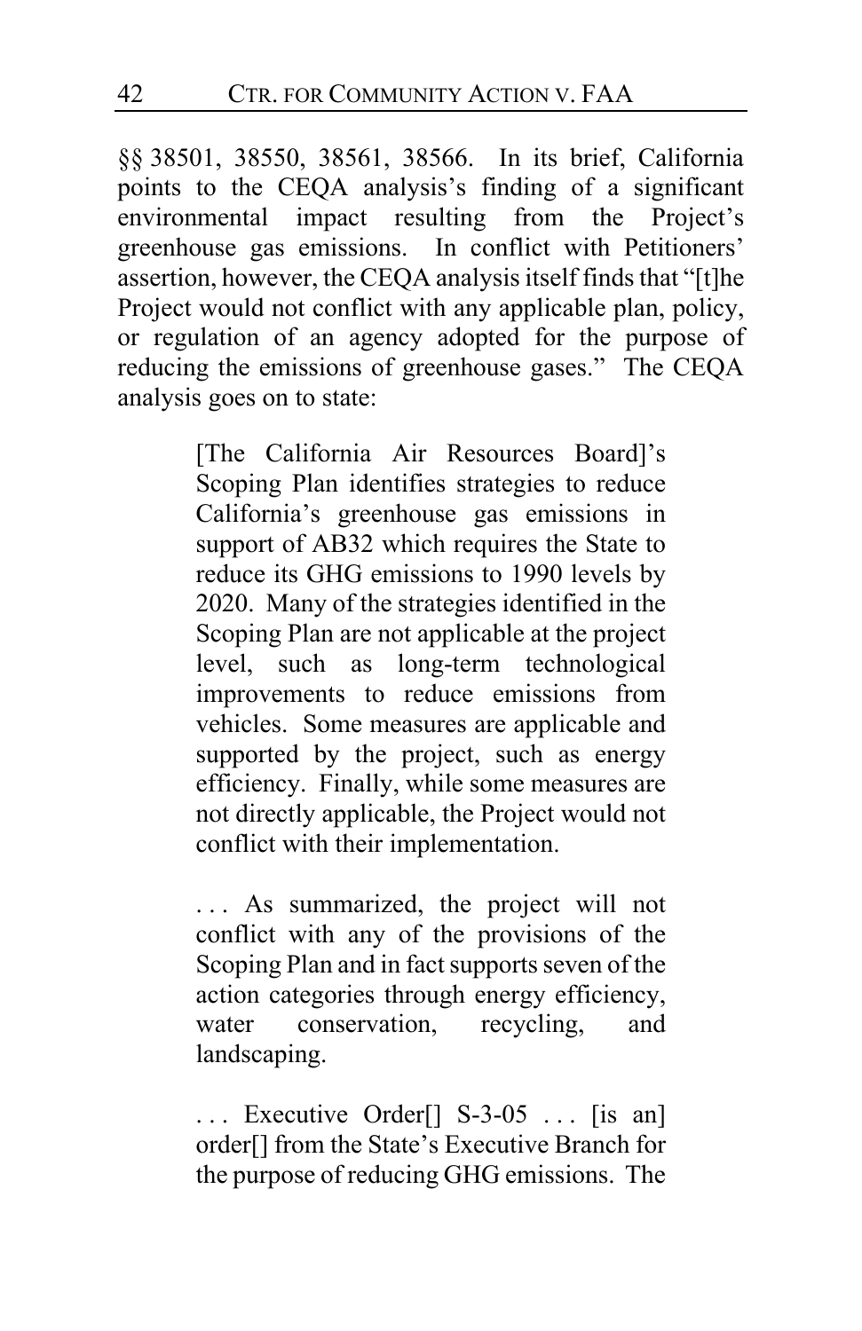§§ 38501, 38550, 38561, 38566. In its brief, California points to the CEQA analysis's finding of a significant environmental impact resulting from the Project's greenhouse gas emissions. In conflict with Petitioners' assertion, however, the CEQA analysis itself finds that "[t]he Project would not conflict with any applicable plan, policy, or regulation of an agency adopted for the purpose of reducing the emissions of greenhouse gases." The CEQA analysis goes on to state:

> [The California Air Resources Board]'s Scoping Plan identifies strategies to reduce California's greenhouse gas emissions in support of AB32 which requires the State to reduce its GHG emissions to 1990 levels by 2020. Many of the strategies identified in the Scoping Plan are not applicable at the project level, such as long-term technological improvements to reduce emissions from vehicles. Some measures are applicable and supported by the project, such as energy efficiency. Finally, while some measures are not directly applicable, the Project would not conflict with their implementation.
>
> . . . As summarized, the project will not conflict with any of the provisions of the Scoping Plan and in fact supports seven of the action categories through energy efficiency, water conservation, recycling, and landscaping.
>
> . . . Executive Order[] S-3-05 . . . [is an] order[] from the State's Executive Branch for the purpose of reducing GHG emissions. The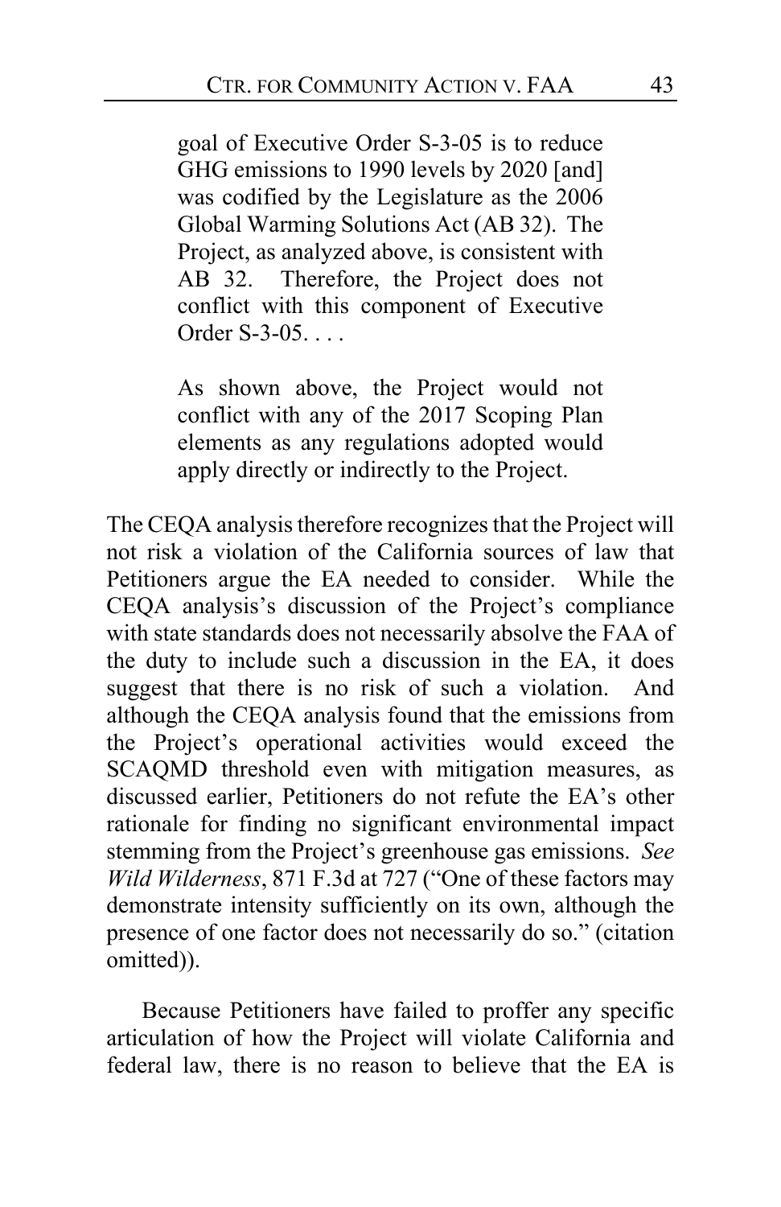> goal of Executive Order S-3-05 is to reduce GHG emissions to 1990 levels by 2020 [and] was codified by the Legislature as the 2006 Global Warming Solutions Act (AB 32). The Project, as analyzed above, is consistent with AB 32. Therefore, the Project does not conflict with this component of Executive Order S-3-05. . . .
>
> As shown above, the Project would not conflict with any of the 2017 Scoping Plan elements as any regulations adopted would apply directly or indirectly to the Project.

The CEQA analysis therefore recognizes that the Project will not risk a violation of the California sources of law that Petitioners argue the EA needed to consider. While the CEQA analysis's discussion of the Project's compliance with state standards does not necessarily absolve the FAA of the duty to include such a discussion in the EA, it does suggest that there is no risk of such a violation. And although the CEQA analysis found that the emissions from the Project's operational activities would exceed the SCAQMD threshold even with mitigation measures, as discussed earlier, Petitioners do not refute the EA's other rationale for finding no significant environmental impact stemming from the Project's greenhouse gas emissions. *See Wild Wilderness*, 871 F.3d at 727 ("One of these factors may demonstrate intensity sufficiently on its own, although the presence of one factor does not necessarily do so." (citation omitted)).

Because Petitioners have failed to proffer any specific articulation of how the Project will violate California and federal law, there is no reason to believe that the EA is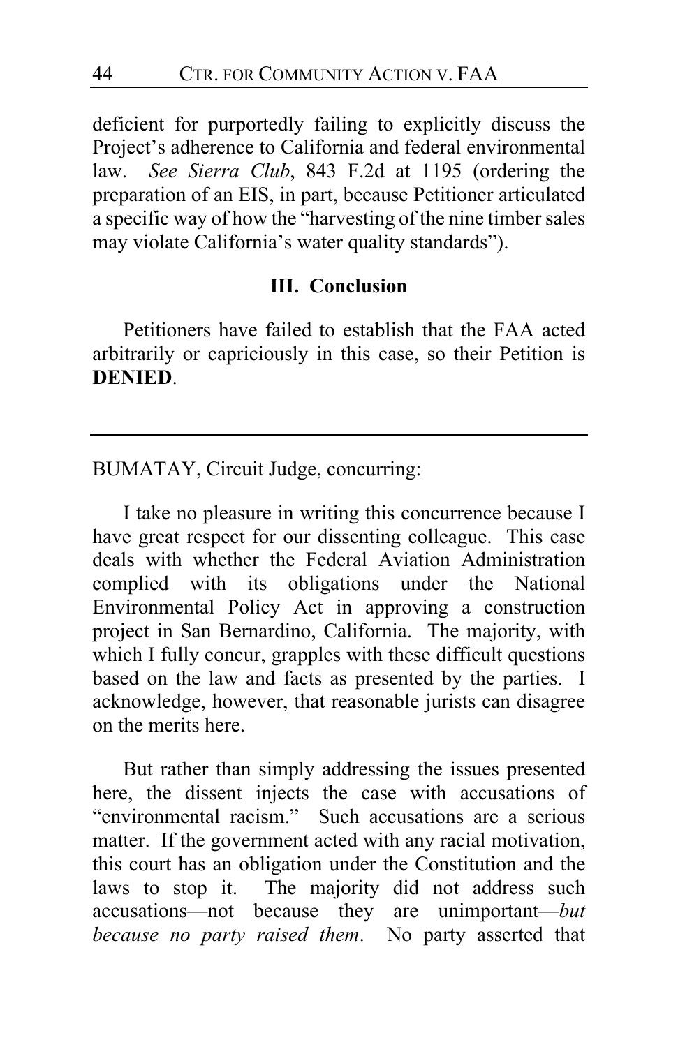deficient for purportedly failing to explicitly discuss the Project's adherence to California and federal environmental law. *See Sierra Club*, 843 F.2d at 1195 (ordering the preparation of an EIS, in part, because Petitioner articulated a specific way of how the "harvesting of the nine timber sales may violate California's water quality standards").

## III. Conclusion

Petitioners have failed to establish that the FAA acted arbitrarily or capriciously in this case, so their Petition is **DENIED**.

---

BUMATAY, Circuit Judge, concurring:

I take no pleasure in writing this concurrence because I have great respect for our dissenting colleague. This case deals with whether the Federal Aviation Administration complied with its obligations under the National Environmental Policy Act in approving a construction project in San Bernardino, California. The majority, with which I fully concur, grapples with these difficult questions based on the law and facts as presented by the parties. I acknowledge, however, that reasonable jurists can disagree on the merits here.

But rather than simply addressing the issues presented here, the dissent injects the case with accusations of "environmental racism." Such accusations are a serious matter. If the government acted with any racial motivation, this court has an obligation under the Constitution and the laws to stop it. The majority did not address such accusations—not because they are unimportant—*but because no party raised them*. No party asserted that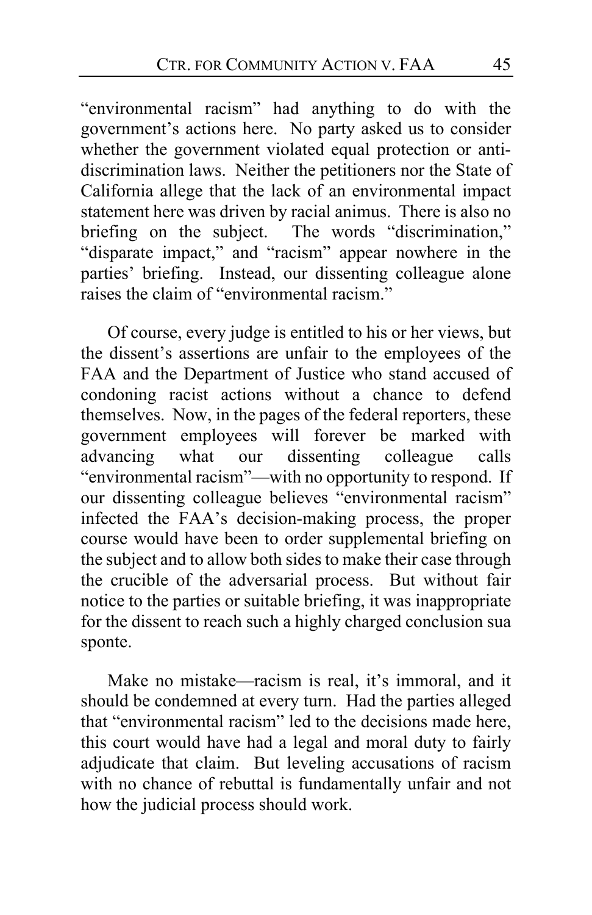"environmental racism" had anything to do with the government's actions here. No party asked us to consider whether the government violated equal protection or anti-discrimination laws. Neither the petitioners nor the State of California allege that the lack of an environmental impact statement here was driven by racial animus. There is also no briefing on the subject. The words "discrimination," "disparate impact," and "racism" appear nowhere in the parties' briefing. Instead, our dissenting colleague alone raises the claim of "environmental racism."

Of course, every judge is entitled to his or her views, but the dissent's assertions are unfair to the employees of the FAA and the Department of Justice who stand accused of condoning racist actions without a chance to defend themselves. Now, in the pages of the federal reporters, these government employees will forever be marked with advancing what our dissenting colleague calls "environmental racism"—with no opportunity to respond. If our dissenting colleague believes "environmental racism" infected the FAA's decision-making process, the proper course would have been to order supplemental briefing on the subject and to allow both sides to make their case through the crucible of the adversarial process. But without fair notice to the parties or suitable briefing, it was inappropriate for the dissent to reach such a highly charged conclusion sua sponte.

Make no mistake—racism is real, it's immoral, and it should be condemned at every turn. Had the parties alleged that "environmental racism" led to the decisions made here, this court would have had a legal and moral duty to fairly adjudicate that claim. But leveling accusations of racism with no chance of rebuttal is fundamentally unfair and not how the judicial process should work.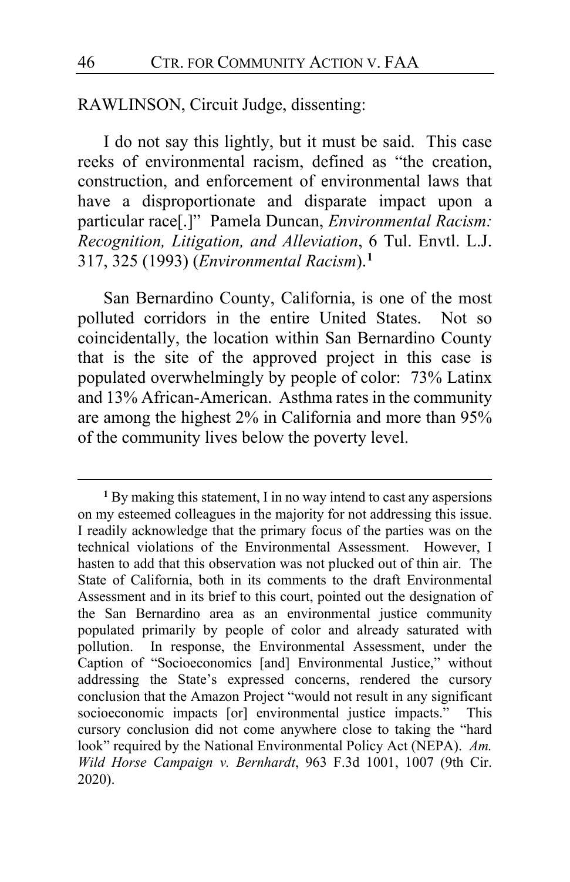RAWLINSON, Circuit Judge, dissenting:

I do not say this lightly, but it must be said. This case reeks of environmental racism, defined as "the creation, construction, and enforcement of environmental laws that have a disproportionate and disparate impact upon a particular race[.]" Pamela Duncan, *Environmental Racism: Recognition, Litigation, and Alleviation*, 6 Tul. Envtl. L.J. 317, 325 (1993) (*Environmental Racism*).[1]

San Bernardino County, California, is one of the most polluted corridors in the entire United States. Not so coincidentally, the location within San Bernardino County that is the site of the approved project in this case is populated overwhelmingly by people of color: 73% Latinx and 13% African-American. Asthma rates in the community are among the highest 2% in California and more than 95% of the community lives below the poverty level.

---

[1] By making this statement, I in no way intend to cast any aspersions on my esteemed colleagues in the majority for not addressing this issue. I readily acknowledge that the primary focus of the parties was on the technical violations of the Environmental Assessment. However, I hasten to add that this observation was not plucked out of thin air. The State of California, both in its comments to the draft Environmental Assessment and in its brief to this court, pointed out the designation of the San Bernardino area as an environmental justice community populated primarily by people of color and already saturated with pollution. In response, the Environmental Assessment, under the Caption of "Socioeconomics [and] Environmental Justice," without addressing the State's expressed concerns, rendered the cursory conclusion that the Amazon Project "would not result in any significant socioeconomic impacts [or] environmental justice impacts." This cursory conclusion did not come anywhere close to taking the "hard look" required by the National Environmental Policy Act (NEPA). *Am. Wild Horse Campaign v. Bernhardt*, 963 F.3d 1001, 1007 (9th Cir. 2020).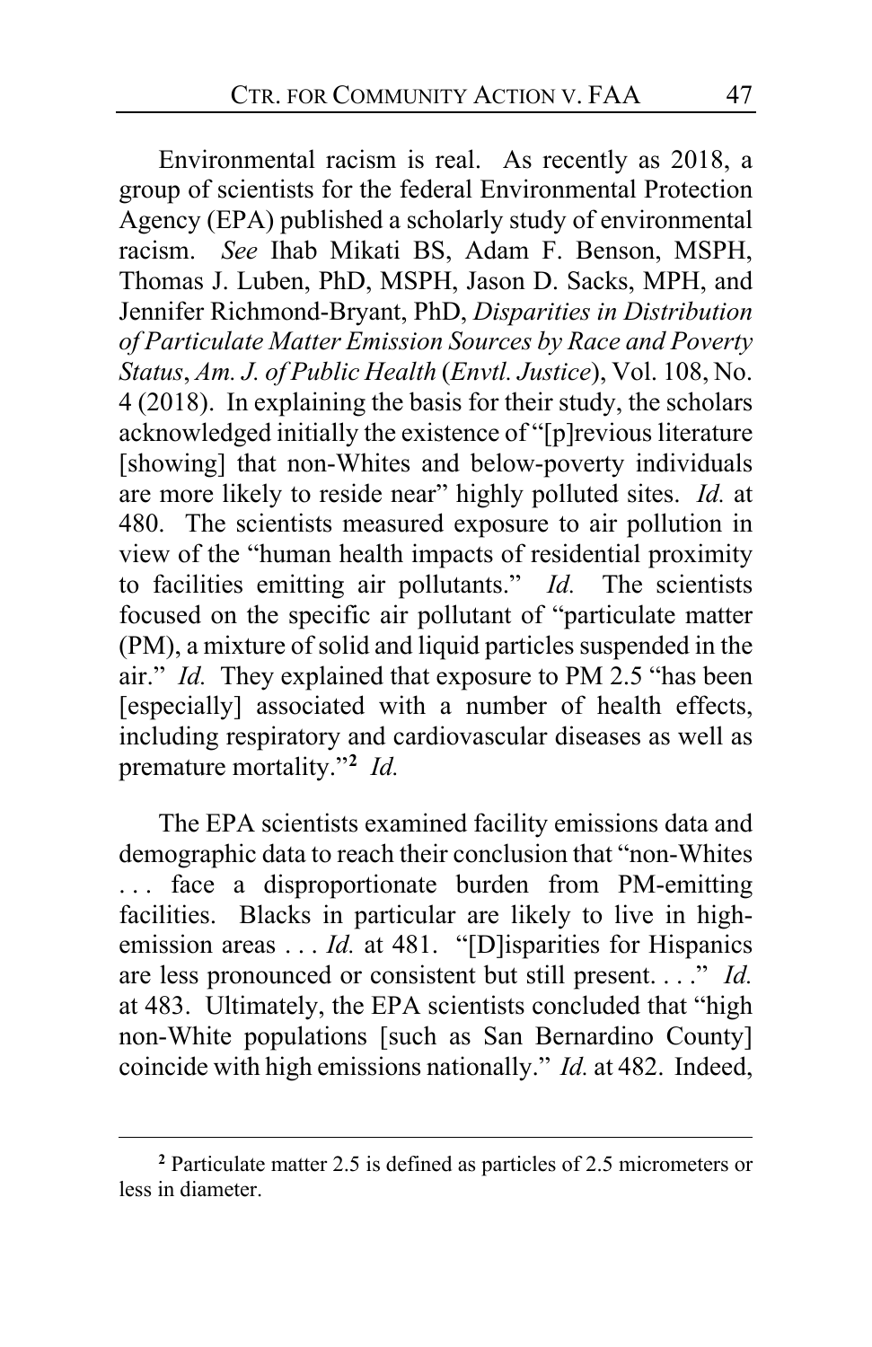Environmental racism is real. As recently as 2018, a group of scientists for the federal Environmental Protection Agency (EPA) published a scholarly study of environmental racism. *See* Ihab Mikati BS, Adam F. Benson, MSPH, Thomas J. Luben, PhD, MSPH, Jason D. Sacks, MPH, and Jennifer Richmond-Bryant, PhD, *Disparities in Distribution of Particulate Matter Emission Sources by Race and Poverty Status*, *Am. J. of Public Health* (*Envtl. Justice*), Vol. 108, No. 4 (2018). In explaining the basis for their study, the scholars acknowledged initially the existence of "[p]revious literature [showing] that non-Whites and below-poverty individuals are more likely to reside near" highly polluted sites. *Id.* at 480. The scientists measured exposure to air pollution in view of the "human health impacts of residential proximity to facilities emitting air pollutants." *Id.* The scientists focused on the specific air pollutant of "particulate matter (PM), a mixture of solid and liquid particles suspended in the air." *Id.* They explained that exposure to PM 2.5 "has been [especially] associated with a number of health effects, including respiratory and cardiovascular diseases as well as premature mortality."[2] *Id.*

The EPA scientists examined facility emissions data and demographic data to reach their conclusion that "non-Whites . . . face a disproportionate burden from PM-emitting facilities. Blacks in particular are likely to live in high-emission areas . . . *Id.* at 481. "[D]isparities for Hispanics are less pronounced or consistent but still present. . . ." *Id.* at 483. Ultimately, the EPA scientists concluded that "high non-White populations [such as San Bernardino County] coincide with high emissions nationally." *Id.* at 482. Indeed,

---

[2] Particulate matter 2.5 is defined as particles of 2.5 micrometers or less in diameter.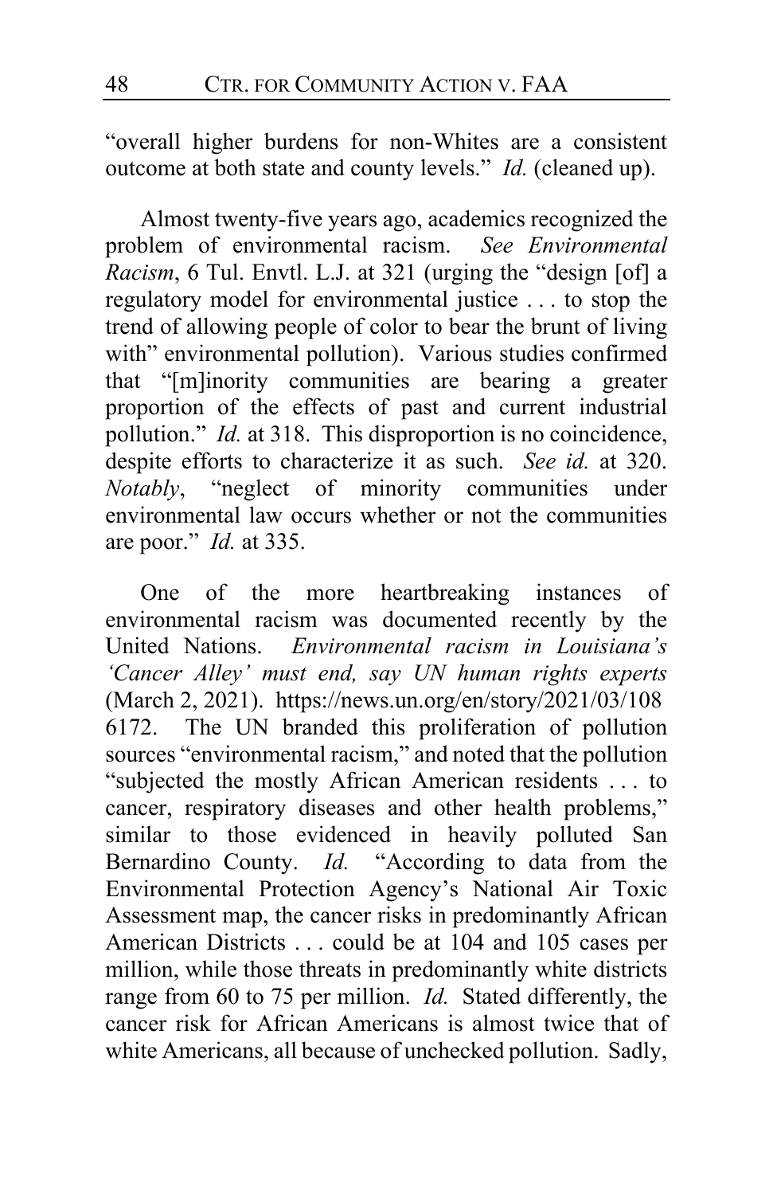"overall higher burdens for non-Whites are a consistent outcome at both state and county levels." *Id.* (cleaned up).

Almost twenty-five years ago, academics recognized the problem of environmental racism. *See Environmental Racism*, 6 Tul. Envtl. L.J. at 321 (urging the "design [of] a regulatory model for environmental justice . . . to stop the trend of allowing people of color to bear the brunt of living with" environmental pollution). Various studies confirmed that "[m]inority communities are bearing a greater proportion of the effects of past and current industrial pollution." *Id.* at 318. This disproportion is no coincidence, despite efforts to characterize it as such. *See id.* at 320. *Notably*, "neglect of minority communities under environmental law occurs whether or not the communities are poor." *Id.* at 335.

One of the more heartbreaking instances of environmental racism was documented recently by the United Nations. *Environmental racism in Louisiana's 'Cancer Alley' must end, say UN human rights experts* (March 2, 2021). https://news.un.org/en/story/2021/03/1086172. The UN branded this proliferation of pollution sources "environmental racism," and noted that the pollution "subjected the mostly African American residents . . . to cancer, respiratory diseases and other health problems," similar to those evidenced in heavily polluted San Bernardino County. *Id.* "According to data from the Environmental Protection Agency's National Air Toxic Assessment map, the cancer risks in predominantly African American Districts . . . could be at 104 and 105 cases per million, while those threats in predominantly white districts range from 60 to 75 per million. *Id.* Stated differently, the cancer risk for African Americans is almost twice that of white Americans, all because of unchecked pollution. Sadly,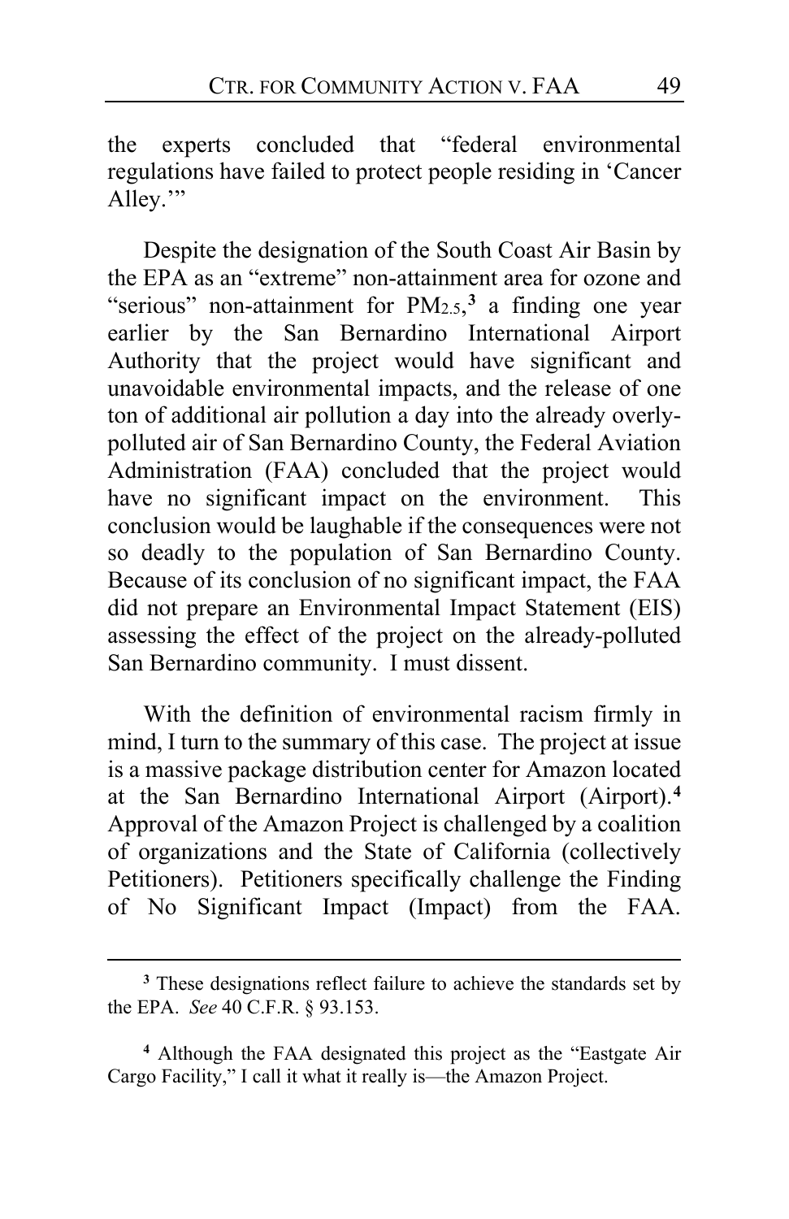the experts concluded that "federal environmental regulations have failed to protect people residing in 'Cancer Alley.'"

Despite the designation of the South Coast Air Basin by the EPA as an "extreme" non-attainment area for ozone and "serious" non-attainment for $PM_{2.5}$,[3] a finding one year earlier by the San Bernardino International Airport Authority that the project would have significant and unavoidable environmental impacts, and the release of one ton of additional air pollution a day into the already overly-polluted air of San Bernardino County, the Federal Aviation Administration (FAA) concluded that the project would have no significant impact on the environment. This conclusion would be laughable if the consequences were not so deadly to the population of San Bernardino County. Because of its conclusion of no significant impact, the FAA did not prepare an Environmental Impact Statement (EIS) assessing the effect of the project on the already-polluted San Bernardino community. I must dissent.

With the definition of environmental racism firmly in mind, I turn to the summary of this case. The project at issue is a massive package distribution center for Amazon located at the San Bernardino International Airport (Airport).[4] Approval of the Amazon Project is challenged by a coalition of organizations and the State of California (collectively Petitioners). Petitioners specifically challenge the Finding of No Significant Impact (Impact) from the FAA.

---

[3] These designations reflect failure to achieve the standards set by the EPA. *See* 40 C.F.R. § 93.153.

[4] Although the FAA designated this project as the "Eastgate Air Cargo Facility," I call it what it really is—the Amazon Project.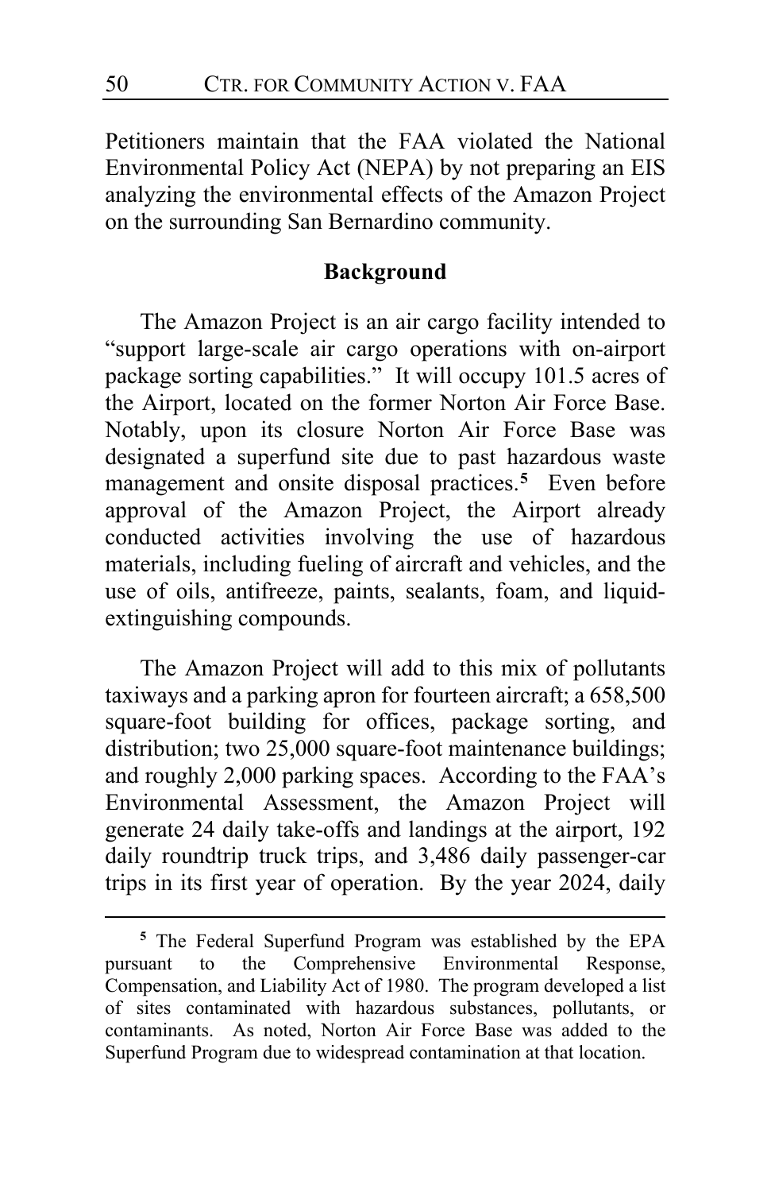Petitioners maintain that the FAA violated the National Environmental Policy Act (NEPA) by not preparing an EIS analyzing the environmental effects of the Amazon Project on the surrounding San Bernardino community.

**Background**

The Amazon Project is an air cargo facility intended to "support large-scale air cargo operations with on-airport package sorting capabilities." It will occupy 101.5 acres of the Airport, located on the former Norton Air Force Base. Notably, upon its closure Norton Air Force Base was designated a superfund site due to past hazardous waste management and onsite disposal practices.[5] Even before approval of the Amazon Project, the Airport already conducted activities involving the use of hazardous materials, including fueling of aircraft and vehicles, and the use of oils, antifreeze, paints, sealants, foam, and liquid-extinguishing compounds.

The Amazon Project will add to this mix of pollutants taxiways and a parking apron for fourteen aircraft; a 658,500 square-foot building for offices, package sorting, and distribution; two 25,000 square-foot maintenance buildings; and roughly 2,000 parking spaces. According to the FAA's Environmental Assessment, the Amazon Project will generate 24 daily take-offs and landings at the airport, 192 daily roundtrip truck trips, and 3,486 daily passenger-car trips in its first year of operation. By the year 2024, daily

[5] The Federal Superfund Program was established by the EPA pursuant to the Comprehensive Environmental Response, Compensation, and Liability Act of 1980. The program developed a list of sites contaminated with hazardous substances, pollutants, or contaminants. As noted, Norton Air Force Base was added to the Superfund Program due to widespread contamination at that location.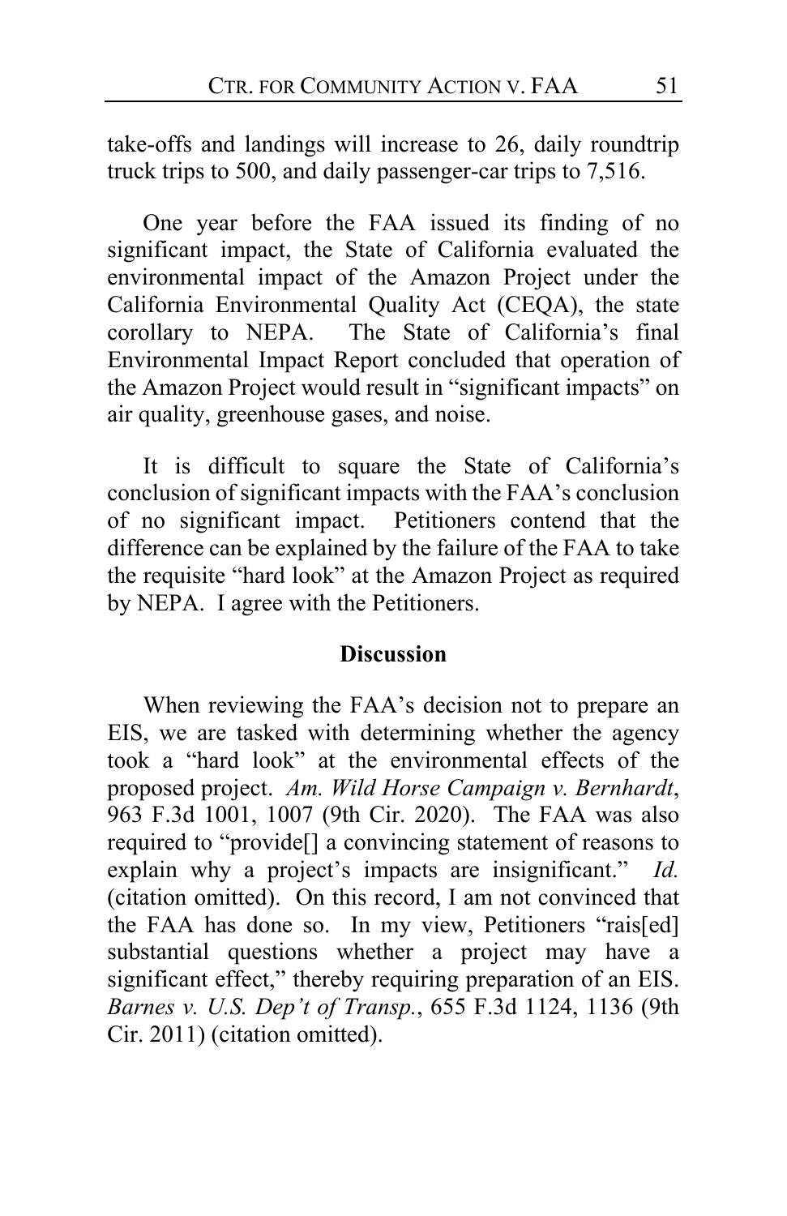take-offs and landings will increase to 26, daily roundtrip truck trips to 500, and daily passenger-car trips to 7,516.

One year before the FAA issued its finding of no significant impact, the State of California evaluated the environmental impact of the Amazon Project under the California Environmental Quality Act (CEQA), the state corollary to NEPA. The State of California's final Environmental Impact Report concluded that operation of the Amazon Project would result in "significant impacts" on air quality, greenhouse gases, and noise.

It is difficult to square the State of California's conclusion of significant impacts with the FAA's conclusion of no significant impact. Petitioners contend that the difference can be explained by the failure of the FAA to take the requisite "hard look" at the Amazon Project as required by NEPA. I agree with the Petitioners.

**Discussion**

When reviewing the FAA's decision not to prepare an EIS, we are tasked with determining whether the agency took a "hard look" at the environmental effects of the proposed project. *Am. Wild Horse Campaign v. Bernhardt*, 963 F.3d 1001, 1007 (9th Cir. 2020). The FAA was also required to "provide[] a convincing statement of reasons to explain why a project's impacts are insignificant." *Id.* (citation omitted). On this record, I am not convinced that the FAA has done so. In my view, Petitioners "rais[ed] substantial questions whether a project may have a significant effect," thereby requiring preparation of an EIS. *Barnes v. U.S. Dep't of Transp.*, 655 F.3d 1124, 1136 (9th Cir. 2011) (citation omitted).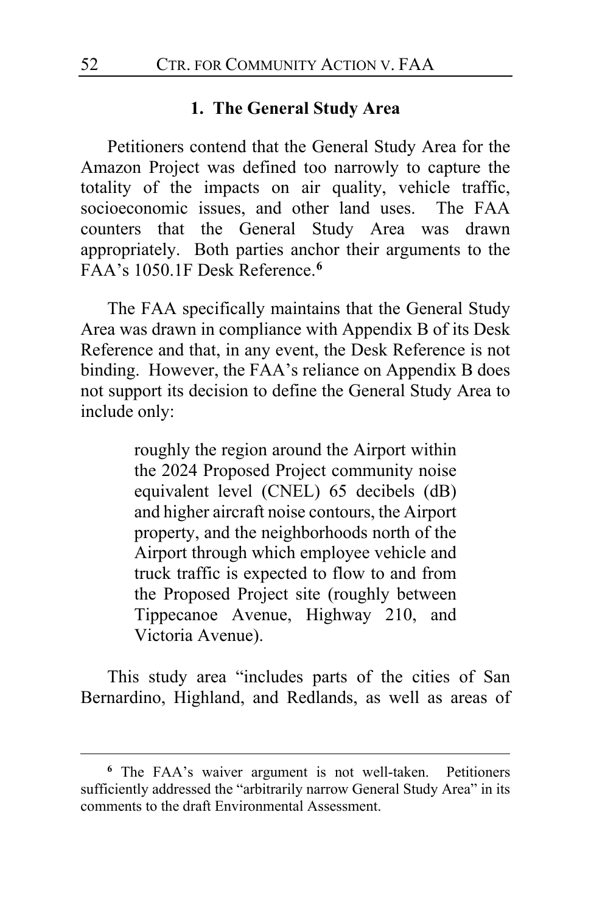### 1. The General Study Area

Petitioners contend that the General Study Area for the Amazon Project was defined too narrowly to capture the totality of the impacts on air quality, vehicle traffic, socioeconomic issues, and other land uses. The FAA counters that the General Study Area was drawn appropriately. Both parties anchor their arguments to the FAA's 1050.1F Desk Reference.[6]

The FAA specifically maintains that the General Study Area was drawn in compliance with Appendix B of its Desk Reference and that, in any event, the Desk Reference is not binding. However, the FAA's reliance on Appendix B does not support its decision to define the General Study Area to include only:

> roughly the region around the Airport within the 2024 Proposed Project community noise equivalent level (CNEL) 65 decibels (dB) and higher aircraft noise contours, the Airport property, and the neighborhoods north of the Airport through which employee vehicle and truck traffic is expected to flow to and from the Proposed Project site (roughly between Tippecanoe Avenue, Highway 210, and Victoria Avenue).

This study area "includes parts of the cities of San Bernardino, Highland, and Redlands, as well as areas of

---

[6] The FAA's waiver argument is not well-taken. Petitioners sufficiently addressed the "arbitrarily narrow General Study Area" in its comments to the draft Environmental Assessment.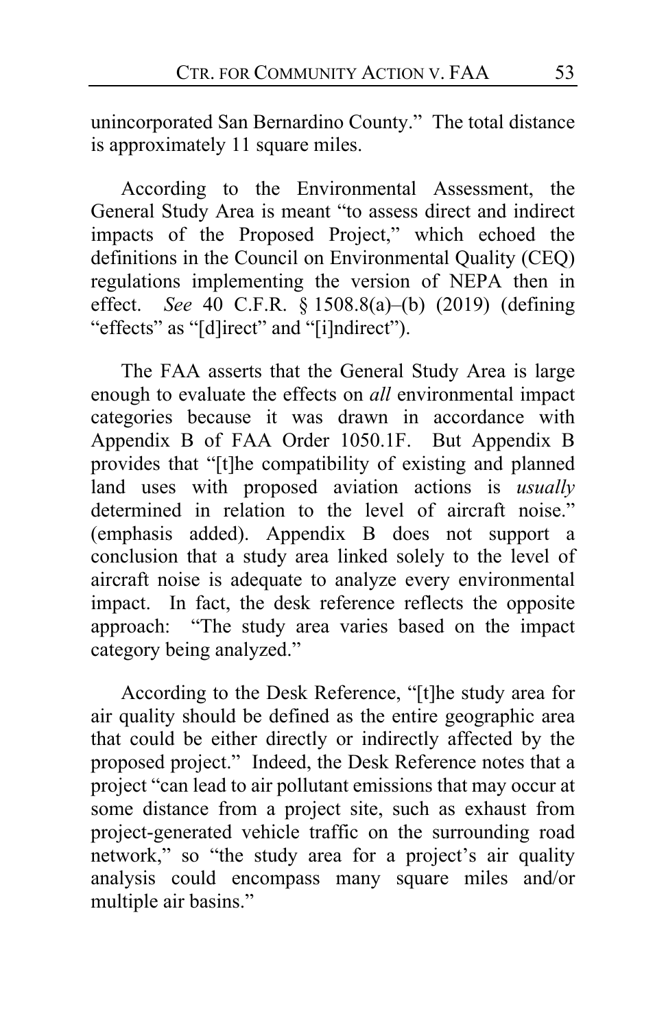unincorporated San Bernardino County." The total distance is approximately 11 square miles.

According to the Environmental Assessment, the General Study Area is meant "to assess direct and indirect impacts of the Proposed Project," which echoed the definitions in the Council on Environmental Quality (CEQ) regulations implementing the version of NEPA then in effect. *See* 40 C.F.R. § 1508.8(a)–(b) (2019) (defining "effects" as "[d]irect" and "[i]ndirect").

The FAA asserts that the General Study Area is large enough to evaluate the effects on *all* environmental impact categories because it was drawn in accordance with Appendix B of FAA Order 1050.1F. But Appendix B provides that "[t]he compatibility of existing and planned land uses with proposed aviation actions is *usually* determined in relation to the level of aircraft noise." (emphasis added). Appendix B does not support a conclusion that a study area linked solely to the level of aircraft noise is adequate to analyze every environmental impact. In fact, the desk reference reflects the opposite approach: "The study area varies based on the impact category being analyzed."

According to the Desk Reference, "[t]he study area for air quality should be defined as the entire geographic area that could be either directly or indirectly affected by the proposed project." Indeed, the Desk Reference notes that a project "can lead to air pollutant emissions that may occur at some distance from a project site, such as exhaust from project-generated vehicle traffic on the surrounding road network," so "the study area for a project's air quality analysis could encompass many square miles and/or multiple air basins."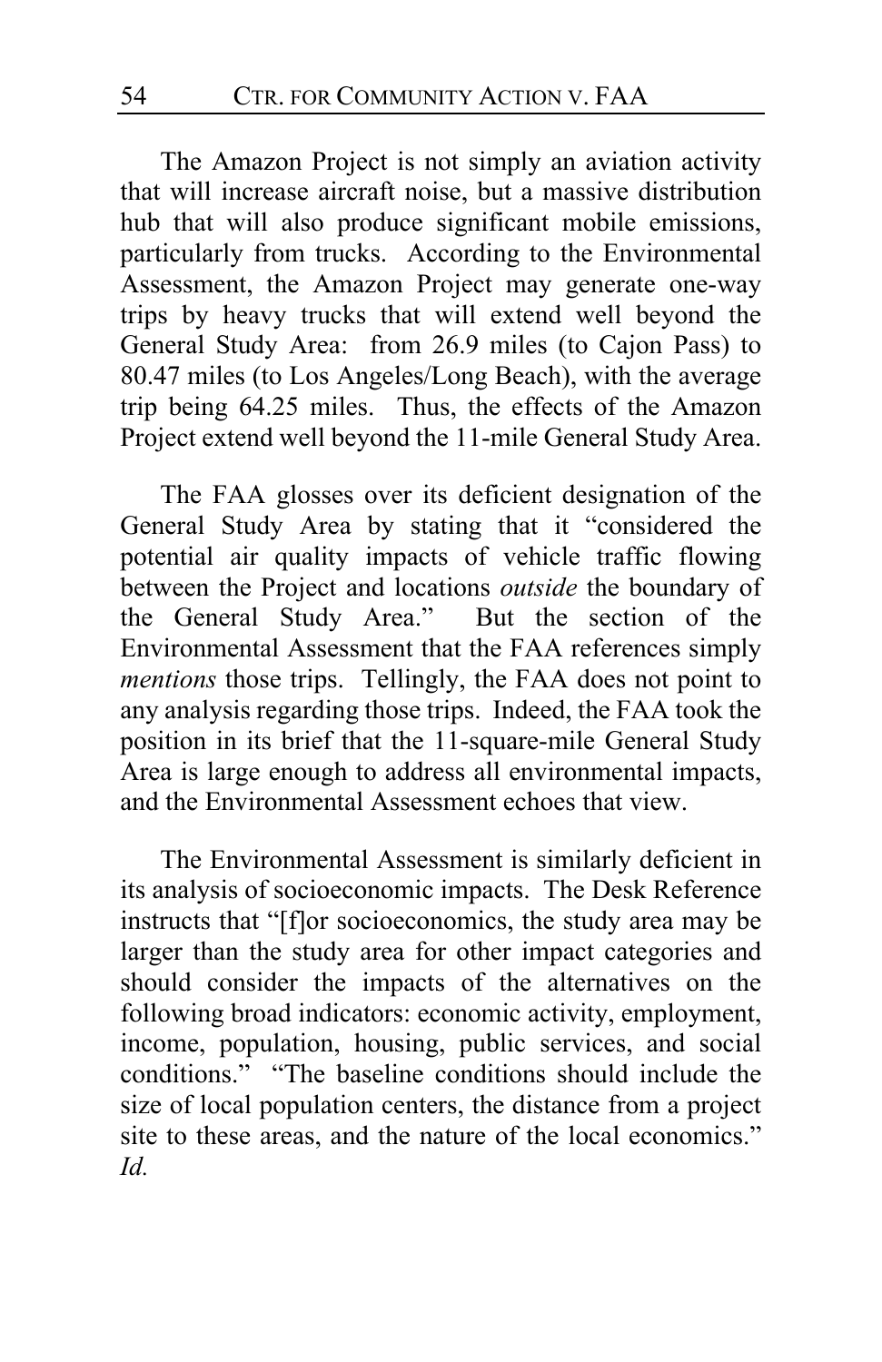The Amazon Project is not simply an aviation activity that will increase aircraft noise, but a massive distribution hub that will also produce significant mobile emissions, particularly from trucks. According to the Environmental Assessment, the Amazon Project may generate one-way trips by heavy trucks that will extend well beyond the General Study Area: from 26.9 miles (to Cajon Pass) to 80.47 miles (to Los Angeles/Long Beach), with the average trip being 64.25 miles. Thus, the effects of the Amazon Project extend well beyond the 11-mile General Study Area.

The FAA glosses over its deficient designation of the General Study Area by stating that it "considered the potential air quality impacts of vehicle traffic flowing between the Project and locations *outside* the boundary of the General Study Area." But the section of the Environmental Assessment that the FAA references simply *mentions* those trips. Tellingly, the FAA does not point to any analysis regarding those trips. Indeed, the FAA took the position in its brief that the 11-square-mile General Study Area is large enough to address all environmental impacts, and the Environmental Assessment echoes that view.

The Environmental Assessment is similarly deficient in its analysis of socioeconomic impacts. The Desk Reference instructs that "[f]or socioeconomics, the study area may be larger than the study area for other impact categories and should consider the impacts of the alternatives on the following broad indicators: economic activity, employment, income, population, housing, public services, and social conditions." "The baseline conditions should include the size of local population centers, the distance from a project site to these areas, and the nature of the local economics." *Id.*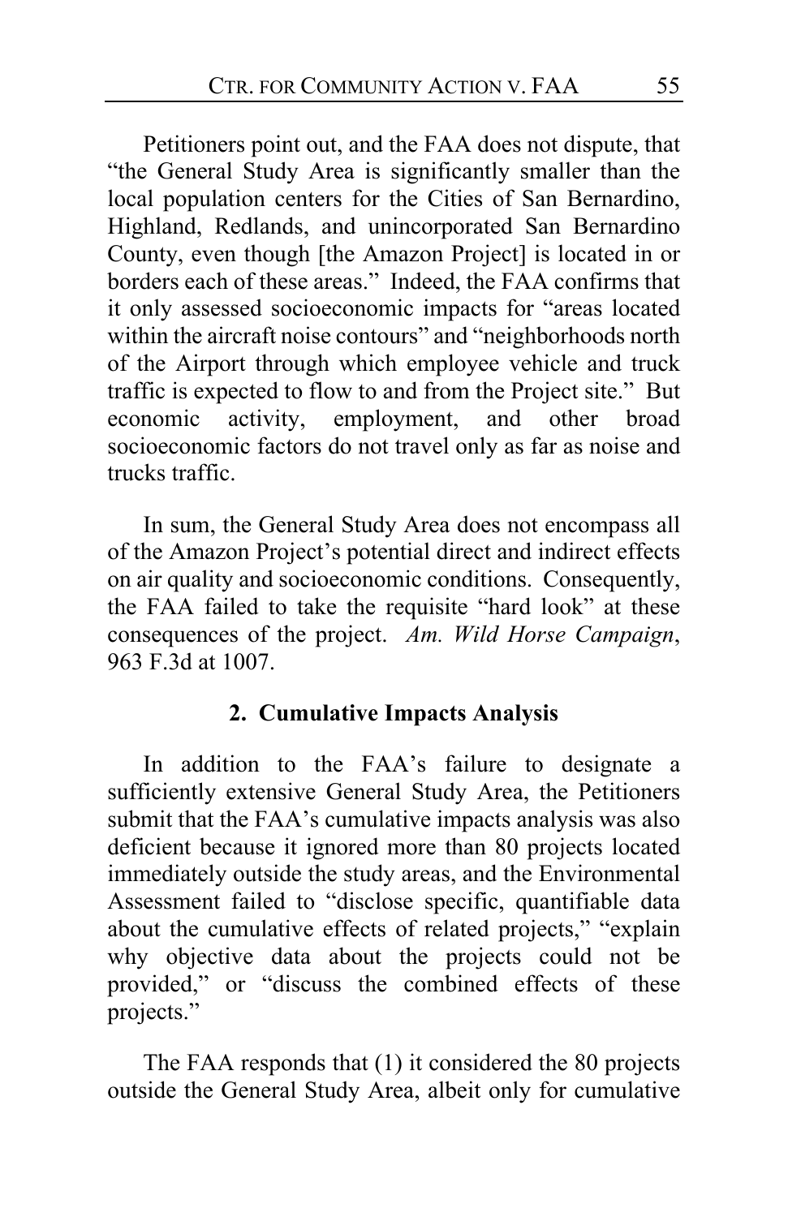Petitioners point out, and the FAA does not dispute, that "the General Study Area is significantly smaller than the local population centers for the Cities of San Bernardino, Highland, Redlands, and unincorporated San Bernardino County, even though [the Amazon Project] is located in or borders each of these areas." Indeed, the FAA confirms that it only assessed socioeconomic impacts for "areas located within the aircraft noise contours" and "neighborhoods north of the Airport through which employee vehicle and truck traffic is expected to flow to and from the Project site." But economic activity, employment, and other broad socioeconomic factors do not travel only as far as noise and trucks traffic.

In sum, the General Study Area does not encompass all of the Amazon Project's potential direct and indirect effects on air quality and socioeconomic conditions. Consequently, the FAA failed to take the requisite "hard look" at these consequences of the project. *Am. Wild Horse Campaign*, 963 F.3d at 1007.

### 2. Cumulative Impacts Analysis

In addition to the FAA's failure to designate a sufficiently extensive General Study Area, the Petitioners submit that the FAA's cumulative impacts analysis was also deficient because it ignored more than 80 projects located immediately outside the study areas, and the Environmental Assessment failed to "disclose specific, quantifiable data about the cumulative effects of related projects," "explain why objective data about the projects could not be provided," or "discuss the combined effects of these projects."

The FAA responds that (1) it considered the 80 projects outside the General Study Area, albeit only for cumulative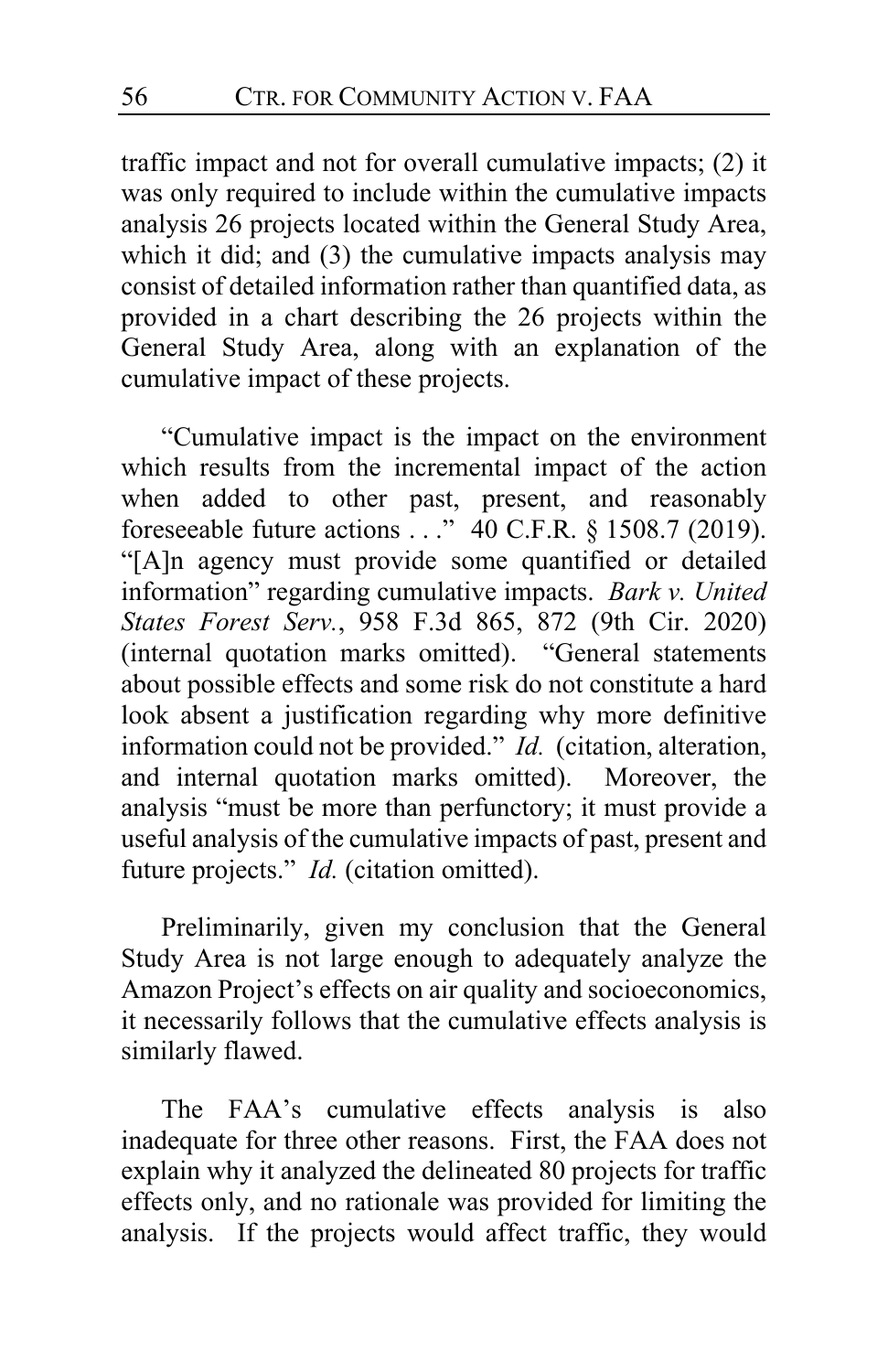traffic impact and not for overall cumulative impacts; (2) it was only required to include within the cumulative impacts analysis 26 projects located within the General Study Area, which it did; and (3) the cumulative impacts analysis may consist of detailed information rather than quantified data, as provided in a chart describing the 26 projects within the General Study Area, along with an explanation of the cumulative impact of these projects.

"Cumulative impact is the impact on the environment which results from the incremental impact of the action when added to other past, present, and reasonably foreseeable future actions . . ." 40 C.F.R. § 1508.7 (2019). "[A]n agency must provide some quantified or detailed information" regarding cumulative impacts. *Bark v. United States Forest Serv.*, 958 F.3d 865, 872 (9th Cir. 2020) (internal quotation marks omitted). "General statements about possible effects and some risk do not constitute a hard look absent a justification regarding why more definitive information could not be provided." *Id.* (citation, alteration, and internal quotation marks omitted). Moreover, the analysis "must be more than perfunctory; it must provide a useful analysis of the cumulative impacts of past, present and future projects." *Id.* (citation omitted).

Preliminarily, given my conclusion that the General Study Area is not large enough to adequately analyze the Amazon Project's effects on air quality and socioeconomics, it necessarily follows that the cumulative effects analysis is similarly flawed.

The FAA's cumulative effects analysis is also inadequate for three other reasons. First, the FAA does not explain why it analyzed the delineated 80 projects for traffic effects only, and no rationale was provided for limiting the analysis. If the projects would affect traffic, they would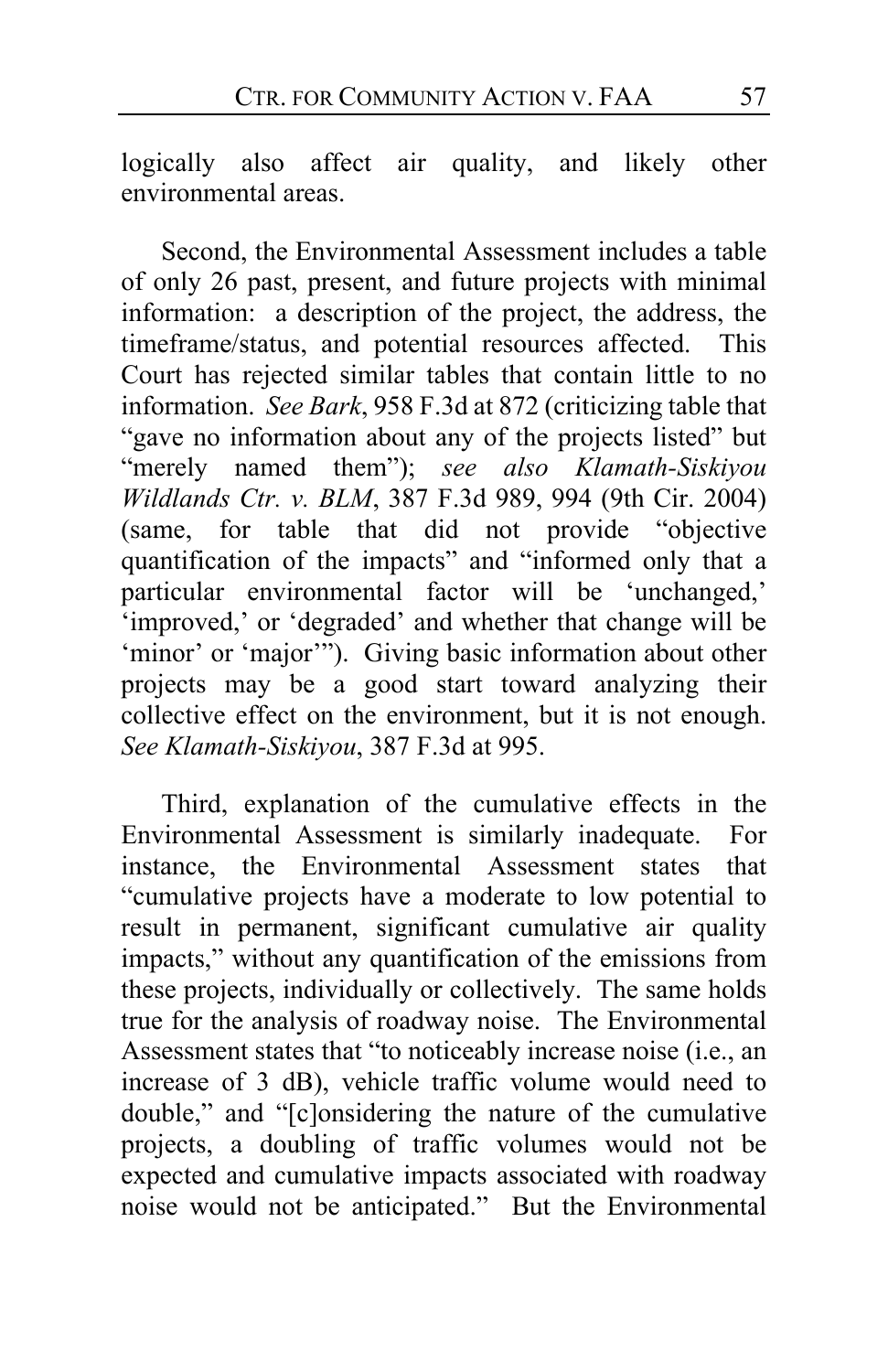logically also affect air quality, and likely other environmental areas.

Second, the Environmental Assessment includes a table of only 26 past, present, and future projects with minimal information: a description of the project, the address, the timeframe/status, and potential resources affected. This Court has rejected similar tables that contain little to no information. *See Bark*, 958 F.3d at 872 (criticizing table that "gave no information about any of the projects listed" but "merely named them"); *see also Klamath-Siskiyou Wildlands Ctr. v. BLM*, 387 F.3d 989, 994 (9th Cir. 2004) (same, for table that did not provide "objective quantification of the impacts" and "informed only that a particular environmental factor will be 'unchanged,' 'improved,' or 'degraded' and whether that change will be 'minor' or 'major'"). Giving basic information about other projects may be a good start toward analyzing their collective effect on the environment, but it is not enough. *See Klamath-Siskiyou*, 387 F.3d at 995.

Third, explanation of the cumulative effects in the Environmental Assessment is similarly inadequate. For instance, the Environmental Assessment states that "cumulative projects have a moderate to low potential to result in permanent, significant cumulative air quality impacts," without any quantification of the emissions from these projects, individually or collectively. The same holds true for the analysis of roadway noise. The Environmental Assessment states that "to noticeably increase noise (i.e., an increase of 3 dB), vehicle traffic volume would need to double," and "[c]onsidering the nature of the cumulative projects, a doubling of traffic volumes would not be expected and cumulative impacts associated with roadway noise would not be anticipated." But the Environmental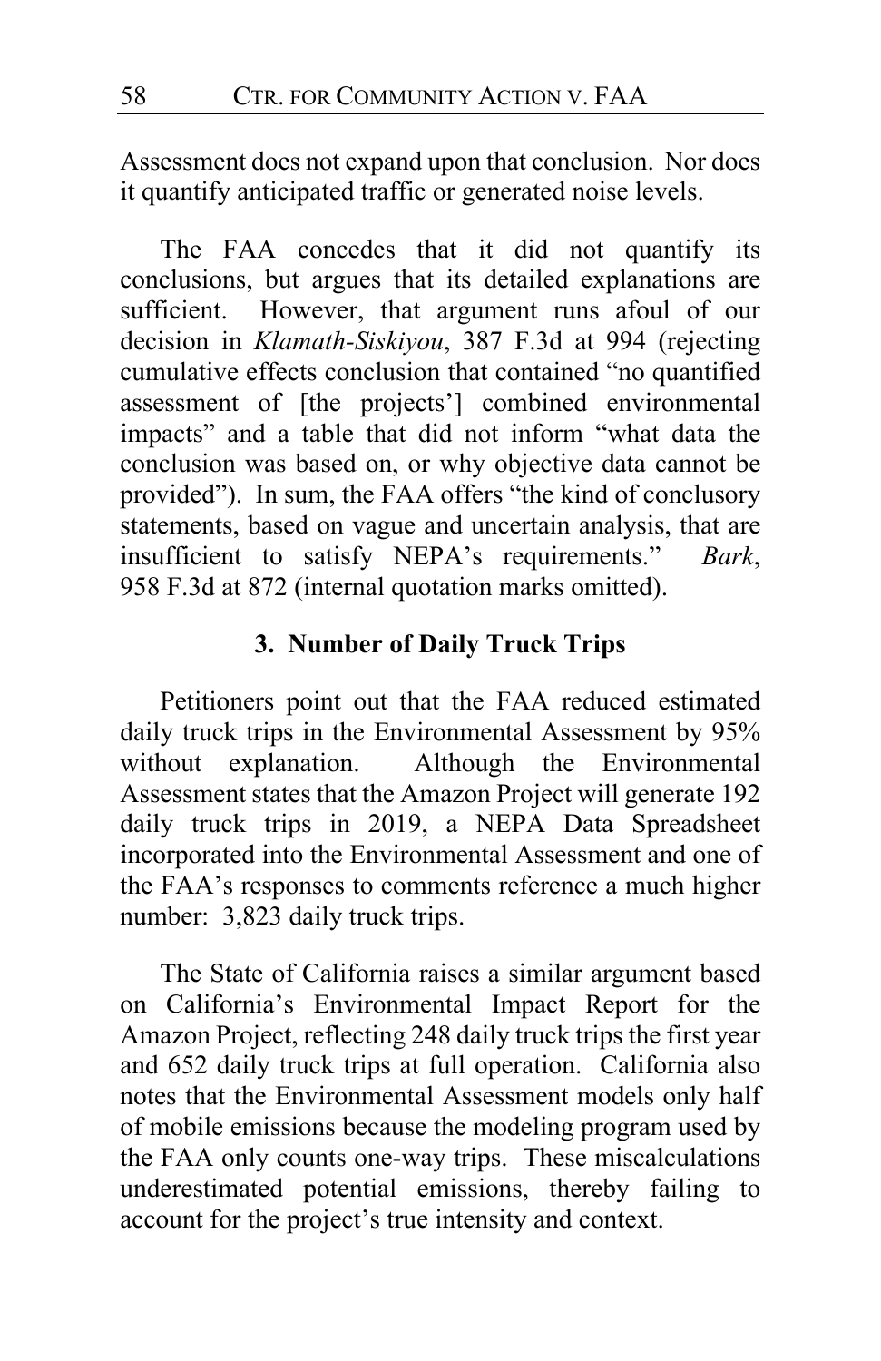Assessment does not expand upon that conclusion. Nor does it quantify anticipated traffic or generated noise levels.

The FAA concedes that it did not quantify its conclusions, but argues that its detailed explanations are sufficient. However, that argument runs afoul of our decision in *Klamath-Siskiyou*, 387 F.3d at 994 (rejecting cumulative effects conclusion that contained "no quantified assessment of [the projects'] combined environmental impacts" and a table that did not inform "what data the conclusion was based on, or why objective data cannot be provided"). In sum, the FAA offers "the kind of conclusory statements, based on vague and uncertain analysis, that are insufficient to satisfy NEPA's requirements." *Bark*, 958 F.3d at 872 (internal quotation marks omitted).

### 3. Number of Daily Truck Trips

Petitioners point out that the FAA reduced estimated daily truck trips in the Environmental Assessment by 95% without explanation. Although the Environmental Assessment states that the Amazon Project will generate 192 daily truck trips in 2019, a NEPA Data Spreadsheet incorporated into the Environmental Assessment and one of the FAA's responses to comments reference a much higher number: 3,823 daily truck trips.

The State of California raises a similar argument based on California's Environmental Impact Report for the Amazon Project, reflecting 248 daily truck trips the first year and 652 daily truck trips at full operation. California also notes that the Environmental Assessment models only half of mobile emissions because the modeling program used by the FAA only counts one-way trips. These miscalculations underestimated potential emissions, thereby failing to account for the project's true intensity and context.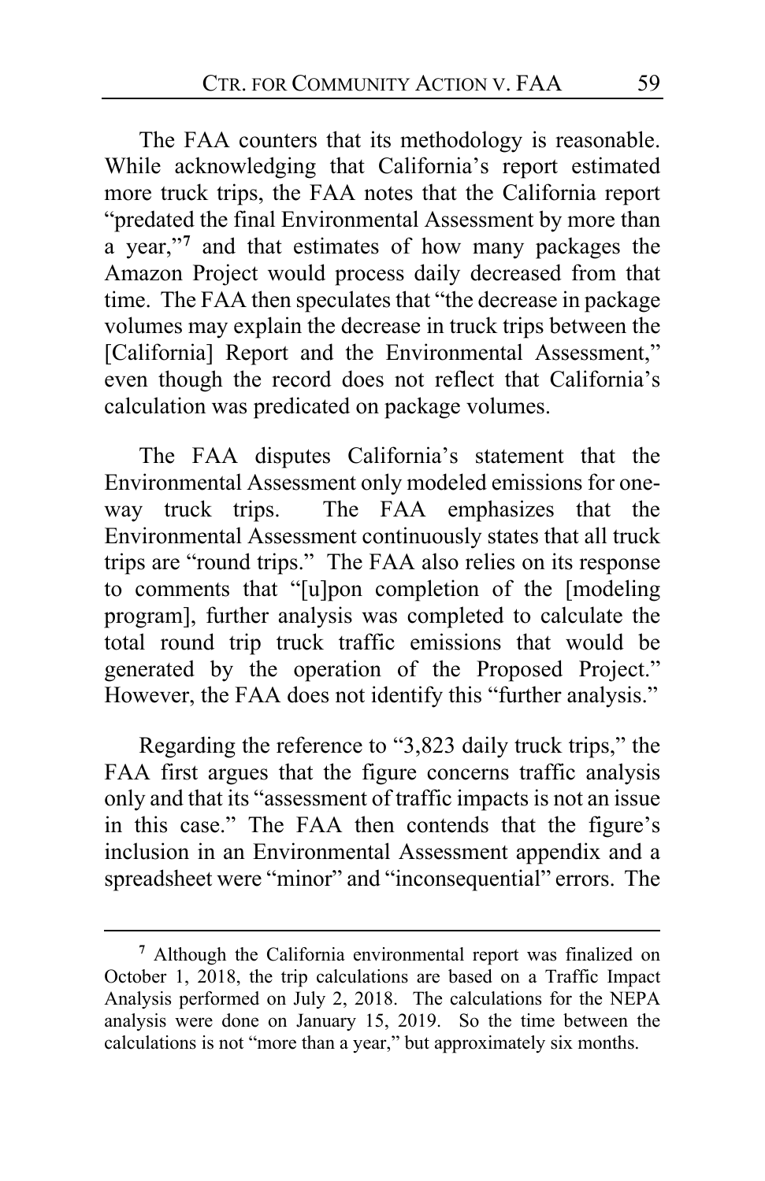The FAA counters that its methodology is reasonable. While acknowledging that California's report estimated more truck trips, the FAA notes that the California report "predated the final Environmental Assessment by more than a year,"[7] and that estimates of how many packages the Amazon Project would process daily decreased from that time. The FAA then speculates that "the decrease in package volumes may explain the decrease in truck trips between the [California] Report and the Environmental Assessment," even though the record does not reflect that California's calculation was predicated on package volumes.

The FAA disputes California's statement that the Environmental Assessment only modeled emissions for one-way truck trips. The FAA emphasizes that the Environmental Assessment continuously states that all truck trips are "round trips." The FAA also relies on its response to comments that "[u]pon completion of the [modeling program], further analysis was completed to calculate the total round trip truck traffic emissions that would be generated by the operation of the Proposed Project." However, the FAA does not identify this "further analysis."

Regarding the reference to "3,823 daily truck trips," the FAA first argues that the figure concerns traffic analysis only and that its "assessment of traffic impacts is not an issue in this case." The FAA then contends that the figure's inclusion in an Environmental Assessment appendix and a spreadsheet were "minor" and "inconsequential" errors. The

[7] Although the California environmental report was finalized on October 1, 2018, the trip calculations are based on a Traffic Impact Analysis performed on July 2, 2018. The calculations for the NEPA analysis were done on January 15, 2019. So the time between the calculations is not "more than a year," but approximately six months.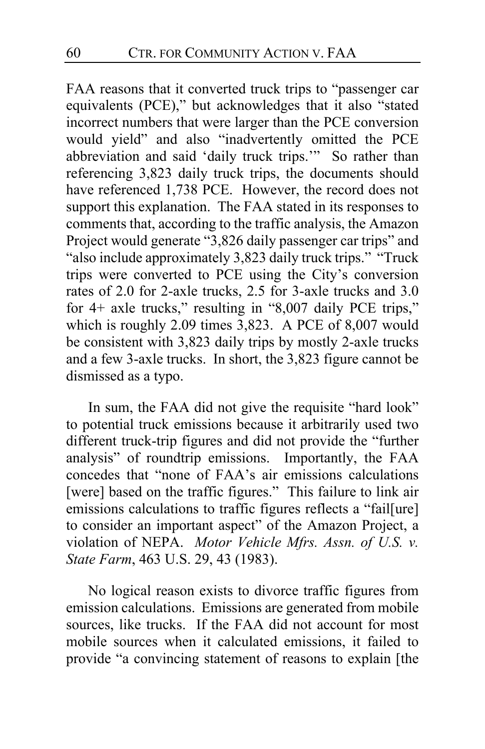FAA reasons that it converted truck trips to "passenger car equivalents (PCE)," but acknowledges that it also "stated incorrect numbers that were larger than the PCE conversion would yield" and also "inadvertently omitted the PCE abbreviation and said 'daily truck trips.'" So rather than referencing 3,823 daily truck trips, the documents should have referenced 1,738 PCE. However, the record does not support this explanation. The FAA stated in its responses to comments that, according to the traffic analysis, the Amazon Project would generate "3,826 daily passenger car trips" and "also include approximately 3,823 daily truck trips." "Truck trips were converted to PCE using the City's conversion rates of 2.0 for 2-axle trucks, 2.5 for 3-axle trucks and 3.0 for 4+ axle trucks," resulting in "8,007 daily PCE trips," which is roughly 2.09 times 3,823. A PCE of 8,007 would be consistent with 3,823 daily trips by mostly 2-axle trucks and a few 3-axle trucks. In short, the 3,823 figure cannot be dismissed as a typo.

In sum, the FAA did not give the requisite "hard look" to potential truck emissions because it arbitrarily used two different truck-trip figures and did not provide the "further analysis" of roundtrip emissions. Importantly, the FAA concedes that "none of FAA's air emissions calculations [were] based on the traffic figures." This failure to link air emissions calculations to traffic figures reflects a "fail[ure] to consider an important aspect" of the Amazon Project, a violation of NEPA. *Motor Vehicle Mfrs. Assn. of U.S. v. State Farm*, 463 U.S. 29, 43 (1983).

No logical reason exists to divorce traffic figures from emission calculations. Emissions are generated from mobile sources, like trucks. If the FAA did not account for most mobile sources when it calculated emissions, it failed to provide "a convincing statement of reasons to explain [the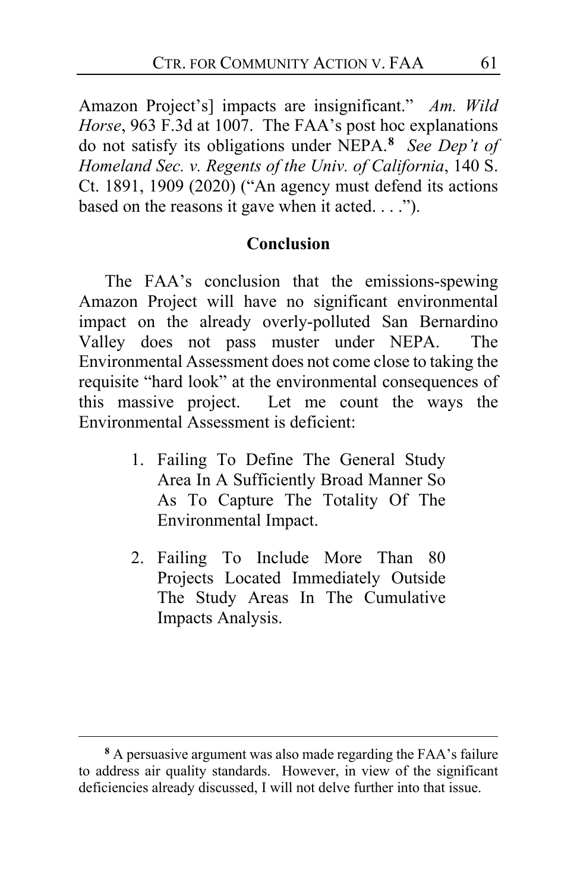Amazon Project's] impacts are insignificant." *Am. Wild Horse*, 963 F.3d at 1007. The FAA's post hoc explanations do not satisfy its obligations under NEPA.[8] *See Dep't of Homeland Sec. v. Regents of the Univ. of California*, 140 S. Ct. 1891, 1909 (2020) ("An agency must defend its actions based on the reasons it gave when it acted. . . .").

## Conclusion

The FAA's conclusion that the emissions-spewing Amazon Project will have no significant environmental impact on the already overly-polluted San Bernardino Valley does not pass muster under NEPA. The Environmental Assessment does not come close to taking the requisite "hard look" at the environmental consequences of this massive project. Let me count the ways the Environmental Assessment is deficient:

1. Failing To Define The General Study Area In A Sufficiently Broad Manner So As To Capture The Totality Of The Environmental Impact.

2. Failing To Include More Than 80 Projects Located Immediately Outside The Study Areas In The Cumulative Impacts Analysis.

---

[8] A persuasive argument was also made regarding the FAA's failure to address air quality standards. However, in view of the significant deficiencies already discussed, I will not delve further into that issue.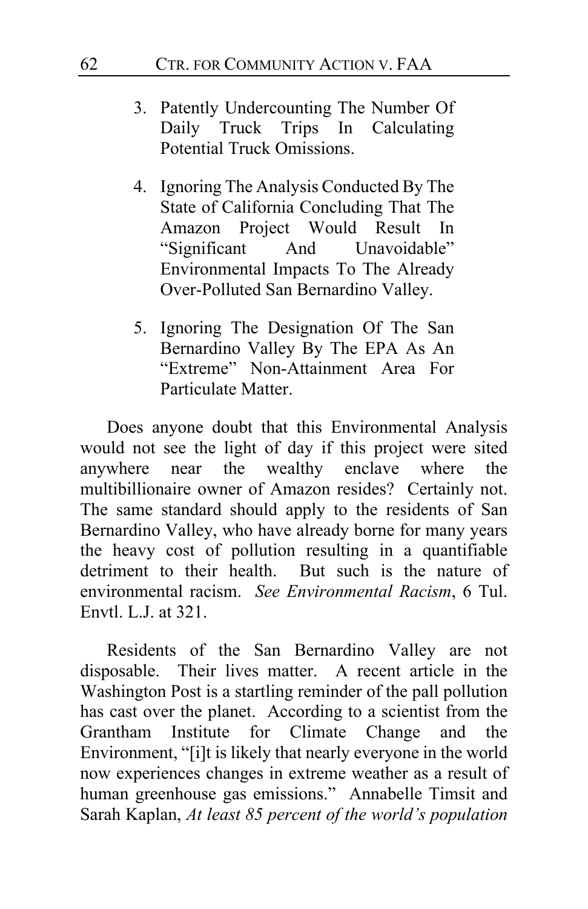3. Patently Undercounting The Number Of Daily Truck Trips In Calculating Potential Truck Omissions.

4. Ignoring The Analysis Conducted By The State of California Concluding That The Amazon Project Would Result In "Significant And Unavoidable" Environmental Impacts To The Already Over-Polluted San Bernardino Valley.

5. Ignoring The Designation Of The San Bernardino Valley By The EPA As An "Extreme" Non-Attainment Area For Particulate Matter.

Does anyone doubt that this Environmental Analysis would not see the light of day if this project were sited anywhere near the wealthy enclave where the multibillionaire owner of Amazon resides? Certainly not. The same standard should apply to the residents of San Bernardino Valley, who have already borne for many years the heavy cost of pollution resulting in a quantifiable detriment to their health. But such is the nature of environmental racism. *See Environmental Racism*, 6 Tul. Envtl. L.J. at 321.

Residents of the San Bernardino Valley are not disposable. Their lives matter. A recent article in the Washington Post is a startling reminder of the pall pollution has cast over the planet. According to a scientist from the Grantham Institute for Climate Change and the Environment, "[i]t is likely that nearly everyone in the world now experiences changes in extreme weather as a result of human greenhouse gas emissions." Annabelle Timsit and Sarah Kaplan, *At least 85 percent of the world's population*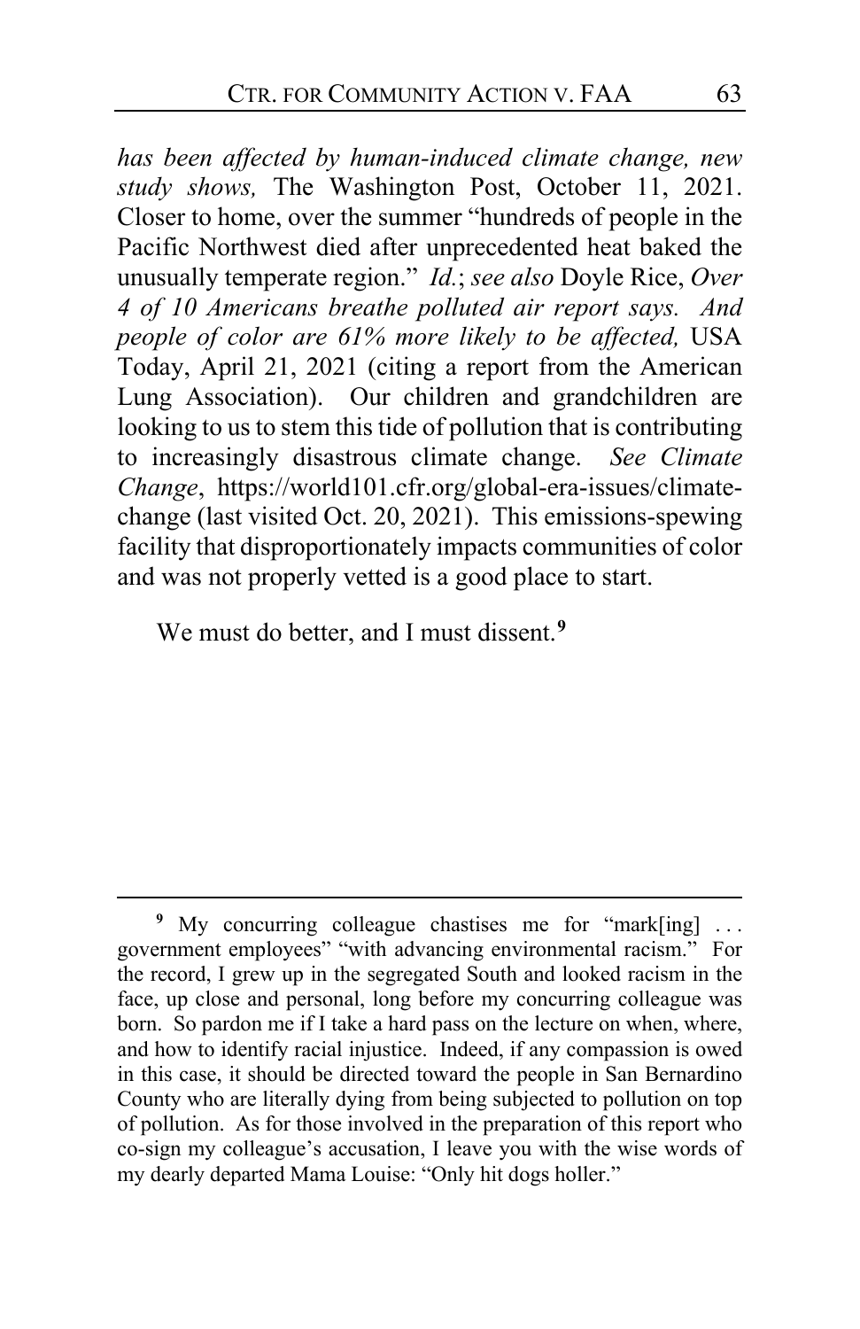*has been affected by human-induced climate change, new study shows,* The Washington Post, October 11, 2021. Closer to home, over the summer "hundreds of people in the Pacific Northwest died after unprecedented heat baked the unusually temperate region." *Id.*; *see also* Doyle Rice, *Over 4 of 10 Americans breathe polluted air report says. And people of color are 61% more likely to be affected,* USA Today, April 21, 2021 (citing a report from the American Lung Association). Our children and grandchildren are looking to us to stem this tide of pollution that is contributing to increasingly disastrous climate change. *See Climate Change*, https://world101.cfr.org/global-era-issues/climate-change (last visited Oct. 20, 2021). This emissions-spewing facility that disproportionately impacts communities of color and was not properly vetted is a good place to start.

We must do better, and I must dissent.[9]

---

[9] My concurring colleague chastises me for "mark[ing] . . . government employees" "with advancing environmental racism." For the record, I grew up in the segregated South and looked racism in the face, up close and personal, long before my concurring colleague was born. So pardon me if I take a hard pass on the lecture on when, where, and how to identify racial injustice. Indeed, if any compassion is owed in this case, it should be directed toward the people in San Bernardino County who are literally dying from being subjected to pollution on top of pollution. As for those involved in the preparation of this report who co-sign my colleague's accusation, I leave you with the wise words of my dearly departed Mama Louise: "Only hit dogs holler."